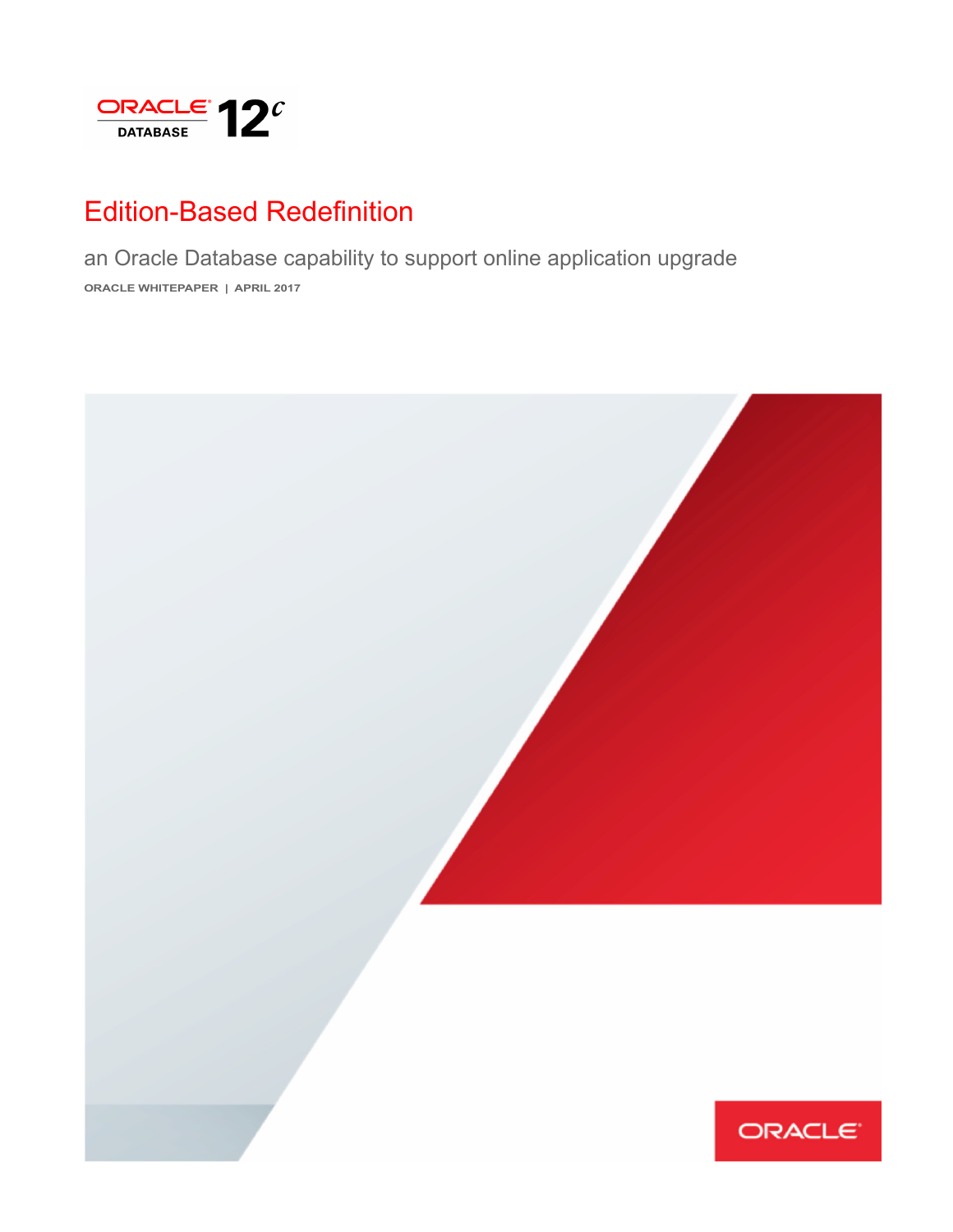# Edition-Based Redefinition

an Oracle Database capability to support online application upgrade

ORACLE WHITEPAPER | APRIL 2017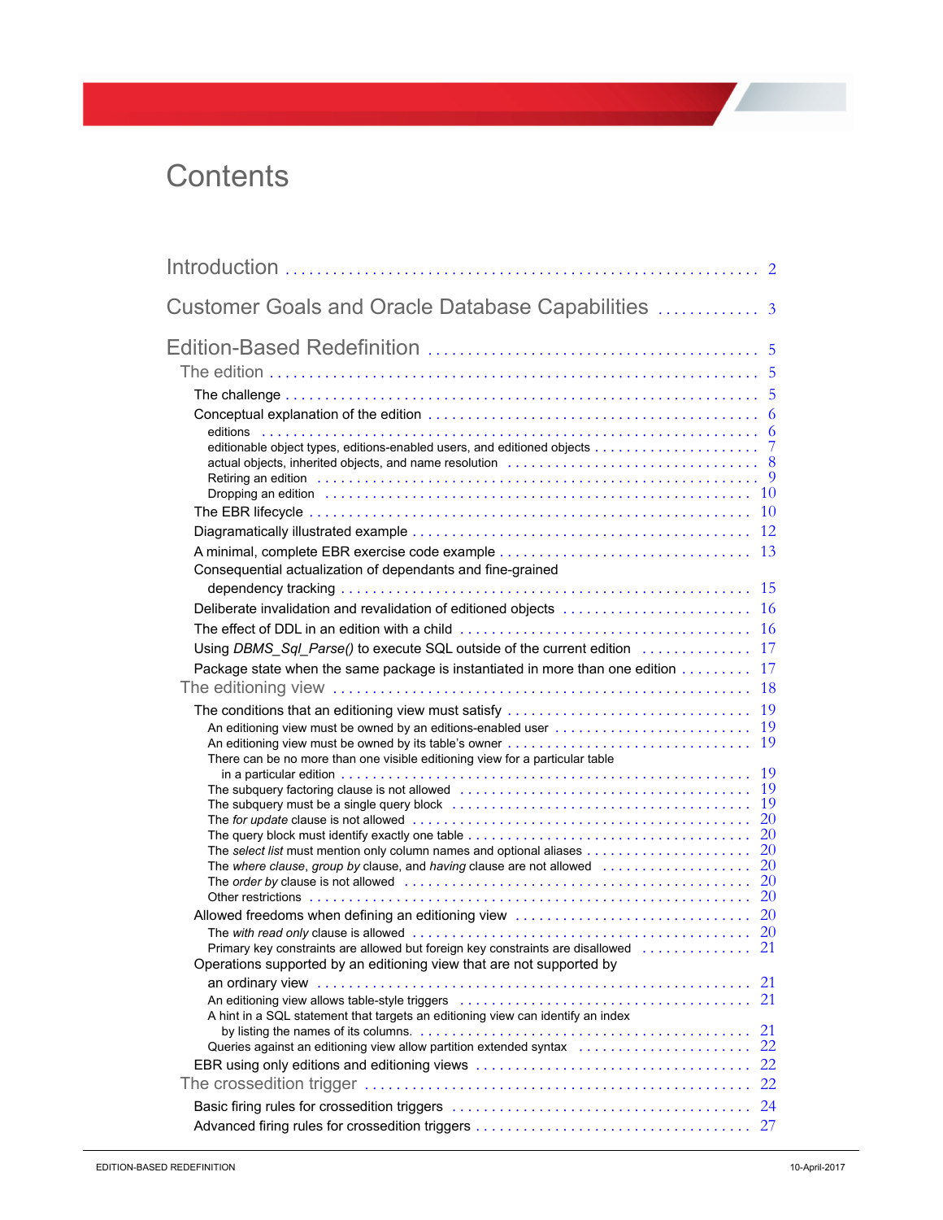# Contents

Introduction . . . . . . . . . . . . . . . . . . . . . . . . . . . . . . . . . . . . . . . . . . . . . . . . . . . . . 2

Customer Goals and Oracle Database Capabilities . . . . . . . . . . . . 3

Edition-Based Redefinition . . . . . . . . . . . . . . . . . . . . . . . . . . . . . . . . . . . . . 5

- The edition . . . . . . . . . . . . . . . . . . . . . . . . . . . . . . . . . . . . . . . . . . . . . . . . . . . . 5
  - The challenge . . . . . . . . . . . . . . . . . . . . . . . . . . . . . . . . . . . . . . . . . . . . . . . . . . 5
  - Conceptual explanation of the edition . . . . . . . . . . . . . . . . . . . . . . . . . . . . . . . 6
    - editions . . . . . . . . . . . . . . . . . . . . . . . . . . . . . . . . . . . . . . . . . . . . . . . . . . . . . . 6
    - editionable object types, editions-enabled users, and editioned objects . . . . . . . . . . . . . . . . . . . . . 7
    - actual objects, inherited objects, and name resolution . . . . . . . . . . . . . . . . . . . . . . . . . . . . . . 8
    - Retiring an edition . . . . . . . . . . . . . . . . . . . . . . . . . . . . . . . . . . . . . . . . . . . . . 9
    - Dropping an edition . . . . . . . . . . . . . . . . . . . . . . . . . . . . . . . . . . . . . . . . . . . 10
  - The EBR lifecycle . . . . . . . . . . . . . . . . . . . . . . . . . . . . . . . . . . . . . . . . . . . . . . . 10
  - Diagramatically illustrated example . . . . . . . . . . . . . . . . . . . . . . . . . . . . . . . . 12
  - A minimal, complete EBR exercise code example . . . . . . . . . . . . . . . . . . . . . . 13
  - Consequential actualization of dependants and fine-grained dependency tracking . . . . . . . . . . . . . . . . . . . . . . . . . . . . . . . . . . . . . . . . . 15
  - Deliberate invalidation and revalidation of editioned objects . . . . . . . . . . . . 16
  - The effect of DDL in an edition with a child . . . . . . . . . . . . . . . . . . . . . . . . . 16
  - Using *DBMS_Sql_Parse()* to execute SQL outside of the current edition . . . . . . . . . . . . . 17
  - Package state when the same package is instantiated in more than one edition . . . . . . . . . 17
- The editioning view . . . . . . . . . . . . . . . . . . . . . . . . . . . . . . . . . . . . . . . . . . . . . 18
  - The conditions that an editioning view must satisfy . . . . . . . . . . . . . . . . . . . . 19
    - An editioning view must be owned by an editions-enabled user . . . . . . . . . . . . . . . . . . . . . . . . . . 19
    - An editioning view must be owned by its table's owner . . . . . . . . . . . . . . . . . . . . . . . . . . . . . . . . 19
    - There can be no more than one visible editioning view for a particular table in a particular edition . . . . . . . . . . . . . . . . . . . . . . . . . . . . . . . . . . . . . . . . . . . . . . . . . . . 19
    - The subquery factoring clause is not allowed . . . . . . . . . . . . . . . . . . . . . . . . . . . . . . . . . . . . . . . . 19
    - The subquery must be a single query block . . . . . . . . . . . . . . . . . . . . . . . . . . . . . . . . . . . . . . . . . 19
    - The *for update* clause is not allowed . . . . . . . . . . . . . . . . . . . . . . . . . . . . . . . . . . . . . . . . . . . . 20
    - The query block must identify exactly one table . . . . . . . . . . . . . . . . . . . . . . . . . . . . . . . . . . . . . 20
    - The *select list* must mention only column names and optional aliases . . . . . . . . . . . . . . . . . . . . . 20
    - The *where clause*, *group by* clause, and *having* clause are not allowed . . . . . . . . . . . . . . . . . . . 20
    - The *order by* clause is not allowed . . . . . . . . . . . . . . . . . . . . . . . . . . . . . . . . . . . . . . . . . . . . . 20
    - Other restrictions . . . . . . . . . . . . . . . . . . . . . . . . . . . . . . . . . . . . . . . . . . . . . . . . . . . . . . . . . . . 20
  - Allowed freedoms when defining an editioning view . . . . . . . . . . . . . . . . . . . . 20
    - The *with read only* clause is allowed . . . . . . . . . . . . . . . . . . . . . . . . . . . . . . . . . . . . . . . . . . . . 20
    - Primary key constraints are allowed but foreign key constraints are disallowed . . . . . . . . . . . . . . 21
  - Operations supported by an editioning view that are not supported by an ordinary view . . . . . . . . . . . . . . . . . . . . . . . . . . . . . . . . . . . . . . . . . . . . . . . . . 21
    - An editioning view allows table-style triggers . . . . . . . . . . . . . . . . . . . . . . . . . . . . . . . . . . . . . . 21
    - A hint in a SQL statement that targets an editioning view can identify an index by listing the names of its columns. . . . . . . . . . . . . . . . . . . . . . . . . . . . . . . . . . . . . . . . . . . . 21
    - Queries against an editioning view allow partition extended syntax . . . . . . . . . . . . . . . . . . . . . . . 22
  - EBR using only editions and editioning views . . . . . . . . . . . . . . . . . . . . . . . . 22
- The crossedition trigger . . . . . . . . . . . . . . . . . . . . . . . . . . . . . . . . . . . . . . . . . 22
  - Basic firing rules for crossedition triggers . . . . . . . . . . . . . . . . . . . . . . . . . . . 24
  - Advanced firing rules for crossedition triggers . . . . . . . . . . . . . . . . . . . . . . . . 27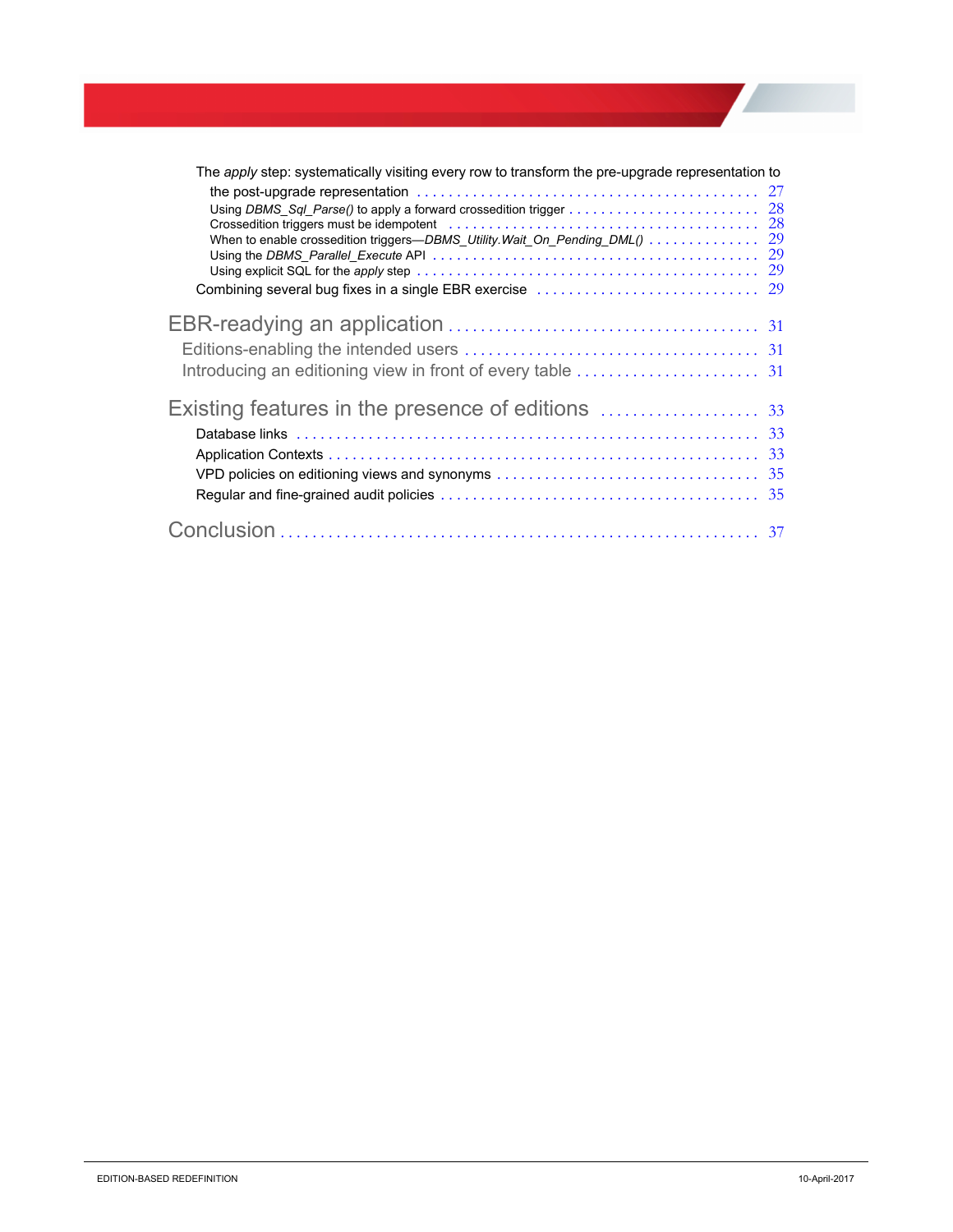The *apply* step: systematically visiting every row to transform the pre-upgrade representation to the post-upgrade representation . . . . . . . . . . . . . . . . . . . . . . . . . . . . . . . . . . . . . . . . . . . . 27

- Using *DBMS_Sql_Parse()* to apply a forward crossedition trigger . . . . . . . . . . . . . . . . . . . . . . . . 28
- Crossedition triggers must be idempotent . . . . . . . . . . . . . . . . . . . . . . . . . . . . . . . . . . . . . . . 28
- When to enable crossedition triggers—*DBMS_Utility.Wait_On_Pending_DML()* . . . . . . . . . . . . . . 29
- Using the *DBMS_Parallel_Execute* API . . . . . . . . . . . . . . . . . . . . . . . . . . . . . . . . . . . . . . . 29
- Using explicit SQL for the *apply* step . . . . . . . . . . . . . . . . . . . . . . . . . . . . . . . . . . . . . . . . 29

Combining several bug fixes in a single EBR exercise . . . . . . . . . . . . . . . . . . . . . . . . . . . . 29

EBR-readying an application . . . . . . . . . . . . . . . . . . . . . . . . . . . . . . . . . . . . . . 31

- Editions-enabling the intended users . . . . . . . . . . . . . . . . . . . . . . . . . . . . . . . . . . . . 31
- Introducing an editioning view in front of every table . . . . . . . . . . . . . . . . . . . . . . . 31

Existing features in the presence of editions . . . . . . . . . . . . . . . . . . . . . 33

- Database links . . . . . . . . . . . . . . . . . . . . . . . . . . . . . . . . . . . . . . . . . . . . . . . . . . . . . . . . . . 33
- Application Contexts . . . . . . . . . . . . . . . . . . . . . . . . . . . . . . . . . . . . . . . . . . . . . . . . . . . . . 33
- VPD policies on editioning views and synonyms . . . . . . . . . . . . . . . . . . . . . . . . . . . . . . . . 35
- Regular and fine-grained audit policies . . . . . . . . . . . . . . . . . . . . . . . . . . . . . . . . . . . . . . . 35

Conclusion . . . . . . . . . . . . . . . . . . . . . . . . . . . . . . . . . . . . . . . . . . . . . . . . . . . . . . . . 37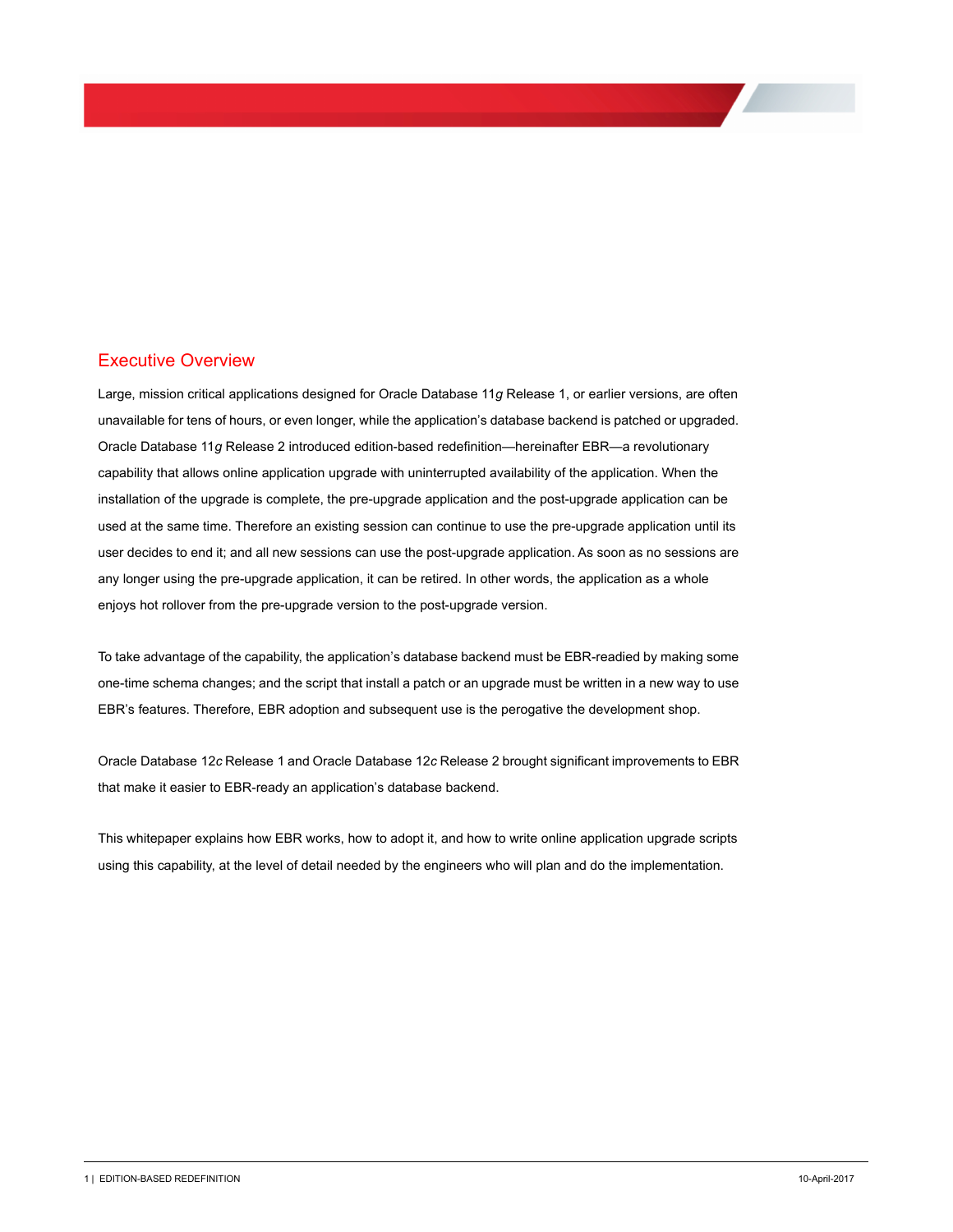## Executive Overview

Large, mission critical applications designed for Oracle Database 11*g* Release 1, or earlier versions, are often unavailable for tens of hours, or even longer, while the application's database backend is patched or upgraded. Oracle Database 11*g* Release 2 introduced edition-based redefinition—hereinafter EBR—a revolutionary capability that allows online application upgrade with uninterrupted availability of the application. When the installation of the upgrade is complete, the pre-upgrade application and the post-upgrade application can be used at the same time. Therefore an existing session can continue to use the pre-upgrade application until its user decides to end it; and all new sessions can use the post-upgrade application. As soon as no sessions are any longer using the pre-upgrade application, it can be retired. In other words, the application as a whole enjoys hot rollover from the pre-upgrade version to the post-upgrade version.

To take advantage of the capability, the application's database backend must be EBR-readied by making some one-time schema changes; and the script that install a patch or an upgrade must be written in a new way to use EBR's features. Therefore, EBR adoption and subsequent use is the perogative the development shop.

Oracle Database 12*c* Release 1 and Oracle Database 12*c* Release 2 brought significant improvements to EBR that make it easier to EBR-ready an application's database backend.

This whitepaper explains how EBR works, how to adopt it, and how to write online application upgrade scripts using this capability, at the level of detail needed by the engineers who will plan and do the implementation.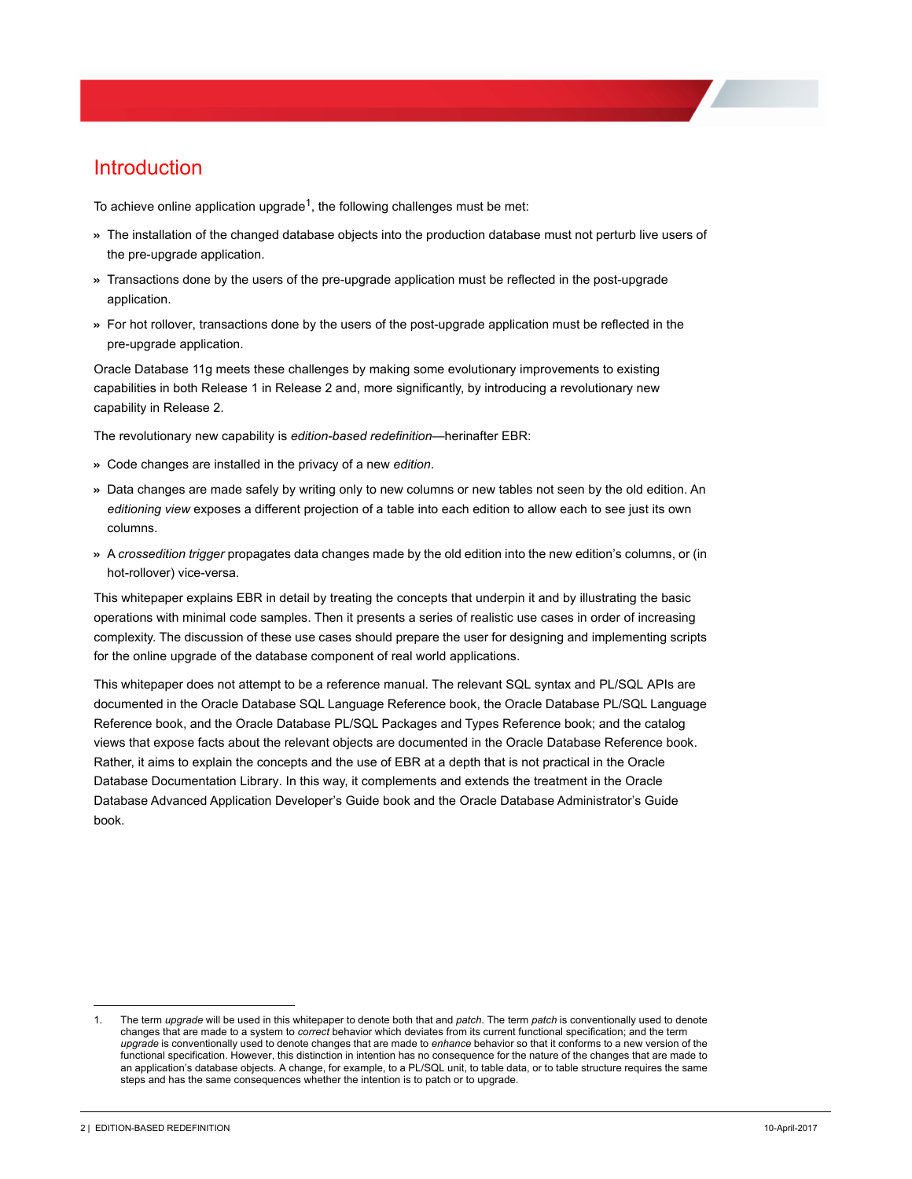# Introduction

To achieve online application upgrade[1], the following challenges must be met:

- The installation of the changed database objects into the production database must not perturb live users of the pre-upgrade application.
- Transactions done by the users of the pre-upgrade application must be reflected in the post-upgrade application.
- For hot rollover, transactions done by the users of the post-upgrade application must be reflected in the pre-upgrade application.

Oracle Database 11g meets these challenges by making some evolutionary improvements to existing capabilities in both Release 1 in Release 2 and, more significantly, by introducing a revolutionary new capability in Release 2.

The revolutionary new capability is *edition-based redefinition*—herinafter EBR:

- Code changes are installed in the privacy of a new *edition*.
- Data changes are made safely by writing only to new columns or new tables not seen by the old edition. An *editioning view* exposes a different projection of a table into each edition to allow each to see just its own columns.
- A *crossedition trigger* propagates data changes made by the old edition into the new edition's columns, or (in hot-rollover) vice-versa.

This whitepaper explains EBR in detail by treating the concepts that underpin it and by illustrating the basic operations with minimal code samples. Then it presents a series of realistic use cases in order of increasing complexity. The discussion of these use cases should prepare the user for designing and implementing scripts for the online upgrade of the database component of real world applications.

This whitepaper does not attempt to be a reference manual. The relevant SQL syntax and PL/SQL APIs are documented in the Oracle Database SQL Language Reference book, the Oracle Database PL/SQL Language Reference book, and the Oracle Database PL/SQL Packages and Types Reference book; and the catalog views that expose facts about the relevant objects are documented in the Oracle Database Reference book. Rather, it aims to explain the concepts and the use of EBR at a depth that is not practical in the Oracle Database Documentation Library. In this way, it complements and extends the treatment in the Oracle Database Advanced Application Developer's Guide book and the Oracle Database Administrator's Guide book.

---

1. The term *upgrade* will be used in this whitepaper to denote both that and *patch*. The term *patch* is conventionally used to denote changes that are made to a system to *correct* behavior which deviates from its current functional specification; and the term *upgrade* is conventionally used to denote changes that are made to *enhance* behavior so that it conforms to a new version of the functional specification. However, this distinction in intention has no consequence for the nature of the changes that are made to an application's database objects. A change, for example, to a PL/SQL unit, to table data, or to table structure requires the same steps and has the same consequences whether the intention is to patch or to upgrade.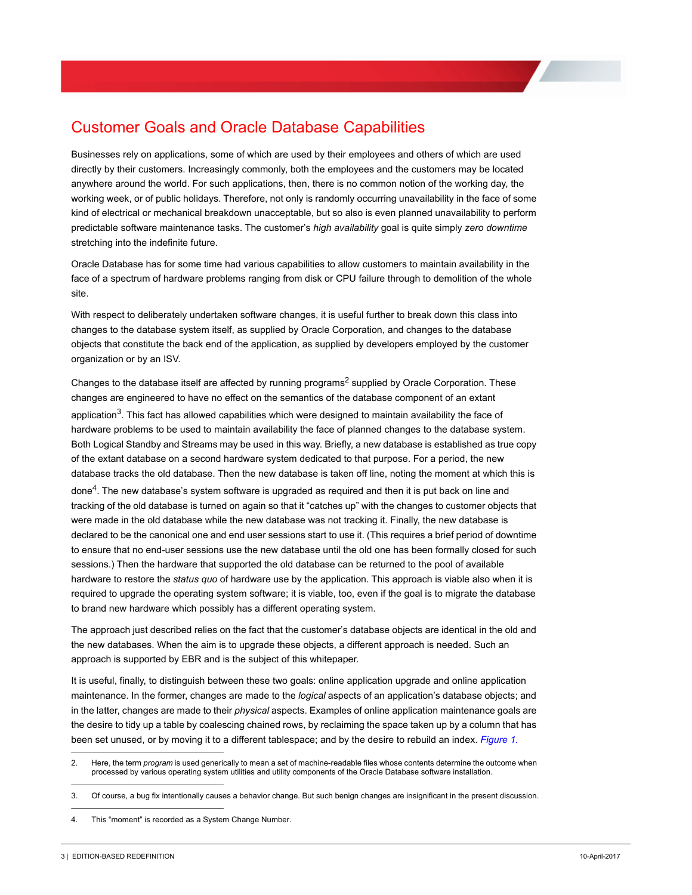# Customer Goals and Oracle Database Capabilities

Businesses rely on applications, some of which are used by their employees and others of which are used directly by their customers. Increasingly commonly, both the employees and the customers may be located anywhere around the world. For such applications, then, there is no common notion of the working day, the working week, or of public holidays. Therefore, not only is randomly occurring unavailability in the face of some kind of electrical or mechanical breakdown unacceptable, but so also is even planned unavailability to perform predictable software maintenance tasks. The customer's *high availability* goal is quite simply *zero downtime* stretching into the indefinite future.

Oracle Database has for some time had various capabilities to allow customers to maintain availability in the face of a spectrum of hardware problems ranging from disk or CPU failure through to demolition of the whole site.

With respect to deliberately undertaken software changes, it is useful further to break down this class into changes to the database system itself, as supplied by Oracle Corporation, and changes to the database objects that constitute the back end of the application, as supplied by developers employed by the customer organization or by an ISV.

Changes to the database itself are affected by running programs[2] supplied by Oracle Corporation. These changes are engineered to have no effect on the semantics of the database component of an extant application[3]. This fact has allowed capabilities which were designed to maintain availability the face of hardware problems to be used to maintain availability the face of planned changes to the database system. Both Logical Standby and Streams may be used in this way. Briefly, a new database is established as true copy of the extant database on a second hardware system dedicated to that purpose. For a period, the new database tracks the old database. Then the new database is taken off line, noting the moment at which this is done[4]. The new database's system software is upgraded as required and then it is put back on line and tracking of the old database is turned on again so that it "catches up" with the changes to customer objects that were made in the old database while the new database was not tracking it. Finally, the new database is declared to be the canonical one and end user sessions start to use it. (This requires a brief period of downtime to ensure that no end-user sessions use the new database until the old one has been formally closed for such sessions.) Then the hardware that supported the old database can be returned to the pool of available hardware to restore the *status quo* of hardware use by the application. This approach is viable also when it is required to upgrade the operating system software; it is viable, too, even if the goal is to migrate the database to brand new hardware which possibly has a different operating system.

The approach just described relies on the fact that the customer's database objects are identical in the old and the new databases. When the aim is to upgrade these objects, a different approach is needed. Such an approach is supported by EBR and is the subject of this whitepaper.

It is useful, finally, to distinguish between these two goals: online application upgrade and online application maintenance. In the former, changes are made to the *logical* aspects of an application's database objects; and in the latter, changes are made to their *physical* aspects. Examples of online application maintenance goals are the desire to tidy up a table by coalescing chained rows, by reclaiming the space taken up by a column that has been set unused, or by moving it to a different tablespace; and by the desire to rebuild an index. *Figure 1*.

---

2. Here, the term *program* is used generically to mean a set of machine-readable files whose contents determine the outcome when processed by various operating system utilities and utility components of the Oracle Database software installation.

3. Of course, a bug fix intentionally causes a behavior change. But such benign changes are insignificant in the present discussion.

4. This "moment" is recorded as a System Change Number.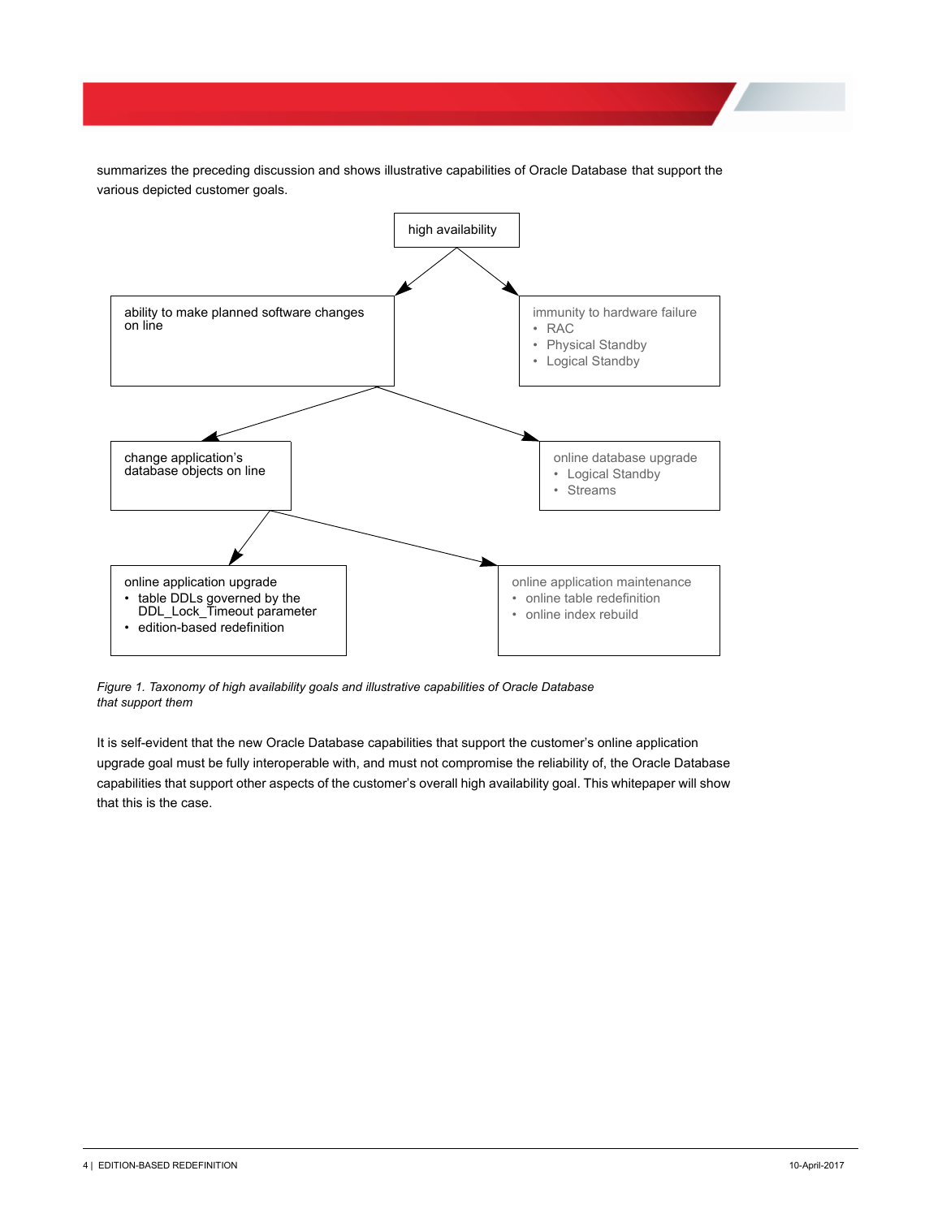summarizes the preceding discussion and shows illustrative capabilities of Oracle Database that support the various depicted customer goals.

high availability

ability to make planned software changes on line

immunity to hardware failure
- RAC
- Physical Standby
- Logical Standby

change application's database objects on line

online database upgrade
- Logical Standby
- Streams

online application upgrade
- table DDLs governed by the DDL_Lock_Timeout parameter
- edition-based redefinition

online application maintenance
- online table redefinition
- online index rebuild

*Figure 1. Taxonomy of high availability goals and illustrative capabilities of Oracle Database that support them*

It is self-evident that the new Oracle Database capabilities that support the customer's online application upgrade goal must be fully interoperable with, and must not compromise the reliability of, the Oracle Database capabilities that support other aspects of the customer's overall high availability goal. This whitepaper will show that this is the case.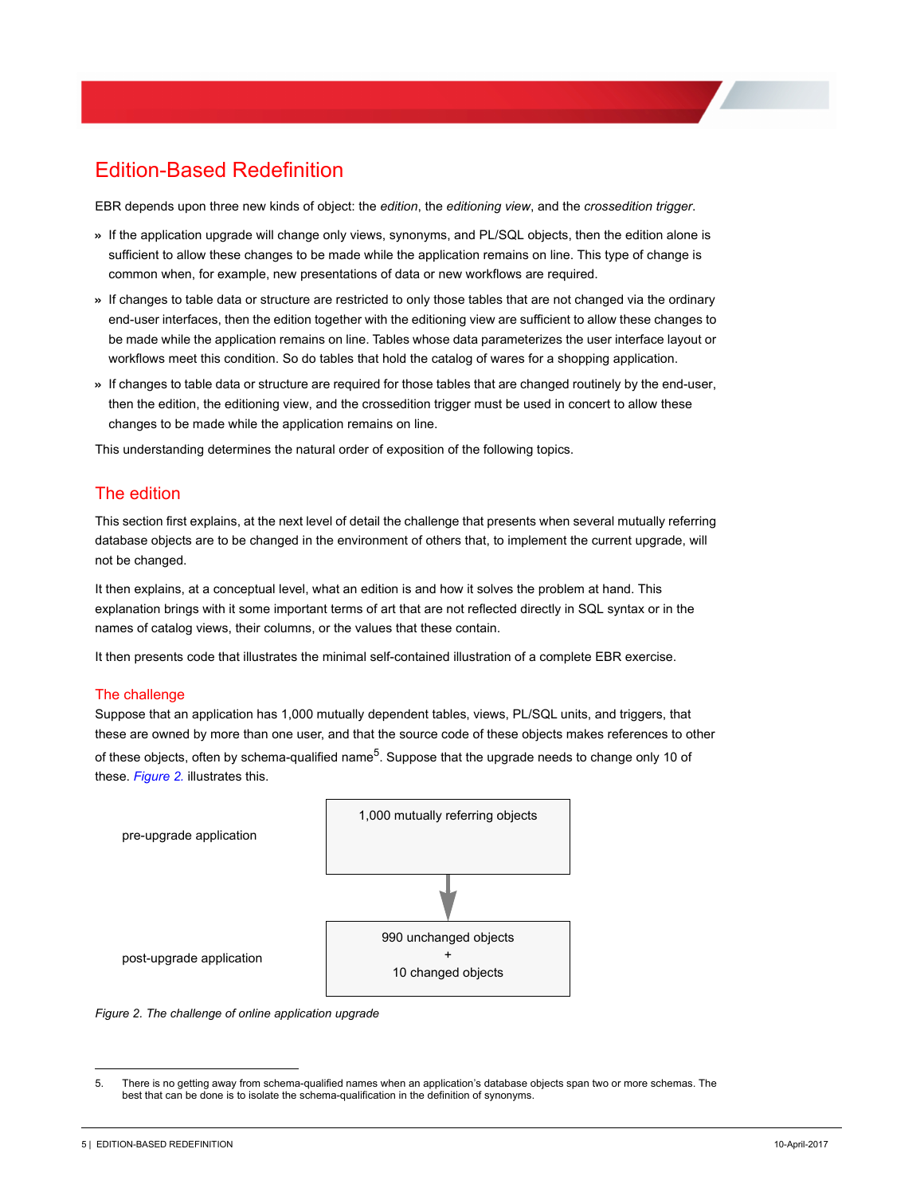## Edition-Based Redefinition

EBR depends upon three new kinds of object: the *edition*, the *editioning view*, and the *crossedition trigger*.

- If the application upgrade will change only views, synonyms, and PL/SQL objects, then the edition alone is sufficient to allow these changes to be made while the application remains on line. This type of change is common when, for example, new presentations of data or new workflows are required.
- If changes to table data or structure are restricted to only those tables that are not changed via the ordinary end-user interfaces, then the edition together with the editioning view are sufficient to allow these changes to be made while the application remains on line. Tables whose data parameterizes the user interface layout or workflows meet this condition. So do tables that hold the catalog of wares for a shopping application.
- If changes to table data or structure are required for those tables that are changed routinely by the end-user, then the edition, the editioning view, and the crossedition trigger must be used in concert to allow these changes to be made while the application remains on line.

This understanding determines the natural order of exposition of the following topics.

### The edition

This section first explains, at the next level of detail the challenge that presents when several mutually referring database objects are to be changed in the environment of others that, to implement the current upgrade, will not be changed.

It then explains, at a conceptual level, what an edition is and how it solves the problem at hand. This explanation brings with it some important terms of art that are not reflected directly in SQL syntax or in the names of catalog views, their columns, or the values that these contain.

It then presents code that illustrates the minimal self-contained illustration of a complete EBR exercise.

#### The challenge

Suppose that an application has 1,000 mutually dependent tables, views, PL/SQL units, and triggers, that these are owned by more than one user, and that the source code of these objects makes references to other of these objects, often by schema-qualified name[5]. Suppose that the upgrade needs to change only 10 of these. *Figure 2.* illustrates this.

| | |
|---|---|
| pre-upgrade application | 1,000 mutually referring objects |
| | ↓ |
| post-upgrade application | 990 unchanged objects + 10 changed objects |

*Figure 2. The challenge of online application upgrade*

5. There is no getting away from schema-qualified names when an application's database objects span two or more schemas. The best that can be done is to isolate the schema-qualification in the definition of synonyms.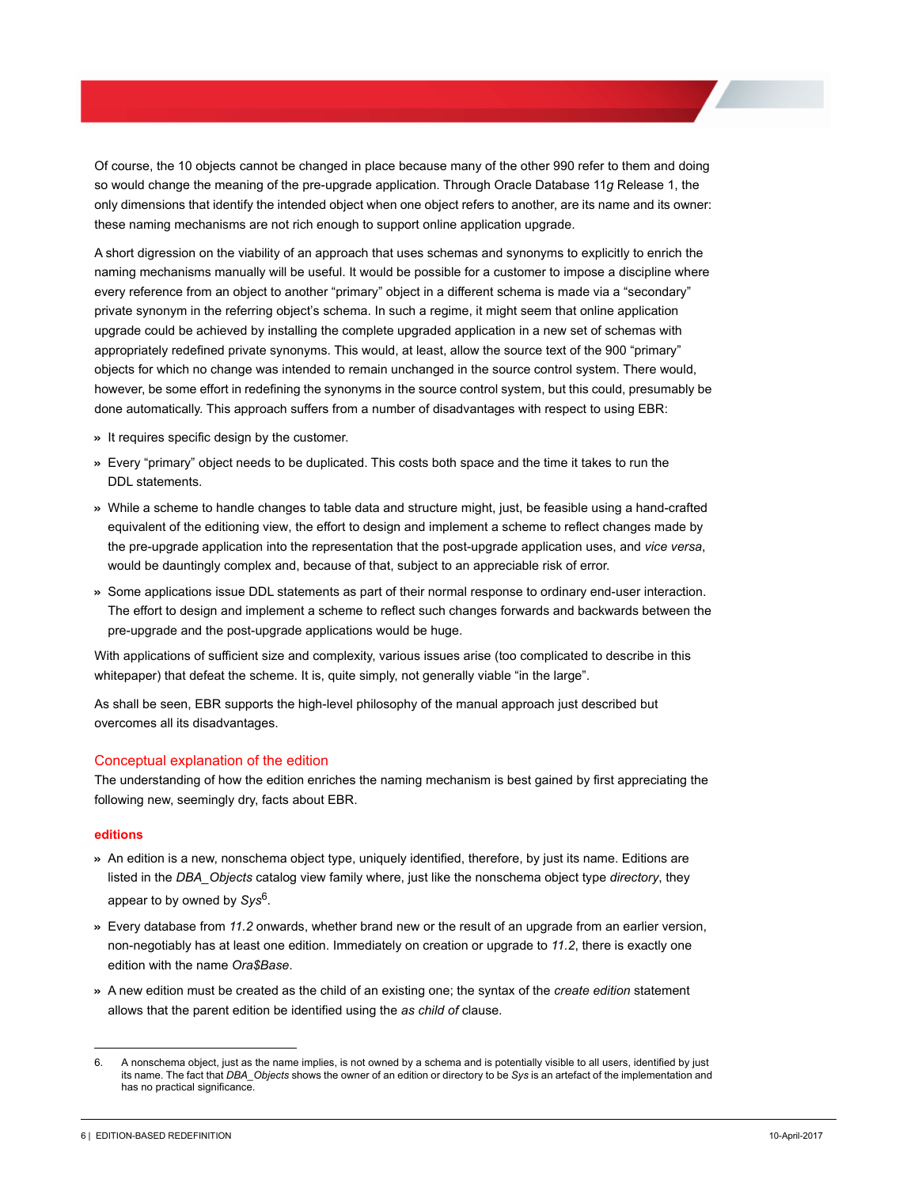Of course, the 10 objects cannot be changed in place because many of the other 990 refer to them and doing so would change the meaning of the pre-upgrade application. Through Oracle Database 11*g* Release 1, the only dimensions that identify the intended object when one object refers to another, are its name and its owner: these naming mechanisms are not rich enough to support online application upgrade.

A short digression on the viability of an approach that uses schemas and synonyms to explicitly to enrich the naming mechanisms manually will be useful. It would be possible for a customer to impose a discipline where every reference from an object to another "primary" object in a different schema is made via a "secondary" private synonym in the referring object's schema. In such a regime, it might seem that online application upgrade could be achieved by installing the complete upgraded application in a new set of schemas with appropriately redefined private synonyms. This would, at least, allow the source text of the 900 "primary" objects for which no change was intended to remain unchanged in the source control system. There would, however, be some effort in redefining the synonyms in the source control system, but this could, presumably be done automatically. This approach suffers from a number of disadvantages with respect to using EBR:

» It requires specific design by the customer.

» Every "primary" object needs to be duplicated. This costs both space and the time it takes to run the DDL statements.

» While a scheme to handle changes to table data and structure might, just, be feasible using a hand-crafted equivalent of the editioning view, the effort to design and implement a scheme to reflect changes made by the pre-upgrade application into the representation that the post-upgrade application uses, and *vice versa*, would be dauntingly complex and, because of that, subject to an appreciable risk of error.

» Some applications issue DDL statements as part of their normal response to ordinary end-user interaction. The effort to design and implement a scheme to reflect such changes forwards and backwards between the pre-upgrade and the post-upgrade applications would be huge.

With applications of sufficient size and complexity, various issues arise (too complicated to describe in this whitepaper) that defeat the scheme. It is, quite simply, not generally viable "in the large".

As shall be seen, EBR supports the high-level philosophy of the manual approach just described but overcomes all its disadvantages.

## Conceptual explanation of the edition

The understanding of how the edition enriches the naming mechanism is best gained by first appreciating the following new, seemingly dry, facts about EBR.

### editions

» An edition is a new, nonschema object type, uniquely identified, therefore, by just its name. Editions are listed in the *DBA_Objects* catalog view family where, just like the nonschema object type *directory*, they appear to by owned by *Sys*[6].

» Every database from *11.2* onwards, whether brand new or the result of an upgrade from an earlier version, non-negotiably has at least one edition. Immediately on creation or upgrade to *11.2*, there is exactly one edition with the name *Ora$Base*.

» A new edition must be created as the child of an existing one; the syntax of the *create edition* statement allows that the parent edition be identified using the *as child of* clause.

---

6. A nonschema object, just as the name implies, is not owned by a schema and is potentially visible to all users, identified by just its name. The fact that *DBA_Objects* shows the owner of an edition or directory to be *Sys* is an artefact of the implementation and has no practical significance.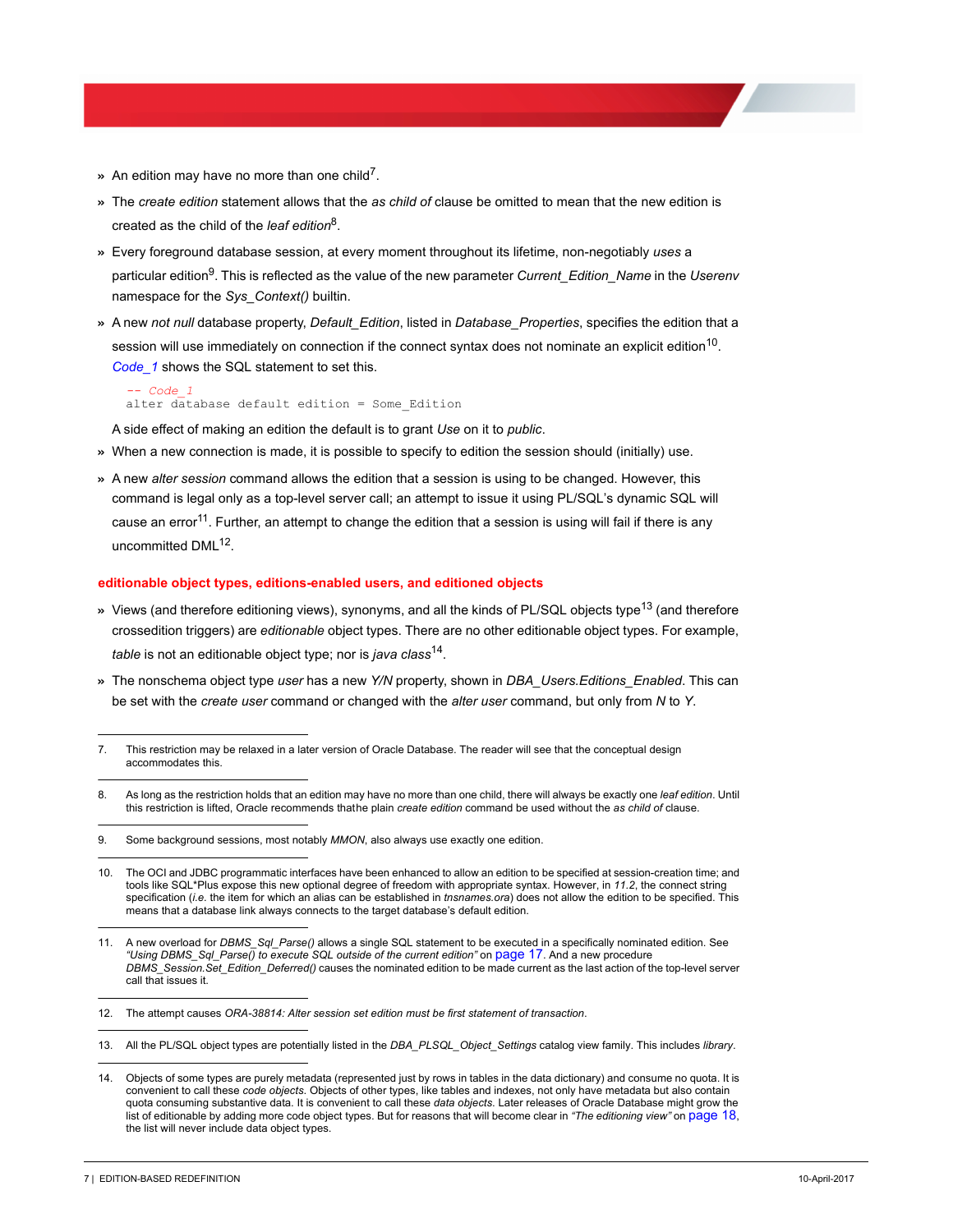- An edition may have no more than one child[7].
- The *create edition* statement allows that the *as child of* clause be omitted to mean that the new edition is created as the child of the *leaf edition*[8].
- Every foreground database session, at every moment throughout its lifetime, non-negotiably *uses* a particular edition[9]. This is reflected as the value of the new parameter *Current_Edition_Name* in the *Userenv* namespace for the *Sys_Context()* builtin.
- A new *not null* database property, *Default_Edition*, listed in *Database_Properties*, specifies the edition that a session will use immediately on connection if the connect syntax does not nominate an explicit edition[10]. *Code_1* shows the SQL statement to set this.

  ```
  -- Code_1
  alter database default edition = Some_Edition
  ```

  A side effect of making an edition the default is to grant *Use* on it to *public*.
- When a new connection is made, it is possible to specify to edition the session should (initially) use.
- A new *alter session* command allows the edition that a session is using to be changed. However, this command is legal only as a top-level server call; an attempt to issue it using PL/SQL's dynamic SQL will cause an error[11]. Further, an attempt to change the edition that a session is using will fail if there is any uncommitted DML[12].

#### editionable object types, editions-enabled users, and editioned objects

- Views (and therefore editioning views), synonyms, and all the kinds of PL/SQL objects type[13] (and therefore crossedition triggers) are *editionable* object types. There are no other editionable object types. For example, *table* is not an editionable object type; nor is *java class*[14].
- The nonschema object type *user* has a new *Y/N* property, shown in *DBA_Users.Editions_Enabled*. This can be set with the *create user* command or changed with the *alter user* command, but only from *N* to *Y*.

---

7. This restriction may be relaxed in a later version of Oracle Database. The reader will see that the conceptual design accommodates this.

8. As long as the restriction holds that an edition may have no more than one child, there will always be exactly one *leaf edition*. Until this restriction is lifted, Oracle recommends thatthe plain *create edition* command be used without the *as child of* clause.

9. Some background sessions, most notably *MMON*, also always use exactly one edition.

10. The OCI and JDBC programmatic interfaces have been enhanced to allow an edition to be specified at session-creation time; and tools like SQL*Plus expose this new optional degree of freedom with appropriate syntax. However, in *11.2*, the connect string specification (*i.e.* the item for which an alias can be established in *tnsnames.ora*) does not allow the edition to be specified. This means that a database link always connects to the target database's default edition.

11. A new overload for *DBMS_Sql_Parse()* allows a single SQL statement to be executed in a specifically nominated edition. See *"Using DBMS_Sql_Parse() to execute SQL outside of the current edition"* on page 17. And a new procedure *DBMS_Session.Set_Edition_Deferred()* causes the nominated edition to be made current as the last action of the top-level server call that issues it.

12. The attempt causes *ORA-38814: Alter session set edition must be first statement of transaction*.

13. All the PL/SQL object types are potentially listed in the *DBA_PLSQL_Object_Settings* catalog view family. This includes *library*.

14. Objects of some types are purely metadata (represented just by rows in tables in the data dictionary) and consume no quota. It is convenient to call these *code objects*. Objects of other types, like tables and indexes, not only have metadata but also contain quota consuming substantive data. It is convenient to call these *data objects*. Later releases of Oracle Database might grow the list of editionable by adding more code object types. But for reasons that will become clear in *"The editioning view"* on page 18, the list will never include data object types.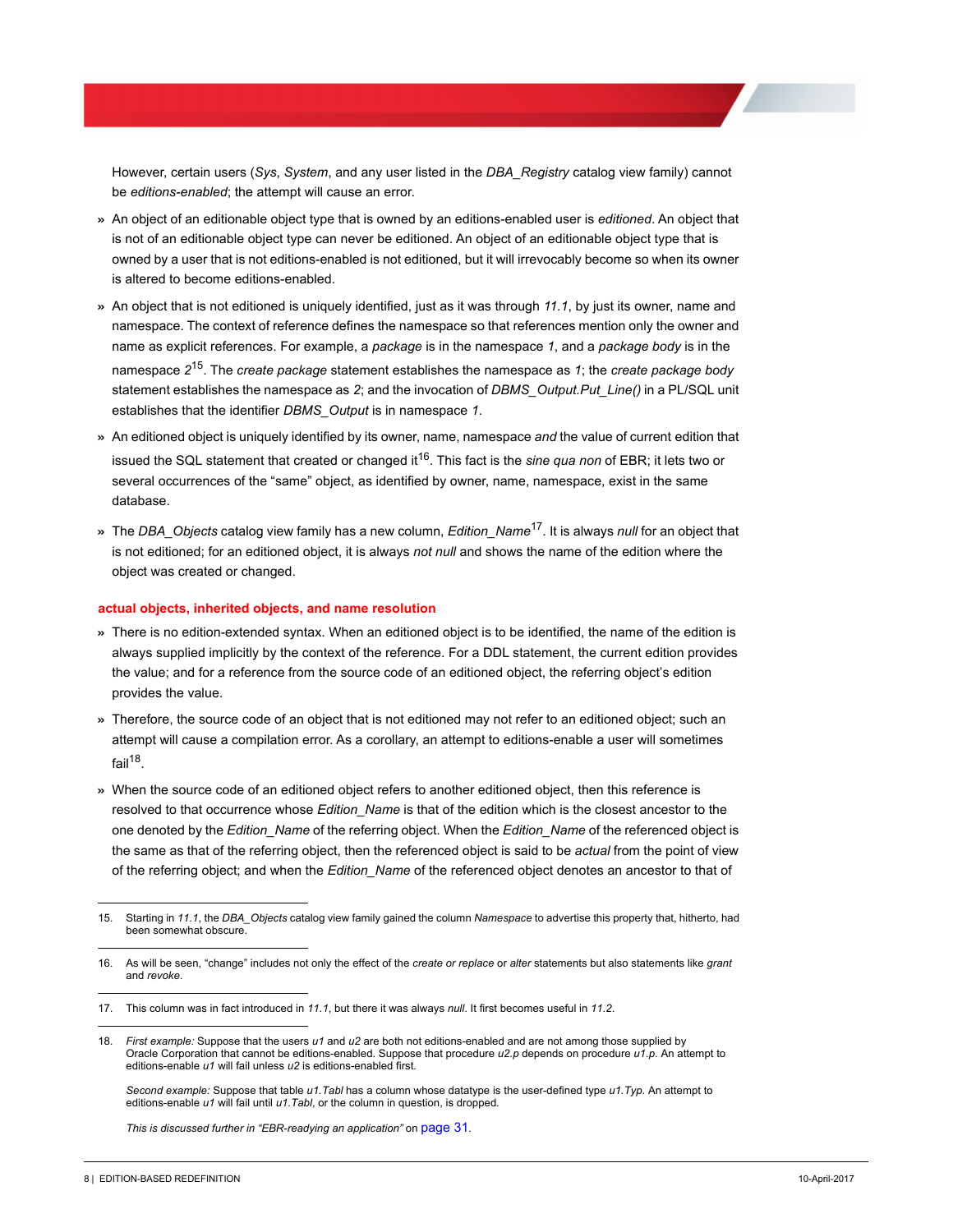However, certain users (*Sys*, *System*, and any user listed in the *DBA_Registry* catalog view family) cannot be *editions-enabled*; the attempt will cause an error.

- An object of an editionable object type that is owned by an editions-enabled user is *editioned*. An object that is not of an editionable object type can never be editioned. An object of an editionable object type that is owned by a user that is not editions-enabled is not editioned, but it will irrevocably become so when its owner is altered to become editions-enabled.
- An object that is not editioned is uniquely identified, just as it was through *11.1*, by just its owner, name and namespace. The context of reference defines the namespace so that references mention only the owner and name as explicit references. For example, a *package* is in the namespace *1*, and a *package body* is in the namespace *2*[15]. The *create package* statement establishes the namespace as *1*; the *create package body* statement establishes the namespace as *2*; and the invocation of *DBMS_Output.Put_Line()* in a PL/SQL unit establishes that the identifier *DBMS_Output* is in namespace *1*.
- An editioned object is uniquely identified by its owner, name, namespace *and* the value of current edition that issued the SQL statement that created or changed it[16]. This fact is the *sine qua non* of EBR; it lets two or several occurrences of the "same" object, as identified by owner, name, namespace, exist in the same database.
- The *DBA_Objects* catalog view family has a new column, *Edition_Name*[17]. It is always *null* for an object that is not editioned; for an editioned object, it is always *not null* and shows the name of the edition where the object was created or changed.

### actual objects, inherited objects, and name resolution

- There is no edition-extended syntax. When an editioned object is to be identified, the name of the edition is always supplied implicitly by the context of the reference. For a DDL statement, the current edition provides the value; and for a reference from the source code of an editioned object, the referring object's edition provides the value.
- Therefore, the source code of an object that is not editioned may not refer to an editioned object; such an attempt will cause a compilation error. As a corollary, an attempt to editions-enable a user will sometimes fail[18].
- When the source code of an editioned object refers to another editioned object, then this reference is resolved to that occurrence whose *Edition_Name* is that of the edition which is the closest ancestor to the one denoted by the *Edition_Name* of the referring object. When the *Edition_Name* of the referenced object is the same as that of the referring object, then the referenced object is said to be *actual* from the point of view of the referring object; and when the *Edition_Name* of the referenced object denotes an ancestor to that of

---

15. Starting in *11.1*, the *DBA_Objects* catalog view family gained the column *Namespace* to advertise this property that, hitherto, had been somewhat obscure.

16. As will be seen, "change" includes not only the effect of the *create or replace* or *alter* statements but also statements like *grant* and *revoke*.

17. This column was in fact introduced in *11.1*, but there it was always *null*. It first becomes useful in *11.2*.

18. *First example:* Suppose that the users *u1* and *u2* are both not editions-enabled and are not among those supplied by Oracle Corporation that cannot be editions-enabled. Suppose that procedure *u2.p* depends on procedure *u1.p*. An attempt to editions-enable *u1* will fail unless *u2* is editions-enabled first.

    *Second example:* Suppose that table *u1.Tabl* has a column whose datatype is the user-defined type *u1.Typ*. An attempt to editions-enable *u1* will fail until *u1.Tabl*, or the column in question, is dropped.

    *This is discussed further in "EBR-readying an application"* on page 31.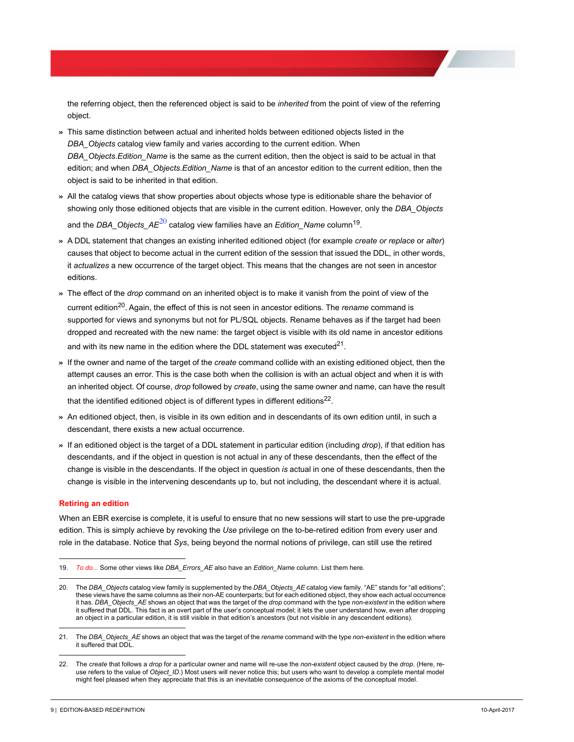the referring object, then the referenced object is said to be *inherited* from the point of view of the referring object.

- This same distinction between actual and inherited holds between editioned objects listed in the *DBA_Objects* catalog view family and varies according to the current edition. When *DBA_Objects.Edition_Name* is the same as the current edition, then the object is said to be actual in that edition; and when *DBA_Objects.Edition_Name* is that of an ancestor edition to the current edition, then the object is said to be inherited in that edition.
- All the catalog views that show properties about objects whose type is editionable share the behavior of showing only those editioned objects that are visible in the current edition. However, only the *DBA_Objects* and the *DBA_Objects_AE*[20] catalog view families have an *Edition_Name* column[19].
- A DDL statement that changes an existing inherited editioned object (for example *create or replace* or *alter*) causes that object to become actual in the current edition of the session that issued the DDL, in other words, it *actualizes* a new occurrence of the target object. This means that the changes are not seen in ancestor editions.
- The effect of the *drop* command on an inherited object is to make it vanish from the point of view of the current edition[20]. Again, the effect of this is not seen in ancestor editions. The *rename* command is supported for views and synonyms but not for PL/SQL objects. Rename behaves as if the target had been dropped and recreated with the new name: the target object is visible with its old name in ancestor editions and with its new name in the edition where the DDL statement was executed[21].
- If the owner and name of the target of the *create* command collide with an existing editioned object, then the attempt causes an error. This is the case both when the collision is with an actual object and when it is with an inherited object. Of course, *drop* followed by *create*, using the same owner and name, can have the result that the identified editioned object is of different types in different editions[22].
- An editioned object, then, is visible in its own edition and in descendants of its own edition until, in such a descendant, there exists a new actual occurrence.
- If an editioned object is the target of a DDL statement in particular edition (including *drop*), if that edition has descendants, and if the object in question is not actual in any of these descendants, then the effect of the change is visible in the descendants. If the object in question *is* actual in one of these descendants, then the change is visible in the intervening descendants up to, but not including, the descendant where it is actual.

**Retiring an edition**

When an EBR exercise is complete, it is useful to ensure that no new sessions will start to use the pre-upgrade edition. This is simply achieve by revoking the *Use* privilege on the to-be-retired edition from every user and role in the database. Notice that *Sys*, being beyond the normal notions of privilege, can still use the retired

---

19. *To do...* Some other views like *DBA_Errors_AE* also have an *Edition_Name* column. List them here.

20. The *DBA_Objects* catalog view family is supplemented by the *DBA_Objects_AE* catalog view family. "AE" stands for "all editions"; these views have the same columns as their non-AE counterparts; but for each editioned object, they show each actual occurrence it has. *DBA_Objects_AE* shows an object that was the target of the *drop* command with the type *non-existent* in the edition where it suffered that DDL. This fact is an overt part of the user's conceptual model; it lets the user understand how, even after dropping an object in a particular edition, it is still visible in that edition's ancestors (but not visible in any descendent editions).

21. The *DBA_Objects_AE* shows an object that was the target of the *rename* command with the type *non-existent* in the edition where it suffered that DDL.

22. The *create* that follows a *drop* for a particular owner and name will re-use the *non-existent* object caused by the *drop*. (Here, re-use refers to the value of *Object_ID*.) Most users will never notice this; but users who want to develop a complete mental model might feel pleased when they appreciate that this is an inevitable consequence of the axioms of the conceptual model.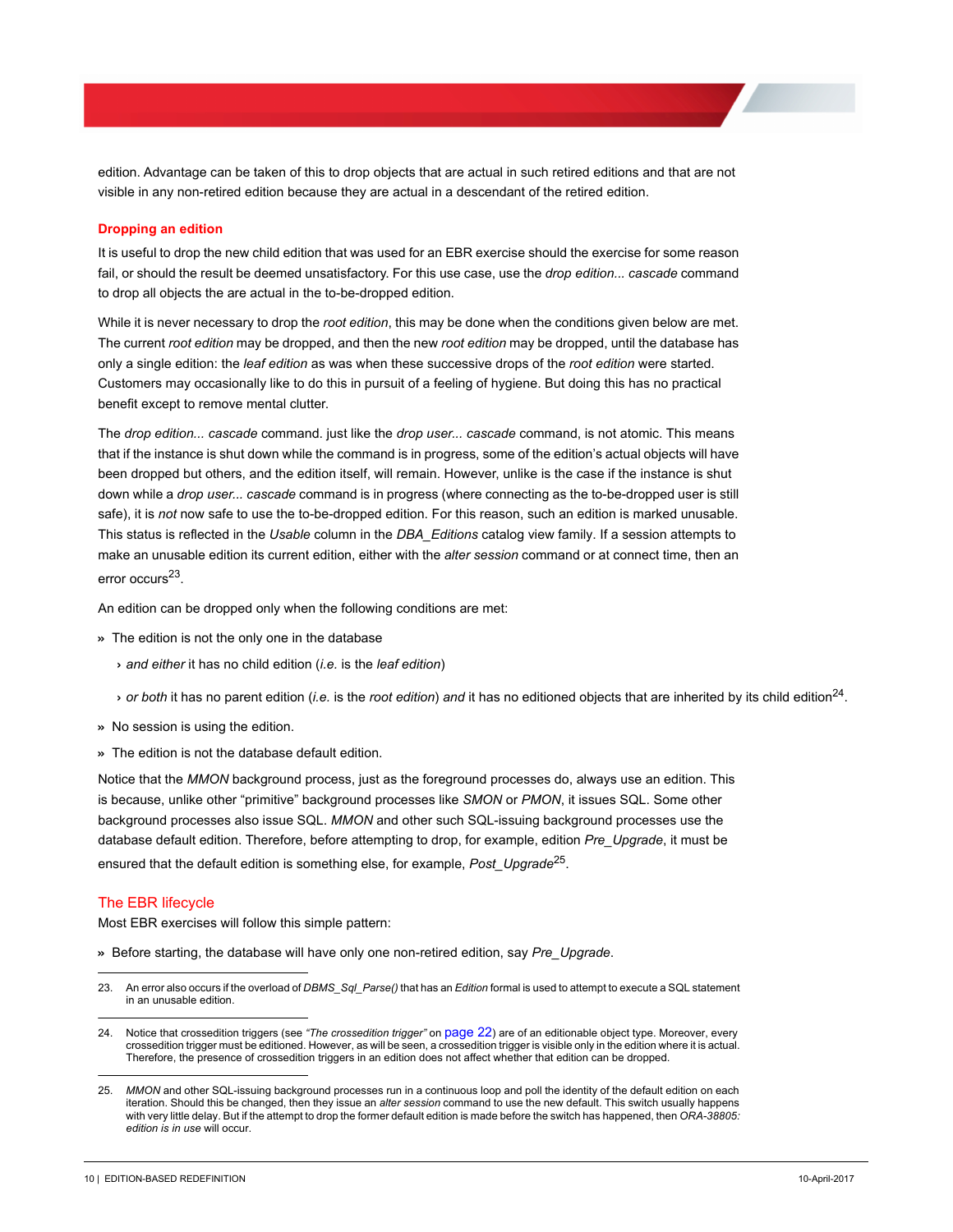edition. Advantage can be taken of this to drop objects that are actual in such retired editions and that are not visible in any non-retired edition because they are actual in a descendant of the retired edition.

### Dropping an edition

It is useful to drop the new child edition that was used for an EBR exercise should the exercise for some reason fail, or should the result be deemed unsatisfactory. For this use case, use the *drop edition... cascade* command to drop all objects the are actual in the to-be-dropped edition.

While it is never necessary to drop the *root edition*, this may be done when the conditions given below are met. The current *root edition* may be dropped, and then the new *root edition* may be dropped, until the database has only a single edition: the *leaf edition* as was when these successive drops of the *root edition* were started. Customers may occasionally like to do this in pursuit of a feeling of hygiene. But doing this has no practical benefit except to remove mental clutter.

The *drop edition... cascade* command. just like the *drop user... cascade* command, is not atomic. This means that if the instance is shut down while the command is in progress, some of the edition's actual objects will have been dropped but others, and the edition itself, will remain. However, unlike is the case if the instance is shut down while a *drop user... cascade* command is in progress (where connecting as the to-be-dropped user is still safe), it is *not* now safe to use the to-be-dropped edition. For this reason, such an edition is marked unusable. This status is reflected in the *Usable* column in the *DBA_Editions* catalog view family. If a session attempts to make an unusable edition its current edition, either with the *alter session* command or at connect time, then an error occurs[23].

An edition can be dropped only when the following conditions are met:

» The edition is not the only one in the database

 › *and either* it has no child edition (*i.e.* is the *leaf edition*)

 › *or both* it has no parent edition (*i.e.* is the *root edition*) *and* it has no editioned objects that are inherited by its child edition[24].

» No session is using the edition.

» The edition is not the database default edition.

Notice that the *MMON* background process, just as the foreground processes do, always use an edition. This is because, unlike other "primitive" background processes like *SMON* or *PMON*, it issues SQL. Some other background processes also issue SQL. *MMON* and other such SQL-issuing background processes use the database default edition. Therefore, before attempting to drop, for example, edition *Pre_Upgrade*, it must be ensured that the default edition is something else, for example, *Post_Upgrade*[25].

## The EBR lifecycle

Most EBR exercises will follow this simple pattern:

» Before starting, the database will have only one non-retired edition, say *Pre_Upgrade*.

---

23. An error also occurs if the overload of *DBMS_Sql_Parse()* that has an *Edition* formal is used to attempt to execute a SQL statement in an unusable edition.

24. Notice that crossedition triggers (see *"The crossedition trigger"* on page 22) are of an editionable object type. Moreover, every crossedition trigger must be editioned. However, as will be seen, a crossedition trigger is visible only in the edition where it is actual. Therefore, the presence of crossedition triggers in an edition does not affect whether that edition can be dropped.

25. *MMON* and other SQL-issuing background processes run in a continuous loop and poll the identity of the default edition on each iteration. Should this be changed, then they issue an *alter session* command to use the new default. This switch usually happens with very little delay. But if the attempt to drop the former default edition is made before the switch has happened, then *ORA-38805: edition is in use* will occur.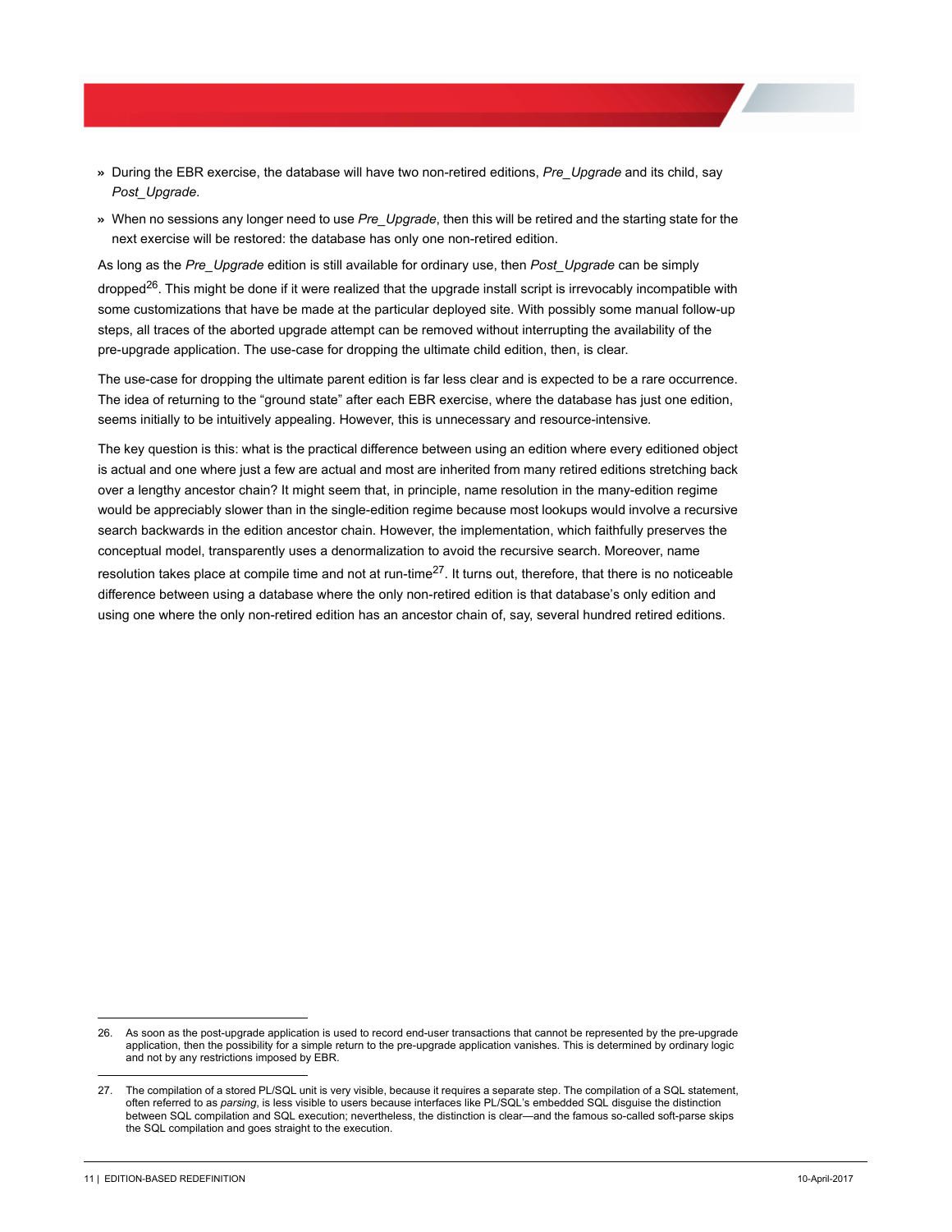- During the EBR exercise, the database will have two non-retired editions, *Pre_Upgrade* and its child, say *Post_Upgrade*.
- When no sessions any longer need to use *Pre_Upgrade*, then this will be retired and the starting state for the next exercise will be restored: the database has only one non-retired edition.

As long as the *Pre_Upgrade* edition is still available for ordinary use, then *Post_Upgrade* can be simply dropped[26]. This might be done if it were realized that the upgrade install script is irrevocably incompatible with some customizations that have be made at the particular deployed site. With possibly some manual follow-up steps, all traces of the aborted upgrade attempt can be removed without interrupting the availability of the pre-upgrade application. The use-case for dropping the ultimate child edition, then, is clear.

The use-case for dropping the ultimate parent edition is far less clear and is expected to be a rare occurrence. The idea of returning to the "ground state" after each EBR exercise, where the database has just one edition, seems initially to be intuitively appealing. However, this is unnecessary and resource-intensive.

The key question is this: what is the practical difference between using an edition where every editioned object is actual and one where just a few are actual and most are inherited from many retired editions stretching back over a lengthy ancestor chain? It might seem that, in principle, name resolution in the many-edition regime would be appreciably slower than in the single-edition regime because most lookups would involve a recursive search backwards in the edition ancestor chain. However, the implementation, which faithfully preserves the conceptual model, transparently uses a denormalization to avoid the recursive search. Moreover, name resolution takes place at compile time and not at run-time[27]. It turns out, therefore, that there is no noticeable difference between using a database where the only non-retired edition is that database's only edition and using one where the only non-retired edition has an ancestor chain of, say, several hundred retired editions.

---

26. As soon as the post-upgrade application is used to record end-user transactions that cannot be represented by the pre-upgrade application, then the possibility for a simple return to the pre-upgrade application vanishes. This is determined by ordinary logic and not by any restrictions imposed by EBR.

27. The compilation of a stored PL/SQL unit is very visible, because it requires a separate step. The compilation of a SQL statement, often referred to as *parsing*, is less visible to users because interfaces like PL/SQL's embedded SQL disguise the distinction between SQL compilation and SQL execution; nevertheless, the distinction is clear—and the famous so-called soft-parse skips the SQL compilation and goes straight to the execution.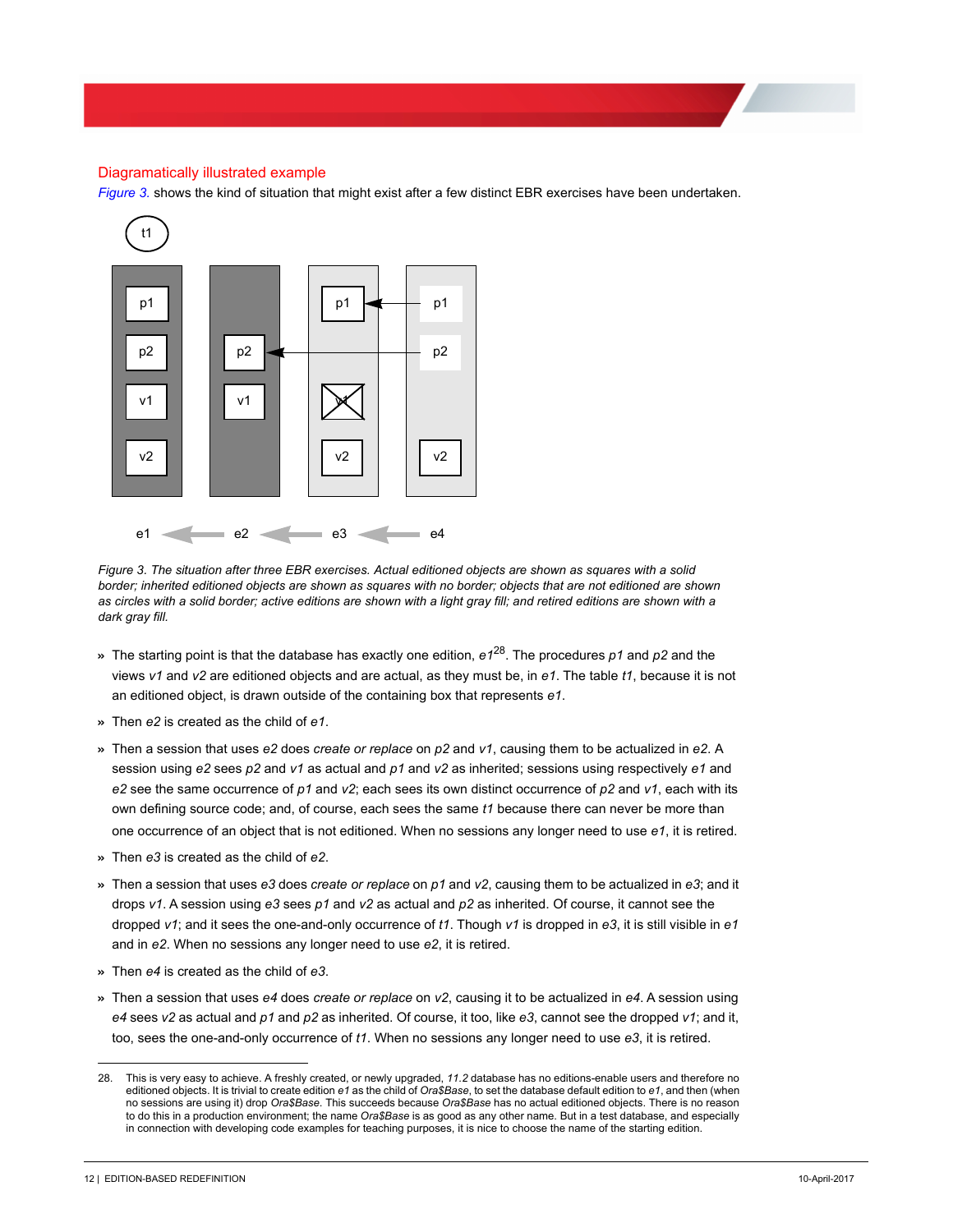### Diagramatically illustrated example

*Figure 3.* shows the kind of situation that might exist after a few distinct EBR exercises have been undertaken.

*Figure 3. The situation after three EBR exercises. Actual editioned objects are shown as squares with a solid border; inherited editioned objects are shown as squares with no border; objects that are not editioned are shown as circles with a solid border; active editions are shown with a light gray fill; and retired editions are shown with a dark gray fill.*

- The starting point is that the database has exactly one edition, *e1*[28]. The procedures *p1* and *p2* and the views *v1* and *v2* are editioned objects and are actual, as they must be, in *e1*. The table *t1*, because it is not an editioned object, is drawn outside of the containing box that represents *e1*.
- Then *e2* is created as the child of *e1*.
- Then a session that uses *e2* does *create or replace* on *p2* and *v1*, causing them to be actualized in *e2*. A session using *e2* sees *p2* and *v1* as actual and *p1* and *v2* as inherited; sessions using respectively *e1* and *e2* see the same occurrence of *p1* and *v2*; each sees its own distinct occurrence of *p2* and *v1*, each with its own defining source code; and, of course, each sees the same *t1* because there can never be more than one occurrence of an object that is not editioned. When no sessions any longer need to use *e1*, it is retired.
- Then *e3* is created as the child of *e2*.
- Then a session that uses *e3* does *create or replace* on *p1* and *v2*, causing them to be actualized in *e3*; and it drops *v1*. A session using *e3* sees *p1* and *v2* as actual and *p2* as inherited. Of course, it cannot see the dropped *v1*; and it sees the one-and-only occurrence of *t1*. Though *v1* is dropped in *e3*, it is still visible in *e1* and in *e2*. When no sessions any longer need to use *e2*, it is retired.
- Then *e4* is created as the child of *e3*.
- Then a session that uses *e4* does *create or replace* on *v2*, causing it to be actualized in *e4*. A session using *e4* sees *v2* as actual and *p1* and *p2* as inherited. Of course, it too, like *e3*, cannot see the dropped *v1*; and it, too, sees the one-and-only occurrence of *t1*. When no sessions any longer need to use *e3*, it is retired.

---

28. This is very easy to achieve. A freshly created, or newly upgraded, *11.2* database has no editions-enable users and therefore no editioned objects. It is trivial to create edition *e1* as the child of *Ora$Base*, to set the database default edition to *e1*, and then (when no sessions are using it) drop *Ora$Base*. This succeeds because *Ora$Base* has no actual editioned objects. There is no reason to do this in a production environment; the name *Ora$Base* is as good as any other name. But in a test database, and especially in connection with developing code examples for teaching purposes, it is nice to choose the name of the starting edition.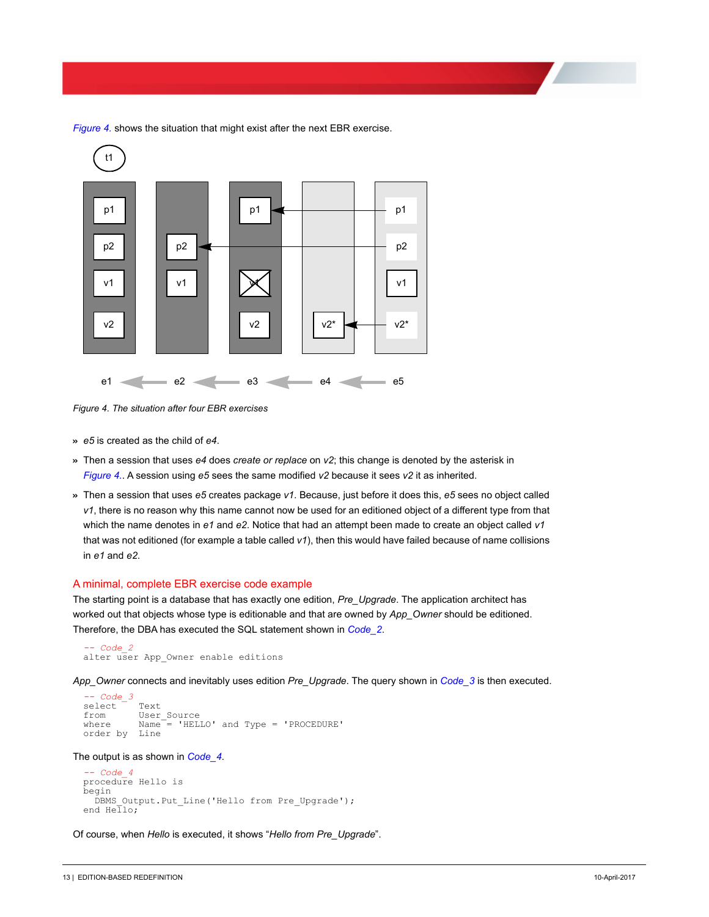*Figure 4.* shows the situation that might exist after the next EBR exercise.

*Figure 4. The situation after four EBR exercises*

- *e5* is created as the child of *e4*.
- Then a session that uses *e4* does *create or replace* on *v2*; this change is denoted by the asterisk in *Figure 4.*. A session using *e5* sees the same modified *v2* because it sees *v2* it as inherited.
- Then a session that uses *e5* creates package *v1*. Because, just before it does this, *e5* sees no object called *v1*, there is no reason why this name cannot now be used for an editioned object of a different type from that which the name denotes in *e1* and *e2*. Notice that had an attempt been made to create an object called *v1* that was not editioned (for example a table called *v1*), then this would have failed because of name collisions in *e1* and *e2*.

## A minimal, complete EBR exercise code example

The starting point is a database that has exactly one edition, *Pre_Upgrade*. The application architect has worked out that objects whose type is editionable and that are owned by *App_Owner* should be editioned. Therefore, the DBA has executed the SQL statement shown in *Code_2*.

```
-- Code_2
alter user App_Owner enable editions
```

*App_Owner* connects and inevitably uses edition *Pre_Upgrade*. The query shown in *Code_3* is then executed.

```
-- Code_3
select    Text
from      User_Source
where     Name = 'HELLO' and Type = 'PROCEDURE'
order by  Line
```

The output is as shown in *Code_4*.

```
-- Code_4
procedure Hello is
begin
  DBMS_Output.Put_Line('Hello from Pre_Upgrade');
end Hello;
```

Of course, when *Hello* is executed, it shows "*Hello from Pre_Upgrade*".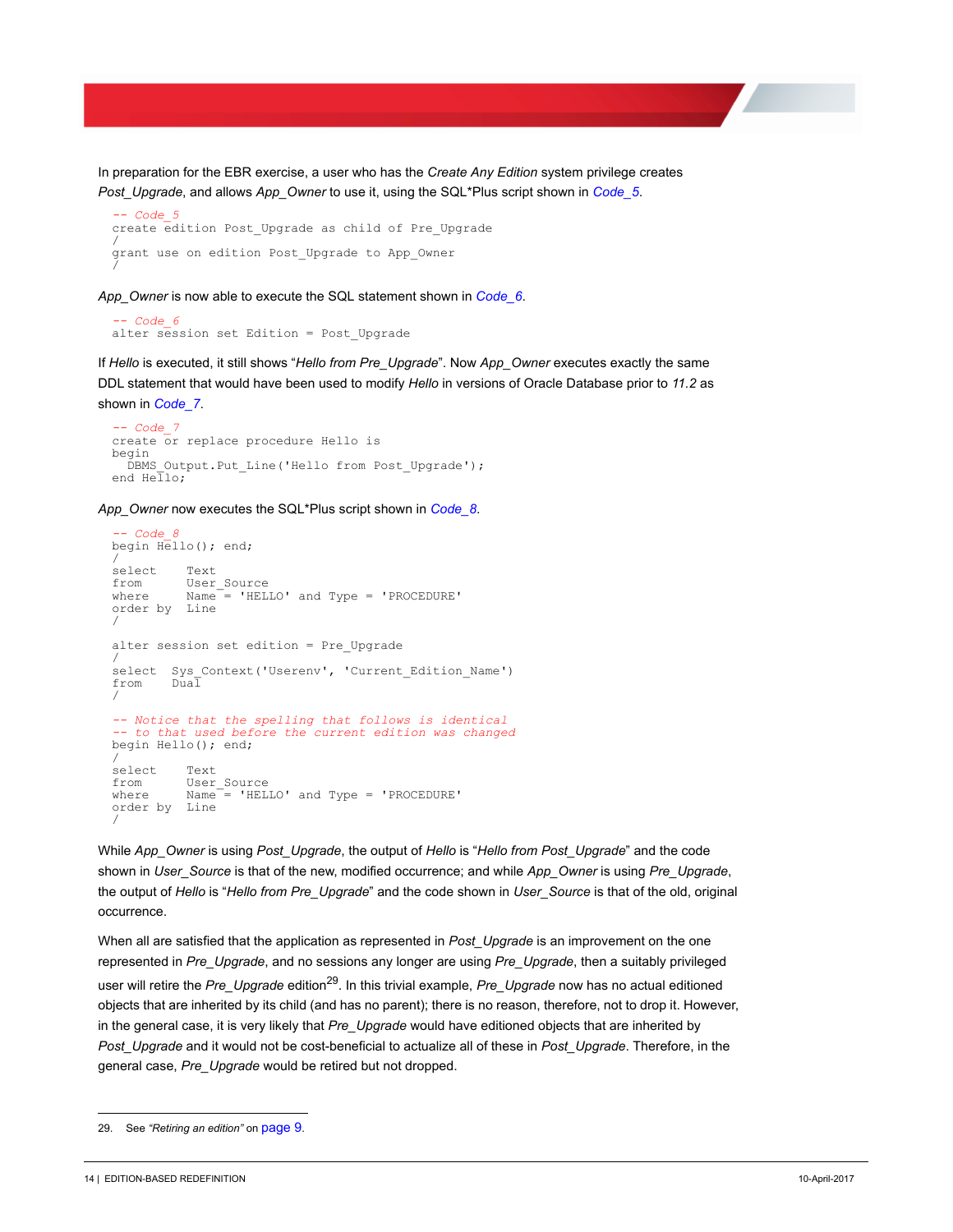In preparation for the EBR exercise, a user who has the *Create Any Edition* system privilege creates *Post_Upgrade*, and allows *App_Owner* to use it, using the SQL*Plus script shown in *Code_5*.

```
-- Code_5
create edition Post_Upgrade as child of Pre_Upgrade
/
grant use on edition Post_Upgrade to App_Owner
/
```

*App_Owner* is now able to execute the SQL statement shown in *Code_6*.

```
-- Code_6
alter session set Edition = Post_Upgrade
```

If *Hello* is executed, it still shows "*Hello from Pre_Upgrade*". Now *App_Owner* executes exactly the same DDL statement that would have been used to modify *Hello* in versions of Oracle Database prior to *11.2* as shown in *Code_7*.

```
-- Code_7
create or replace procedure Hello is
begin
  DBMS_Output.Put_Line('Hello from Post_Upgrade');
end Hello;
```

*App_Owner* now executes the SQL*Plus script shown in *Code_8*.

```
-- Code_8
begin Hello(); end;
/
select    Text
from      User_Source
where     Name = 'HELLO' and Type = 'PROCEDURE'
order by  Line
/

alter session set edition = Pre_Upgrade
/
select  Sys_Context('Userenv', 'Current_Edition_Name')
from    Dual
/

-- Notice that the spelling that follows is identical
-- to that used before the current edition was changed
begin Hello(); end;
/
select    Text
from      User_Source
where     Name = 'HELLO' and Type = 'PROCEDURE'
order by  Line
/
```

While *App_Owner* is using *Post_Upgrade*, the output of *Hello* is "*Hello from Post_Upgrade*" and the code shown in *User_Source* is that of the new, modified occurrence; and while *App_Owner* is using *Pre_Upgrade*, the output of *Hello* is "*Hello from Pre_Upgrade*" and the code shown in *User_Source* is that of the old, original occurrence.

When all are satisfied that the application as represented in *Post_Upgrade* is an improvement on the one represented in *Pre_Upgrade*, and no sessions any longer are using *Pre_Upgrade*, then a suitably privileged user will retire the *Pre_Upgrade* edition[29]. In this trivial example, *Pre_Upgrade* now has no actual editioned objects that are inherited by its child (and has no parent); there is no reason, therefore, not to drop it. However, in the general case, it is very likely that *Pre_Upgrade* would have editioned objects that are inherited by *Post_Upgrade* and it would not be cost-beneficial to actualize all of these in *Post_Upgrade*. Therefore, in the general case, *Pre_Upgrade* would be retired but not dropped.

29. See *"Retiring an edition"* on page 9.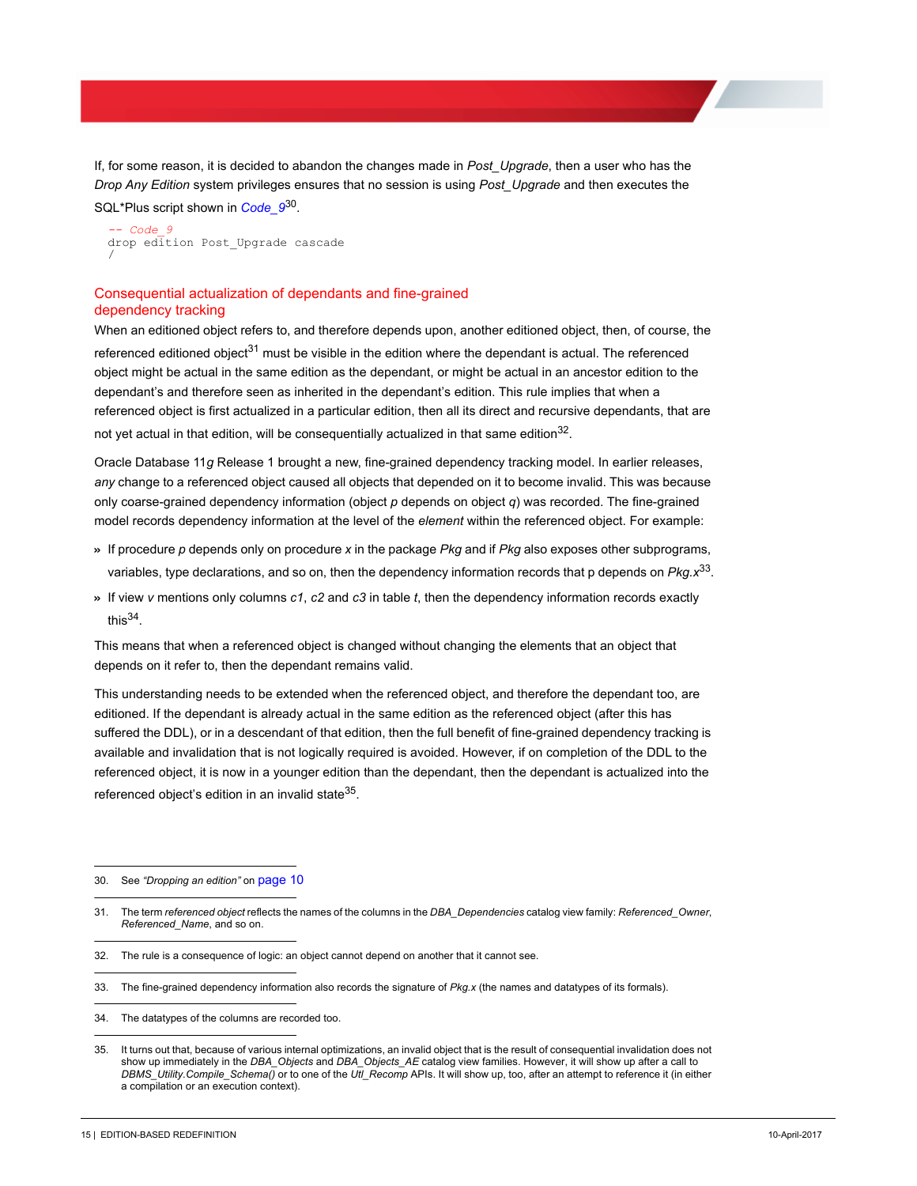If, for some reason, it is decided to abandon the changes made in *Post_Upgrade*, then a user who has the *Drop Any Edition* system privileges ensures that no session is using *Post_Upgrade* and then executes the SQL*Plus script shown in *Code_9*[30].

```
-- Code_9
drop edition Post_Upgrade cascade
/
```

## Consequential actualization of dependants and fine-grained dependency tracking

When an editioned object refers to, and therefore depends upon, another editioned object, then, of course, the referenced editioned object[31] must be visible in the edition where the dependant is actual. The referenced object might be actual in the same edition as the dependant, or might be actual in an ancestor edition to the dependant's and therefore seen as inherited in the dependant's edition. This rule implies that when a referenced object is first actualized in a particular edition, then all its direct and recursive dependants, that are not yet actual in that edition, will be consequentially actualized in that same edition[32].

Oracle Database 11*g* Release 1 brought a new, fine-grained dependency tracking model. In earlier releases, *any* change to a referenced object caused all objects that depended on it to become invalid. This was because only coarse-grained dependency information (object *p* depends on object *q*) was recorded. The fine-grained model records dependency information at the level of the *element* within the referenced object. For example:

- If procedure *p* depends only on procedure *x* in the package *Pkg* and if *Pkg* also exposes other subprograms, variables, type declarations, and so on, then the dependency information records that p depends on *Pkg.x*[33].
- If view *v* mentions only columns *c1*, *c2* and *c3* in table *t*, then the dependency information records exactly this[34].

This means that when a referenced object is changed without changing the elements that an object that depends on it refer to, then the dependant remains valid.

This understanding needs to be extended when the referenced object, and therefore the dependant too, are editioned. If the dependant is already actual in the same edition as the referenced object (after this has suffered the DDL), or in a descendant of that edition, then the full benefit of fine-grained dependency tracking is available and invalidation that is not logically required is avoided. However, if on completion of the DDL to the referenced object, it is now in a younger edition than the dependant, then the dependant is actualized into the referenced object's edition in an invalid state[35].

---

30. See *"Dropping an edition"* on page 10

31. The term *referenced object* reflects the names of the columns in the *DBA_Dependencies* catalog view family: *Referenced_Owner*, *Referenced_Name*, and so on.

32. The rule is a consequence of logic: an object cannot depend on another that it cannot see.

33. The fine-grained dependency information also records the signature of *Pkg.x* (the names and datatypes of its formals).

34. The datatypes of the columns are recorded too.

35. It turns out that, because of various internal optimizations, an invalid object that is the result of consequential invalidation does not show up immediately in the *DBA_Objects* and *DBA_Objects_AE* catalog view families. However, it will show up after a call to *DBMS_Utility.Compile_Schema()* or to one of the *Utl_Recomp* APIs. It will show up, too, after an attempt to reference it (in either a compilation or an execution context).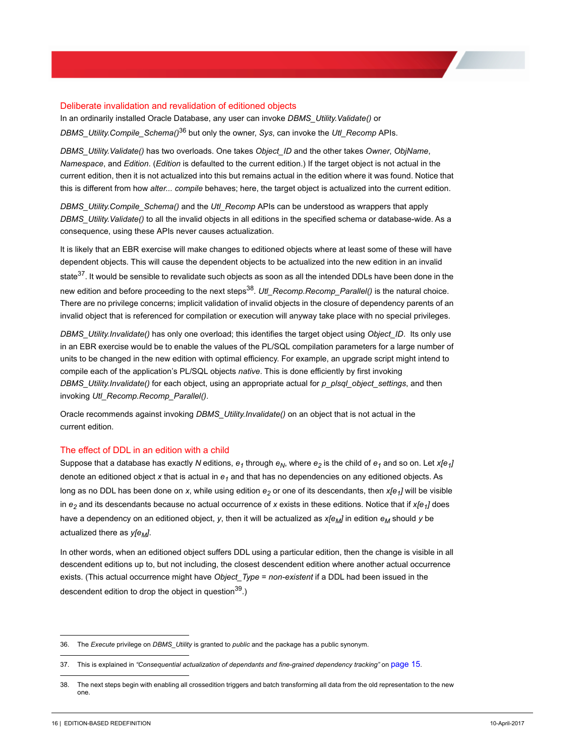## Deliberate invalidation and revalidation of editioned objects

In an ordinarily installed Oracle Database, any user can invoke *DBMS_Utility.Validate()* or *DBMS_Utility.Compile_Schema()*[36] but only the owner, *Sys*, can invoke the *Utl_Recomp* APIs.

*DBMS_Utility.Validate()* has two overloads. One takes *Object_ID* and the other takes *Owner*, *ObjName*, *Namespace*, and *Edition*. (*Edition* is defaulted to the current edition.) If the target object is not actual in the current edition, then it is not actualized into this but remains actual in the edition where it was found. Notice that this is different from how *alter... compile* behaves; here, the target object is actualized into the current edition.

*DBMS_Utility.Compile_Schema()* and the *Utl_Recomp* APIs can be understood as wrappers that apply *DBMS_Utility.Validate()* to all the invalid objects in all editions in the specified schema or database-wide. As a consequence, using these APIs never causes actualization.

It is likely that an EBR exercise will make changes to editioned objects where at least some of these will have dependent objects. This will cause the dependent objects to be actualized into the new edition in an invalid state[37]. It would be sensible to revalidate such objects as soon as all the intended DDLs have been done in the new edition and before proceeding to the next steps[38]. *Utl_Recomp.Recomp_Parallel()* is the natural choice. There are no privilege concerns; implicit validation of invalid objects in the closure of dependency parents of an invalid object that is referenced for compilation or execution will anyway take place with no special privileges.

*DBMS_Utility.Invalidate()* has only one overload; this identifies the target object using *Object_ID*. Its only use in an EBR exercise would be to enable the values of the PL/SQL compilation parameters for a large number of units to be changed in the new edition with optimal efficiency. For example, an upgrade script might intend to compile each of the application's PL/SQL objects *native*. This is done efficiently by first invoking *DBMS_Utility.Invalidate()* for each object, using an appropriate actual for *p_plsql_object_settings*, and then invoking *Utl_Recomp.Recomp_Parallel()*.

Oracle recommends against invoking *DBMS_Utility.Invalidate()* on an object that is not actual in the current edition.

## The effect of DDL in an edition with a child

Suppose that a database has exactly *N* editions, $e_1$ through $e_N$, where $e_2$ is the child of $e_1$ and so on. Let $x[e_1]$ denote an editioned object *x* that is actual in $e_1$ and that has no dependencies on any editioned objects. As long as no DDL has been done on *x*, while using edition $e_2$ or one of its descendants, then $x[e_1]$ will be visible in $e_2$ and its descendants because no actual occurrence of *x* exists in these editions. Notice that if $x[e_1]$ does have a dependency on an editioned object, *y*, then it will be actualized as $x[e_M]$ in edition $e_M$ should *y* be actualized there as $y[e_M]$.

In other words, when an editioned object suffers DDL using a particular edition, then the change is visible in all descendent editions up to, but not including, the closest descendent edition where another actual occurrence exists. (This actual occurrence might have *Object_Type* = *non-existent* if a DDL had been issued in the descendent edition to drop the object in question[39].)

---

36. The *Execute* privilege on *DBMS_Utility* is granted to *public* and the package has a public synonym.

37. This is explained in *"Consequential actualization of dependants and fine-grained dependency tracking"* on page 15.

38. The next steps begin with enabling all crossedition triggers and batch transforming all data from the old representation to the new one.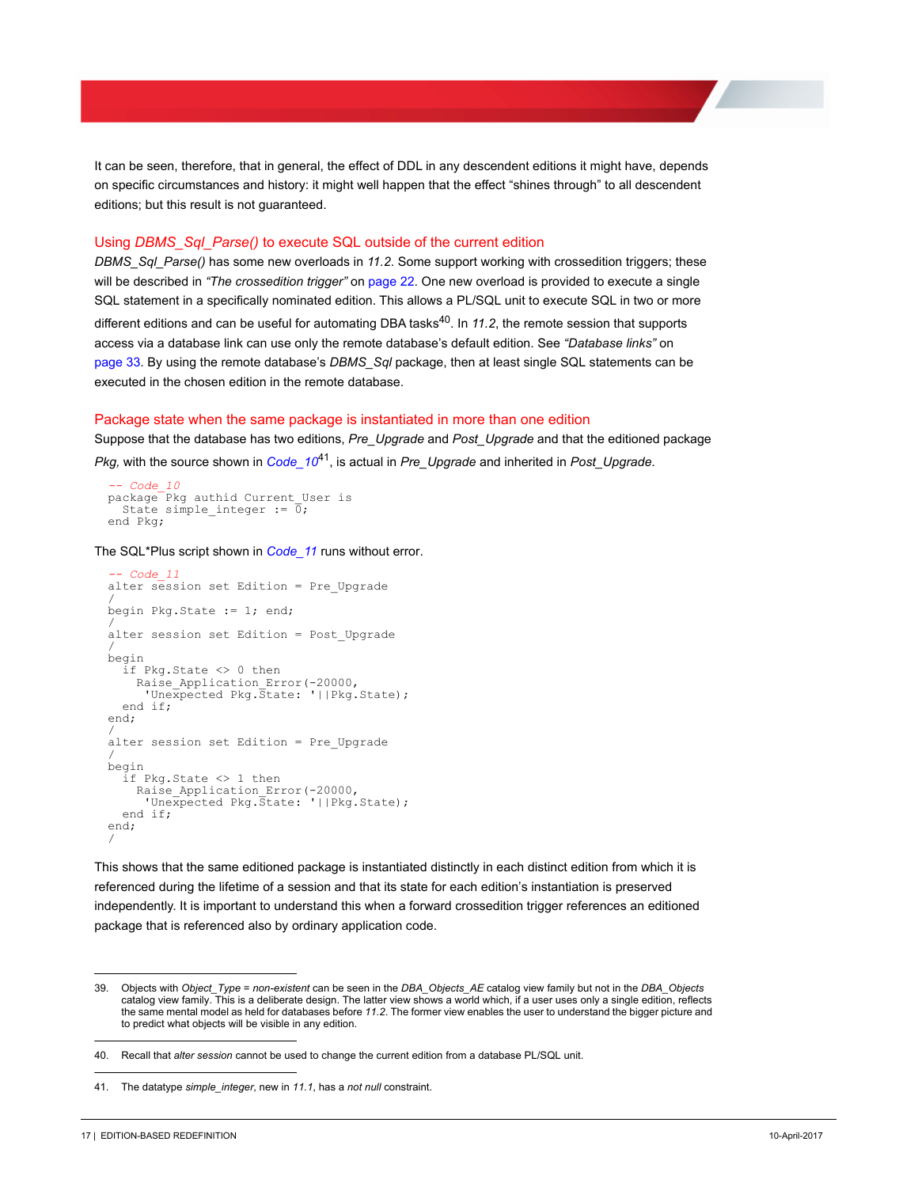It can be seen, therefore, that in general, the effect of DDL in any descendent editions it might have, depends on specific circumstances and history: it might well happen that the effect "shines through" to all descendent editions; but this result is not guaranteed.

### Using *DBMS_Sql_Parse()* to execute SQL outside of the current edition

*DBMS_Sql_Parse()* has some new overloads in *11.2*. Some support working with crossedition triggers; these will be described in *"The crossedition trigger"* on page 22. One new overload is provided to execute a single SQL statement in a specifically nominated edition. This allows a PL/SQL unit to execute SQL in two or more different editions and can be useful for automating DBA tasks[40]. In *11.2*, the remote session that supports access via a database link can use only the remote database's default edition. See *"Database links"* on page 33. By using the remote database's *DBMS_Sql* package, then at least single SQL statements can be executed in the chosen edition in the remote database.

### Package state when the same package is instantiated in more than one edition

Suppose that the database has two editions, *Pre_Upgrade* and *Post_Upgrade* and that the editioned package *Pkg,* with the source shown in *Code_10*[41], is actual in *Pre_Upgrade* and inherited in *Post_Upgrade.*

```
-- Code_10
package Pkg authid Current_User is
  State simple_integer := 0;
end Pkg;
```

The SQL*Plus script shown in *Code_11* runs without error.

```
-- Code_11
alter session set Edition = Pre_Upgrade
/
begin Pkg.State := 1; end;
/
alter session set Edition = Post_Upgrade
/
begin
  if Pkg.State <> 0 then
    Raise_Application_Error(-20000,
     'Unexpected Pkg.State: '||Pkg.State);
  end if;
end;
/
alter session set Edition = Pre_Upgrade
/
begin
  if Pkg.State <> 1 then
    Raise_Application_Error(-20000,
     'Unexpected Pkg.State: '||Pkg.State);
  end if;
end;
/
```

This shows that the same editioned package is instantiated distinctly in each distinct edition from which it is referenced during the lifetime of a session and that its state for each edition's instantiation is preserved independently. It is important to understand this when a forward crossedition trigger references an editioned package that is referenced also by ordinary application code.

---

39. Objects with *Object_Type* = *non-existent* can be seen in the *DBA_Objects_AE* catalog view family but not in the *DBA_Objects* catalog view family. This is a deliberate design. The latter view shows a world which, if a user uses only a single edition, reflects the same mental model as held for databases before *11.2*. The former view enables the user to understand the bigger picture and to predict what objects will be visible in any edition.

40. Recall that *alter session* cannot be used to change the current edition from a database PL/SQL unit.

41. The datatype *simple_integer*, new in *11.1*, has a *not null* constraint.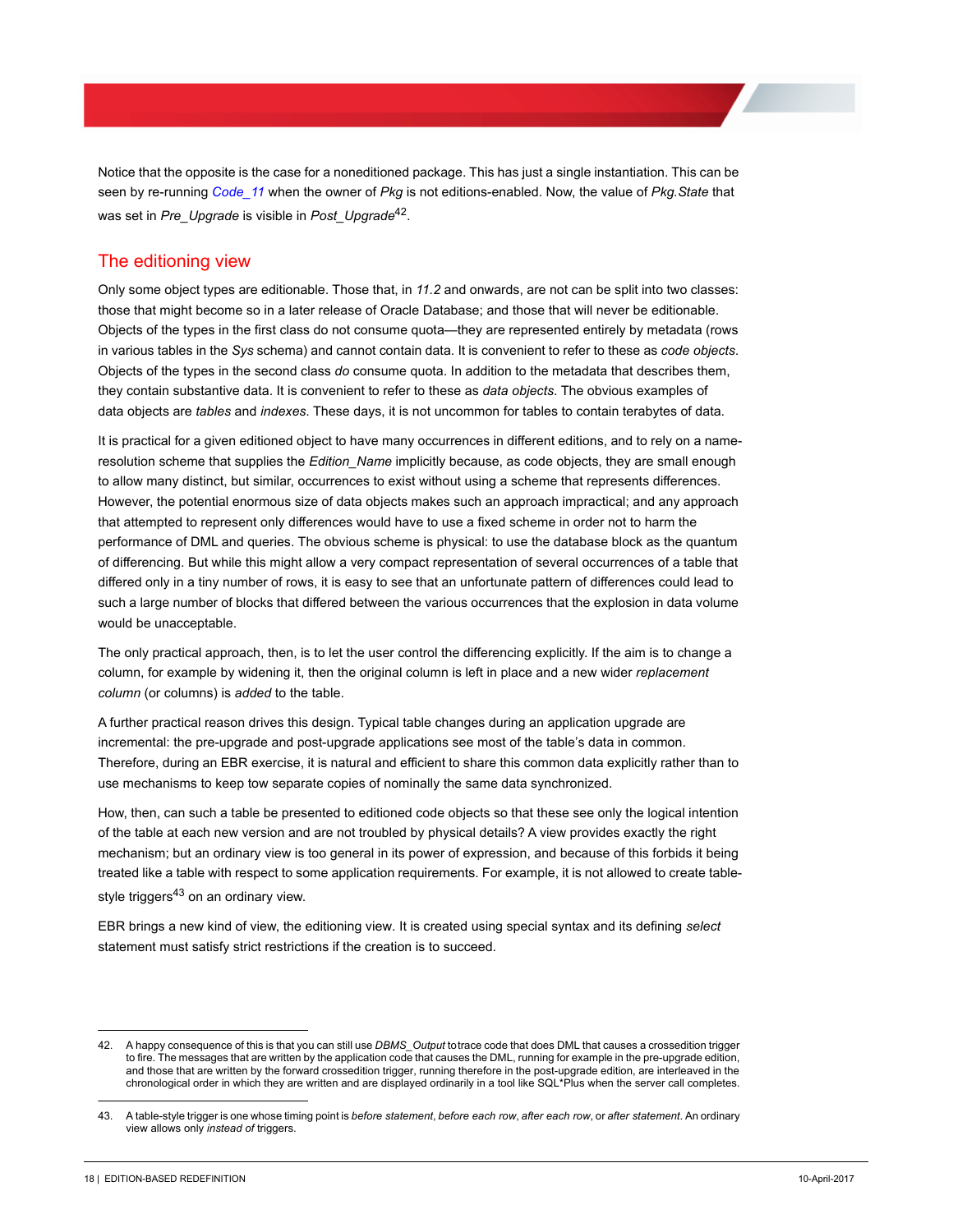Notice that the opposite is the case for a noneditioned package. This has just a single instantiation. This can be seen by re-running *Code_11* when the owner of *Pkg* is not editions-enabled. Now, the value of *Pkg.State* that was set in *Pre_Upgrade* is visible in *Post_Upgrade*[42].

## The editioning view

Only some object types are editionable. Those that, in *11.2* and onwards, are not can be split into two classes: those that might become so in a later release of Oracle Database; and those that will never be editionable. Objects of the types in the first class do not consume quota—they are represented entirely by metadata (rows in various tables in the *Sys* schema) and cannot contain data. It is convenient to refer to these as *code objects*. Objects of the types in the second class *do* consume quota. In addition to the metadata that describes them, they contain substantive data. It is convenient to refer to these as *data objects*. The obvious examples of data objects are *tables* and *indexes*. These days, it is not uncommon for tables to contain terabytes of data.

It is practical for a given editioned object to have many occurrences in different editions, and to rely on a name-resolution scheme that supplies the *Edition_Name* implicitly because, as code objects, they are small enough to allow many distinct, but similar, occurrences to exist without using a scheme that represents differences. However, the potential enormous size of data objects makes such an approach impractical; and any approach that attempted to represent only differences would have to use a fixed scheme in order not to harm the performance of DML and queries. The obvious scheme is physical: to use the database block as the quantum of differencing. But while this might allow a very compact representation of several occurrences of a table that differed only in a tiny number of rows, it is easy to see that an unfortunate pattern of differences could lead to such a large number of blocks that differed between the various occurrences that the explosion in data volume would be unacceptable.

The only practical approach, then, is to let the user control the differencing explicitly. If the aim is to change a column, for example by widening it, then the original column is left in place and a new wider *replacement column* (or columns) is *added* to the table.

A further practical reason drives this design. Typical table changes during an application upgrade are incremental: the pre-upgrade and post-upgrade applications see most of the table's data in common. Therefore, during an EBR exercise, it is natural and efficient to share this common data explicitly rather than to use mechanisms to keep tow separate copies of nominally the same data synchronized.

How, then, can such a table be presented to editioned code objects so that these see only the logical intention of the table at each new version and are not troubled by physical details? A view provides exactly the right mechanism; but an ordinary view is too general in its power of expression, and because of this forbids it being treated like a table with respect to some application requirements. For example, it is not allowed to create table-style triggers[43] on an ordinary view.

EBR brings a new kind of view, the editioning view. It is created using special syntax and its defining *select* statement must satisfy strict restrictions if the creation is to succeed.

---

42. A happy consequence of this is that you can still use *DBMS_Output* to trace code that does DML that causes a crossedition trigger to fire. The messages that are written by the application code that causes the DML, running for example in the pre-upgrade edition, and those that are written by the forward crossedition trigger, running therefore in the post-upgrade edition, are interleaved in the chronological order in which they are written and are displayed ordinarily in a tool like SQL*Plus when the server call completes.

43. A table-style trigger is one whose timing point is *before statement*, *before each row*, *after each row*, or *after statement*. An ordinary view allows only *instead of* triggers.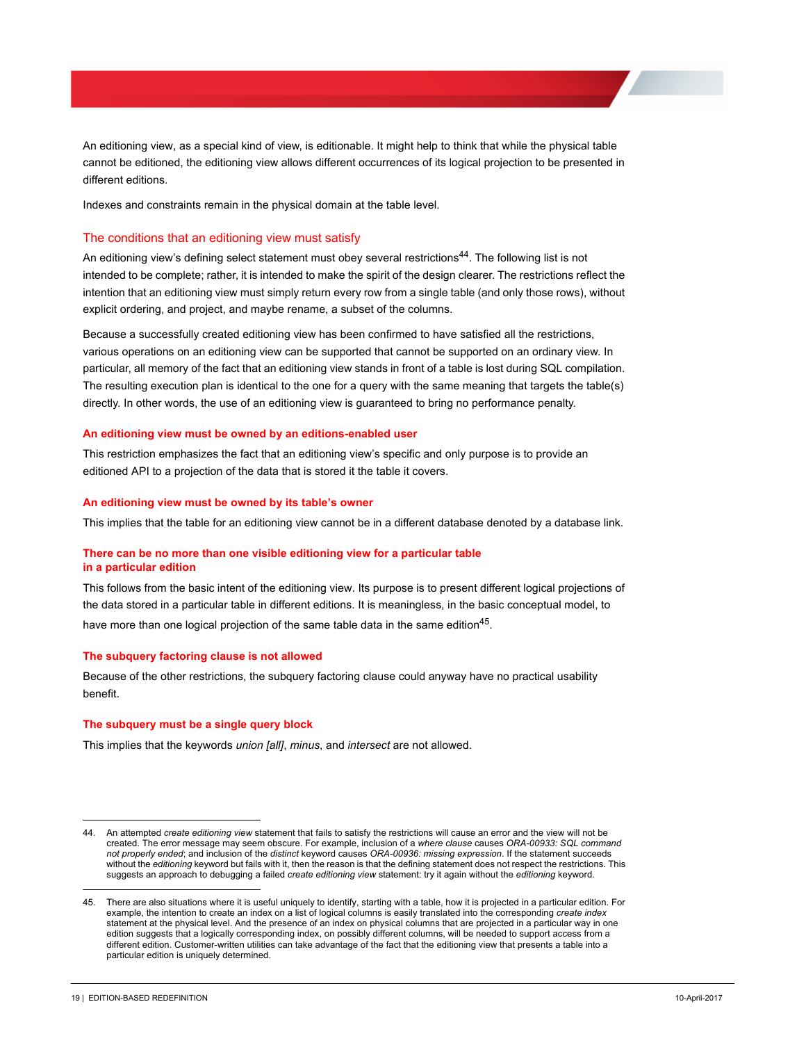An editioning view, as a special kind of view, is editionable. It might help to think that while the physical table cannot be editioned, the editioning view allows different occurrences of its logical projection to be presented in different editions.

Indexes and constraints remain in the physical domain at the table level.

## The conditions that an editioning view must satisfy

An editioning view's defining select statement must obey several restrictions[44]. The following list is not intended to be complete; rather, it is intended to make the spirit of the design clearer. The restrictions reflect the intention that an editioning view must simply return every row from a single table (and only those rows), without explicit ordering, and project, and maybe rename, a subset of the columns.

Because a successfully created editioning view has been confirmed to have satisfied all the restrictions, various operations on an editioning view can be supported that cannot be supported on an ordinary view. In particular, all memory of the fact that an editioning view stands in front of a table is lost during SQL compilation. The resulting execution plan is identical to the one for a query with the same meaning that targets the table(s) directly. In other words, the use of an editioning view is guaranteed to bring no performance penalty.

### An editioning view must be owned by an editions-enabled user

This restriction emphasizes the fact that an editioning view's specific and only purpose is to provide an editioned API to a projection of the data that is stored it the table it covers.

### An editioning view must be owned by its table's owner

This implies that the table for an editioning view cannot be in a different database denoted by a database link.

### There can be no more than one visible editioning view for a particular table in a particular edition

This follows from the basic intent of the editioning view. Its purpose is to present different logical projections of the data stored in a particular table in different editions. It is meaningless, in the basic conceptual model, to have more than one logical projection of the same table data in the same edition[45].

### The subquery factoring clause is not allowed

Because of the other restrictions, the subquery factoring clause could anyway have no practical usability benefit.

### The subquery must be a single query block

This implies that the keywords *union [all]*, *minus*, and *intersect* are not allowed.

---

44. An attempted *create editioning view* statement that fails to satisfy the restrictions will cause an error and the view will not be created. The error message may seem obscure. For example, inclusion of a *where clause* causes *ORA-00933: SQL command not properly ended*; and inclusion of the *distinct* keyword causes *ORA-00936: missing expression*. If the statement succeeds without the *editioning* keyword but fails with it, then the reason is that the defining statement does not respect the restrictions. This suggests an approach to debugging a failed *create editioning view* statement: try it again without the *editioning* keyword.

---

45. There are also situations where it is useful uniquely to identify, starting with a table, how it is projected in a particular edition. For example, the intention to create an index on a list of logical columns is easily translated into the corresponding *create index* statement at the physical level. And the presence of an index on physical columns that are projected in a particular way in one edition suggests that a logically corresponding index, on possibly different columns, will be needed to support access from a different edition. Customer-written utilities can take advantage of the fact that the editioning view that presents a table into a particular edition is uniquely determined.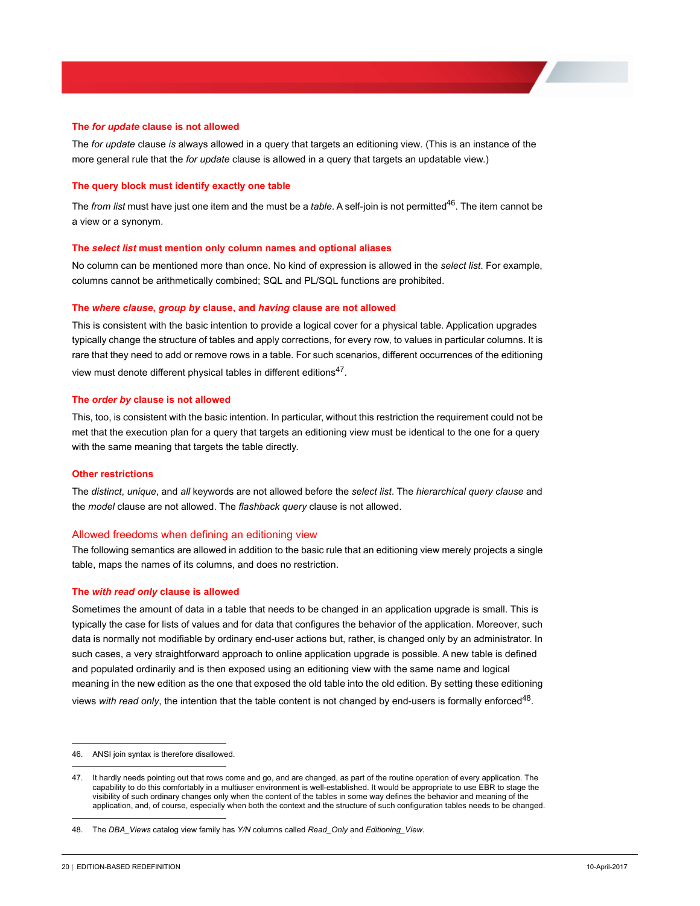#### The *for update* clause is not allowed

The *for update* clause *is* always allowed in a query that targets an editioning view. (This is an instance of the more general rule that the *for update* clause is allowed in a query that targets an updatable view.)

#### The query block must identify exactly one table

The *from list* must have just one item and the must be a *table*. A self-join is not permitted[46]. The item cannot be a view or a synonym.

#### The *select list* must mention only column names and optional aliases

No column can be mentioned more than once. No kind of expression is allowed in the *select list*. For example, columns cannot be arithmetically combined; SQL and PL/SQL functions are prohibited.

#### The *where clause*, *group by* clause, and *having* clause are not allowed

This is consistent with the basic intention to provide a logical cover for a physical table. Application upgrades typically change the structure of tables and apply corrections, for every row, to values in particular columns. It is rare that they need to add or remove rows in a table. For such scenarios, different occurrences of the editioning view must denote different physical tables in different editions[47].

#### The *order by* clause is not allowed

This, too, is consistent with the basic intention. In particular, without this restriction the requirement could not be met that the execution plan for a query that targets an editioning view must be identical to the one for a query with the same meaning that targets the table directly.

#### Other restrictions

The *distinct*, *unique*, and *all* keywords are not allowed before the *select list*. The *hierarchical query clause* and the *model* clause are not allowed. The *flashback query* clause is not allowed.

### Allowed freedoms when defining an editioning view

The following semantics are allowed in addition to the basic rule that an editioning view merely projects a single table, maps the names of its columns, and does no restriction.

#### The *with read only* clause is allowed

Sometimes the amount of data in a table that needs to be changed in an application upgrade is small. This is typically the case for lists of values and for data that configures the behavior of the application. Moreover, such data is normally not modifiable by ordinary end-user actions but, rather, is changed only by an administrator. In such cases, a very straightforward approach to online application upgrade is possible. A new table is defined and populated ordinarily and is then exposed using an editioning view with the same name and logical meaning in the new edition as the one that exposed the old table into the old edition. By setting these editioning views *with read only*, the intention that the table content is not changed by end-users is formally enforced[48].

---

46. ANSI join syntax is therefore disallowed.

47. It hardly needs pointing out that rows come and go, and are changed, as part of the routine operation of every application. The capability to do this comfortably in a multiuser environment is well-established. It would be appropriate to use EBR to stage the visibility of such ordinary changes only when the content of the tables in some way defines the behavior and meaning of the application, and, of course, especially when both the context and the structure of such configuration tables needs to be changed.

48. The *DBA_Views* catalog view family has *Y/N* columns called *Read_Only* and *Editioning_View*.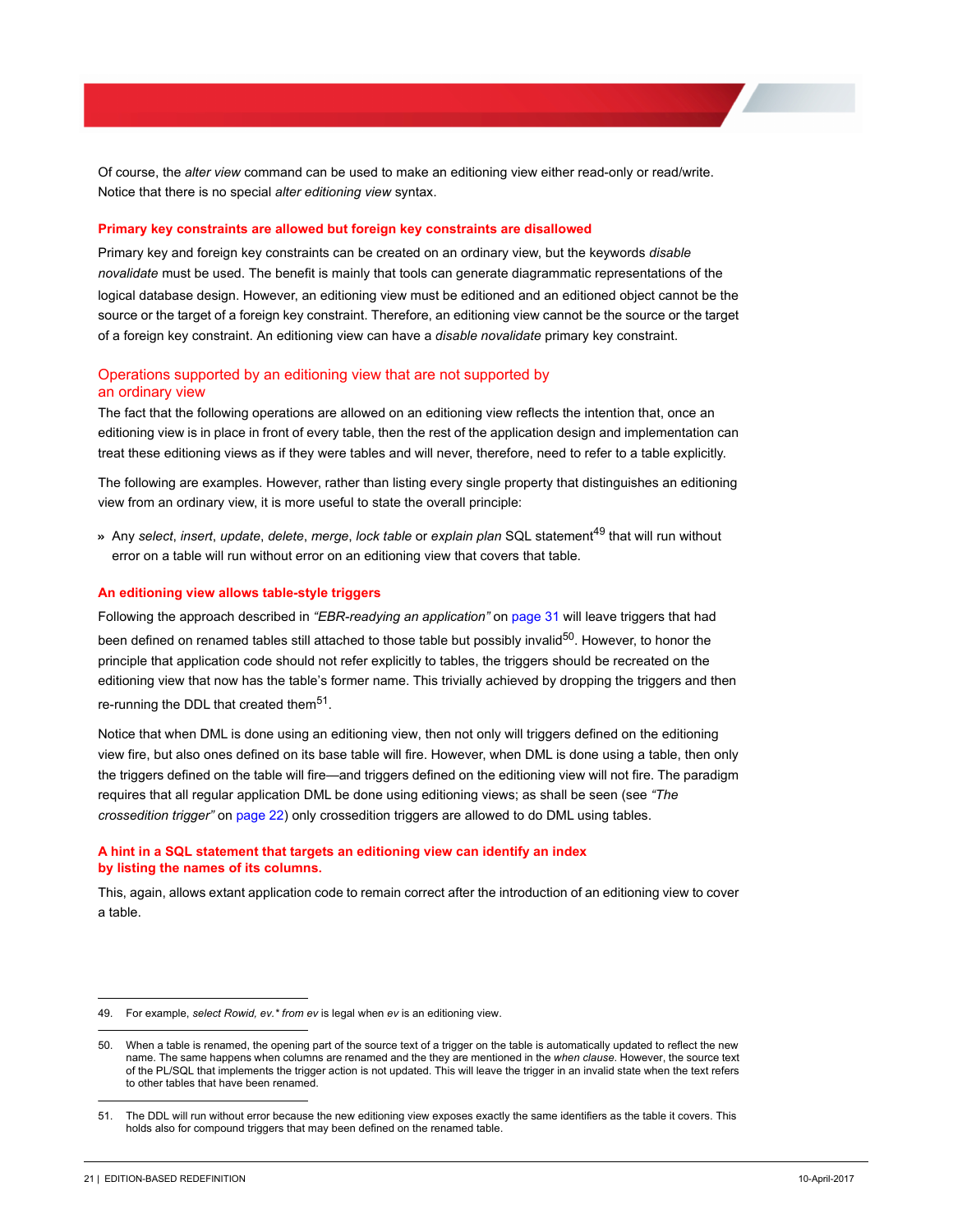Of course, the *alter view* command can be used to make an editioning view either read-only or read/write. Notice that there is no special *alter editioning view* syntax.

#### Primary key constraints are allowed but foreign key constraints are disallowed

Primary key and foreign key constraints can be created on an ordinary view, but the keywords *disable novalidate* must be used. The benefit is mainly that tools can generate diagrammatic representations of the logical database design. However, an editioning view must be editioned and an editioned object cannot be the source or the target of a foreign key constraint. Therefore, an editioning view cannot be the source or the target of a foreign key constraint. An editioning view can have a *disable novalidate* primary key constraint.

### Operations supported by an editioning view that are not supported by an ordinary view

The fact that the following operations are allowed on an editioning view reflects the intention that, once an editioning view is in place in front of every table, then the rest of the application design and implementation can treat these editioning views as if they were tables and will never, therefore, need to refer to a table explicitly.

The following are examples. However, rather than listing every single property that distinguishes an editioning view from an ordinary view, it is more useful to state the overall principle:

» Any *select*, *insert*, *update*, *delete*, *merge*, *lock table* or *explain plan* SQL statement[49] that will run without error on a table will run without error on an editioning view that covers that table.

#### An editioning view allows table-style triggers

Following the approach described in *"EBR-readying an application"* on page 31 will leave triggers that had been defined on renamed tables still attached to those table but possibly invalid[50]. However, to honor the principle that application code should not refer explicitly to tables, the triggers should be recreated on the editioning view that now has the table's former name. This trivially achieved by dropping the triggers and then re-running the DDL that created them[51].

Notice that when DML is done using an editioning view, then not only will triggers defined on the editioning view fire, but also ones defined on its base table will fire. However, when DML is done using a table, then only the triggers defined on the table will fire—and triggers defined on the editioning view will not fire. The paradigm requires that all regular application DML be done using editioning views; as shall be seen (see *"The crossedition trigger"* on page 22) only crossedition triggers are allowed to do DML using tables.

#### A hint in a SQL statement that targets an editioning view can identify an index by listing the names of its columns.

This, again, allows extant application code to remain correct after the introduction of an editioning view to cover a table.

---

49. For example, *select Rowid, ev.\* from ev* is legal when *ev* is an editioning view.

50. When a table is renamed, the opening part of the source text of a trigger on the table is automatically updated to reflect the new name. The same happens when columns are renamed and the they are mentioned in the *when clause*. However, the source text of the PL/SQL that implements the trigger action is not updated. This will leave the trigger in an invalid state when the text refers to other tables that have been renamed.

51. The DDL will run without error because the new editioning view exposes exactly the same identifiers as the table it covers. This holds also for compound triggers that may been defined on the renamed table.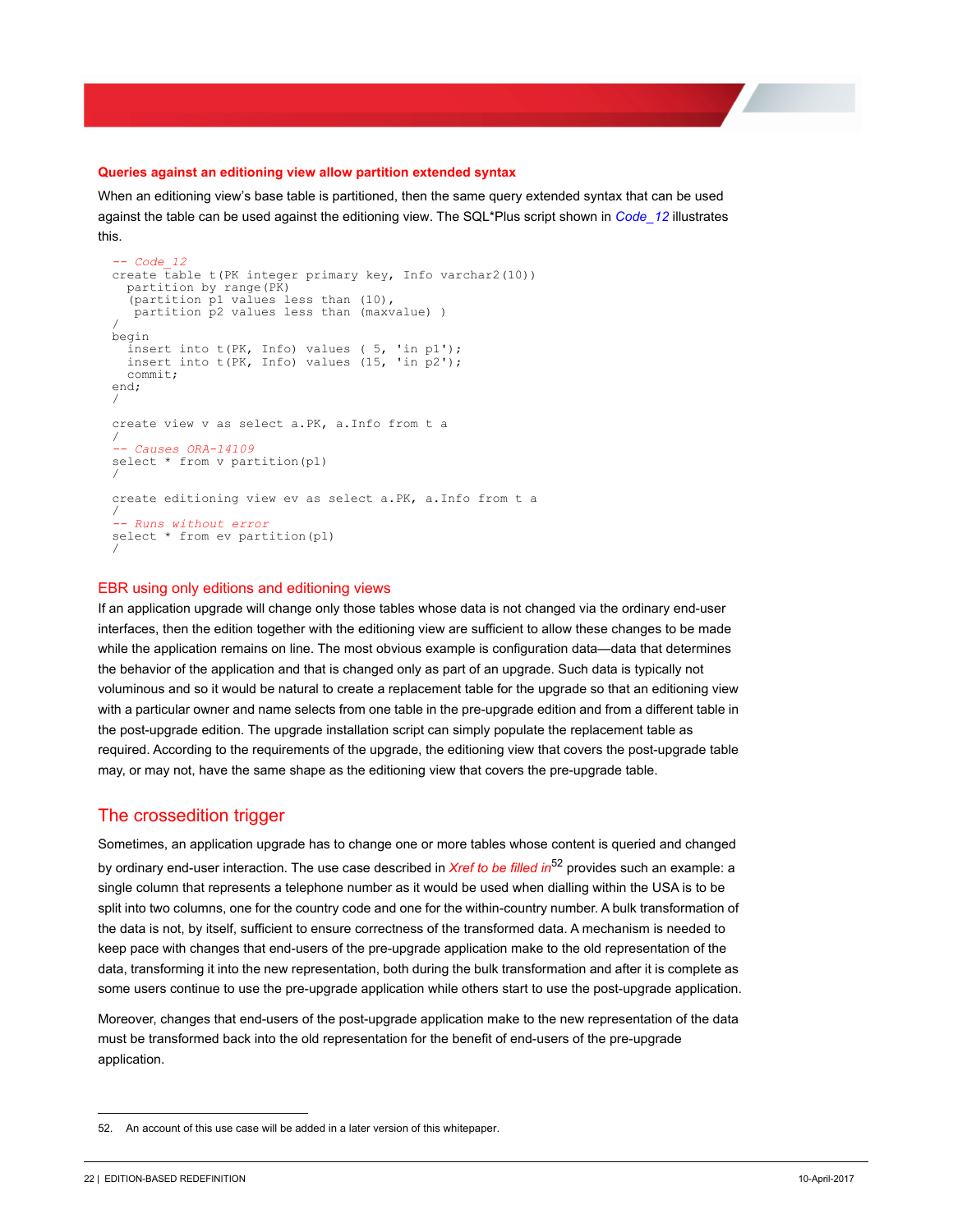### Queries against an editioning view allow partition extended syntax

When an editioning view's base table is partitioned, then the same query extended syntax that can be used against the table can be used against the editioning view. The SQL*Plus script shown in *Code_12* illustrates this.

```
-- Code_12
create table t(PK integer primary key, Info varchar2(10))
  partition by range(PK)
  (partition p1 values less than (10),
   partition p2 values less than (maxvalue) )
/
begin
  insert into t(PK, Info) values ( 5, 'in p1');
  insert into t(PK, Info) values (15, 'in p2');
  commit;
end;
/

create view v as select a.PK, a.Info from t a
/
-- Causes ORA-14109
select * from v partition(p1)
/

create editioning view ev as select a.PK, a.Info from t a
/
-- Runs without error
select * from ev partition(p1)
/
```

### EBR using only editions and editioning views

If an application upgrade will change only those tables whose data is not changed via the ordinary end-user interfaces, then the edition together with the editioning view are sufficient to allow these changes to be made while the application remains on line. The most obvious example is configuration data—data that determines the behavior of the application and that is changed only as part of an upgrade. Such data is typically not voluminous and so it would be natural to create a replacement table for the upgrade so that an editioning view with a particular owner and name selects from one table in the pre-upgrade edition and from a different table in the post-upgrade edition. The upgrade installation script can simply populate the replacement table as required. According to the requirements of the upgrade, the editioning view that covers the post-upgrade table may, or may not, have the same shape as the editioning view that covers the pre-upgrade table.

## The crossedition trigger

Sometimes, an application upgrade has to change one or more tables whose content is queried and changed by ordinary end-user interaction. The use case described in *Xref to be filled in*[52] provides such an example: a single column that represents a telephone number as it would be used when dialling within the USA is to be split into two columns, one for the country code and one for the within-country number. A bulk transformation of the data is not, by itself, sufficient to ensure correctness of the transformed data. A mechanism is needed to keep pace with changes that end-users of the pre-upgrade application make to the old representation of the data, transforming it into the new representation, both during the bulk transformation and after it is complete as some users continue to use the pre-upgrade application while others start to use the post-upgrade application.

Moreover, changes that end-users of the post-upgrade application make to the new representation of the data must be transformed back into the old representation for the benefit of end-users of the pre-upgrade application.

---

52. An account of this use case will be added in a later version of this whitepaper.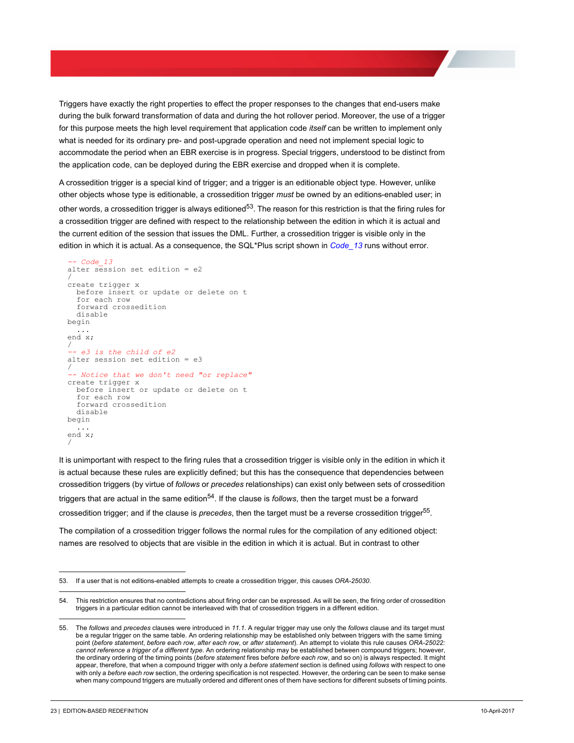Triggers have exactly the right properties to effect the proper responses to the changes that end-users make during the bulk forward transformation of data and during the hot rollover period. Moreover, the use of a trigger for this purpose meets the high level requirement that application code *itself* can be written to implement only what is needed for its ordinary pre- and post-upgrade operation and need not implement special logic to accommodate the period when an EBR exercise is in progress. Special triggers, understood to be distinct from the application code, can be deployed during the EBR exercise and dropped when it is complete.

A crossedition trigger is a special kind of trigger; and a trigger is an editionable object type. However, unlike other objects whose type is editionable, a crossedition trigger *must* be owned by an editions-enabled user; in other words, a crossedition trigger is always editioned[53]. The reason for this restriction is that the firing rules for a crossedition trigger are defined with respect to the relationship between the edition in which it is actual and the current edition of the session that issues the DML. Further, a crossedition trigger is visible only in the edition in which it is actual. As a consequence, the SQL*Plus script shown in *Code_13* runs without error.

```
-- Code_13
alter session set edition = e2
/
create trigger x
  before insert or update or delete on t
  for each row
  forward crossedition
  disable
begin
  ...
end x;
/
-- e3 is the child of e2
alter session set edition = e3
/
-- Notice that we don't need "or replace"
create trigger x
  before insert or update or delete on t
  for each row
  forward crossedition
  disable
begin
  ...
end x;
/
```

It is unimportant with respect to the firing rules that a crossedition trigger is visible only in the edition in which it is actual because these rules are explicitly defined; but this has the consequence that dependencies between crossedition triggers (by virtue of *follows* or *precedes* relationships) can exist only between sets of crossedition triggers that are actual in the same edition[54]. If the clause is *follows*, then the target must be a forward crossedition trigger; and if the clause is *precedes*, then the target must be a reverse crossedition trigger[55].

The compilation of a crossedition trigger follows the normal rules for the compilation of any editioned object: names are resolved to objects that are visible in the edition in which it is actual. But in contrast to other

---

53. If a user that is not editions-enabled attempts to create a crossedition trigger, this causes *ORA-25030*.

54. This restriction ensures that no contradictions about firing order can be expressed. As will be seen, the firing order of crossedition triggers in a particular edition cannot be interleaved with that of crossedition triggers in a different edition.

55. The *follows* and *precedes* clauses were introduced in *11.1*. A regular trigger may use only the *follows* clause and its target must be a regular trigger on the same table. An ordering relationship may be established only between triggers with the same timing point (*before statement*, *before each row*, *after each row*, or *after statement*). An attempt to violate this rule causes *ORA-25022: cannot reference a trigger of a different type*. An ordering relationship may be established between compound triggers; however, the ordinary ordering of the timing points (*before statement* fires before *before each row*, and so on) is always respected. It might appear, therefore, that when a compound trigger with only a *before statement* section is defined using *follows* with respect to one with only a *before each row* section, the ordering specification is not respected. However, the ordering can be seen to make sense when many compound triggers are mutually ordered and different ones of them have sections for different subsets of timing points.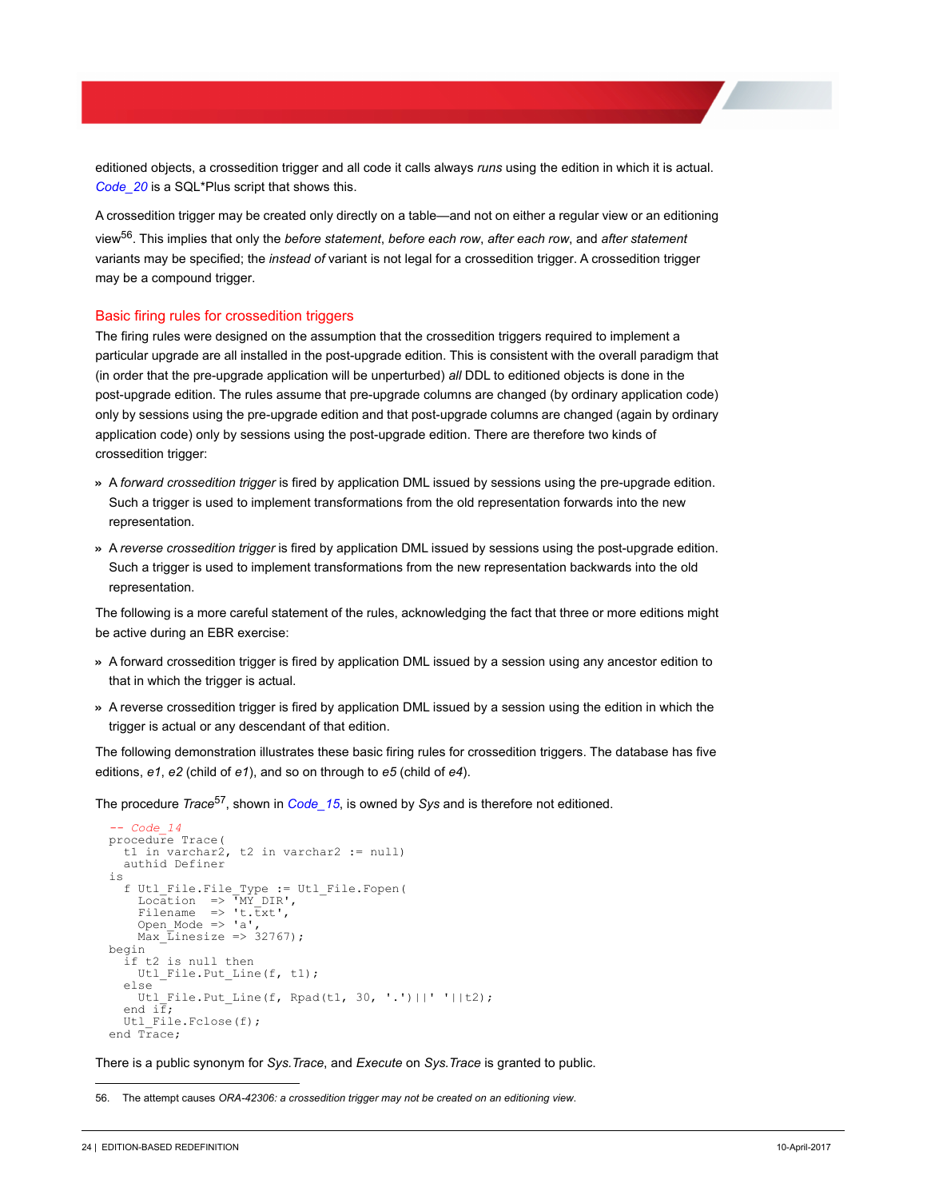editioned objects, a crossedition trigger and all code it calls always *runs* using the edition in which it is actual. *Code_20* is a SQL*Plus script that shows this.

A crossedition trigger may be created only directly on a table—and not on either a regular view or an editioning view[56]. This implies that only the *before statement*, *before each row*, *after each row*, and *after statement* variants may be specified; the *instead of* variant is not legal for a crossedition trigger. A crossedition trigger may be a compound trigger.

## Basic firing rules for crossedition triggers

The firing rules were designed on the assumption that the crossedition triggers required to implement a particular upgrade are all installed in the post-upgrade edition. This is consistent with the overall paradigm that (in order that the pre-upgrade application will be unperturbed) *all* DDL to editioned objects is done in the post-upgrade edition. The rules assume that pre-upgrade columns are changed (by ordinary application code) only by sessions using the pre-upgrade edition and that post-upgrade columns are changed (again by ordinary application code) only by sessions using the post-upgrade edition. There are therefore two kinds of crossedition trigger:

- A *forward crossedition trigger* is fired by application DML issued by sessions using the pre-upgrade edition. Such a trigger is used to implement transformations from the old representation forwards into the new representation.
- A *reverse crossedition trigger* is fired by application DML issued by sessions using the post-upgrade edition. Such a trigger is used to implement transformations from the new representation backwards into the old representation.

The following is a more careful statement of the rules, acknowledging the fact that three or more editions might be active during an EBR exercise:

- A forward crossedition trigger is fired by application DML issued by a session using any ancestor edition to that in which the trigger is actual.
- A reverse crossedition trigger is fired by application DML issued by a session using the edition in which the trigger is actual or any descendant of that edition.

The following demonstration illustrates these basic firing rules for crossedition triggers. The database has five editions, *e1*, *e2* (child of *e1*), and so on through to *e5* (child of *e4*).

The procedure *Trace*[57], shown in *Code_15*, is owned by *Sys* and is therefore not editioned.

```
-- Code_14
procedure Trace(
  t1 in varchar2, t2 in varchar2 := null)
  authid Definer
is
  f Utl_File.File_Type := Utl_File.Fopen(
    Location  => 'MY_DIR',
    Filename  => 't.txt',
    Open_Mode => 'a',
    Max_Linesize => 32767);
begin
  if t2 is null then
    Utl_File.Put_Line(f, t1);
  else
    Utl_File.Put_Line(f, Rpad(t1, 30, '.')||' '||t2);
  end if;
  Utl_File.Fclose(f);
end Trace;
```

There is a public synonym for *Sys.Trace*, and *Execute* on *Sys.Trace* is granted to public.

---

56. The attempt causes *ORA-42306: a crossedition trigger may not be created on an editioning view.*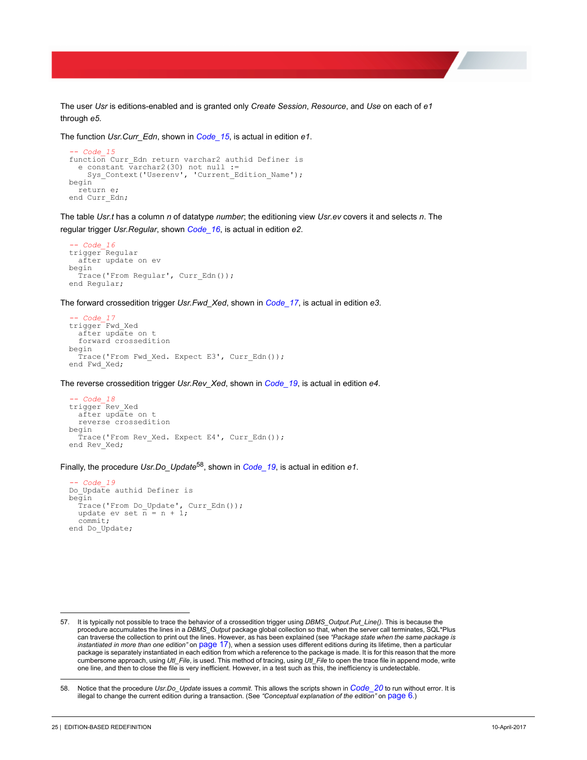The user *Usr* is editions-enabled and is granted only *Create Session*, *Resource*, and *Use* on each of *e1* through *e5*.

The function *Usr.Curr_Edn*, shown in *Code_15*, is actual in edition *e1*.

```
-- Code_15
function Curr_Edn return varchar2 authid Definer is
  e constant varchar2(30) not null :=
    Sys_Context('Userenv', 'Current_Edition_Name');
begin
  return e;
end Curr_Edn;
```

The table *Usr.t* has a column *n* of datatype *number*; the editioning view *Usr.ev* covers it and selects *n*. The regular trigger *Usr.Regular*, shown *Code_16*, is actual in edition *e2*.

```
-- Code_16
trigger Regular
  after update on ev
begin
  Trace('From Regular', Curr_Edn());
end Regular;
```

The forward crossedition trigger *Usr.Fwd_Xed*, shown in *Code_17*, is actual in edition *e3*.

```
-- Code_17
trigger Fwd_Xed
  after update on t
  forward crossedition
begin
  Trace('From Fwd_Xed. Expect E3', Curr_Edn());
end Fwd_Xed;
```

The reverse crossedition trigger *Usr.Rev_Xed*, shown in *Code_19*, is actual in edition *e4*.

```
-- Code_18
trigger Rev_Xed
  after update on t
  reverse crossedition
begin
  Trace('From Rev_Xed. Expect E4', Curr_Edn());
end Rev_Xed;
```

Finally, the procedure *Usr.Do_Update*[58], shown in *Code_19*, is actual in edition *e1*.

```
-- Code_19
Do_Update authid Definer is
begin
  Trace('From Do_Update', Curr_Edn());
  update ev set n = n + 1;
  commit;
end Do_Update;
```

---

57. It is typically not possible to trace the behavior of a crossedition trigger using *DBMS_Output.Put_Line()*. This is because the procedure accumulates the lines in a *DBMS_Output* package global collection so that, when the server call terminates, SQL*Plus can traverse the collection to print out the lines. However, as has been explained (see *"Package state when the same package is instantiated in more than one edition"* on page 17), when a session uses different editions during its lifetime, then a particular package is separately instantiated in each edition from which a reference to the package is made. It is for this reason that the more cumbersome approach, using *Utl_File*, is used. This method of tracing, using *Utl_File* to open the trace file in append mode, write one line, and then to close the file is very inefficient. However, in a test such as this, the inefficiency is undetectable.

58. Notice that the procedure *Usr.Do_Update* issues a *commit*. This allows the scripts shown in *Code_20* to run without error. It is illegal to change the current edition during a transaction. (See *"Conceptual explanation of the edition"* on page 6.)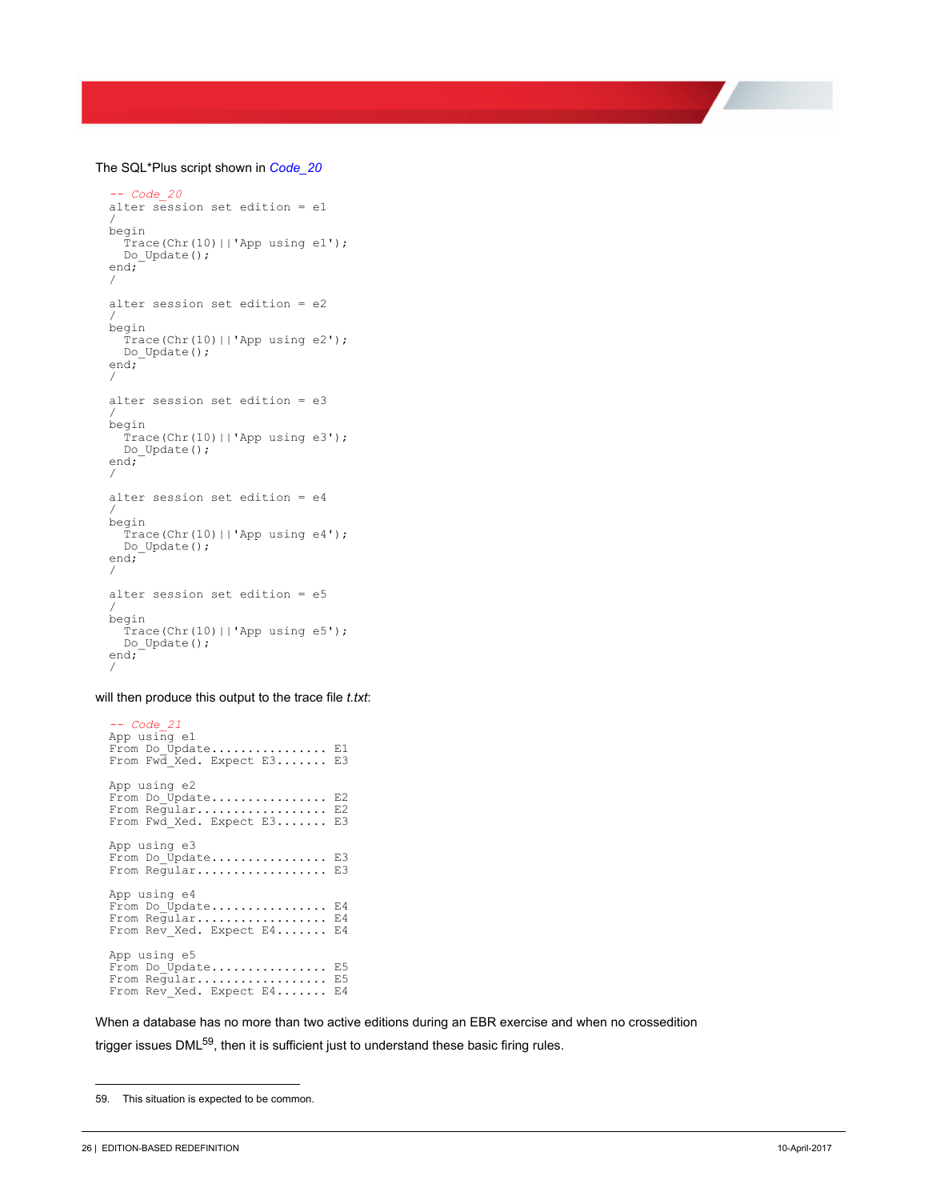The SQL*Plus script shown in *Code_20*

```
-- Code_20
alter session set edition = e1
/
begin
  Trace(Chr(10)||'App using e1');
  Do_Update();
end;
/

alter session set edition = e2
/
begin
  Trace(Chr(10)||'App using e2');
  Do_Update();
end;
/

alter session set edition = e3
/
begin
  Trace(Chr(10)||'App using e3');
  Do_Update();
end;
/

alter session set edition = e4
/
begin
  Trace(Chr(10)||'App using e4');
  Do_Update();
end;
/

alter session set edition = e5
/
begin
  Trace(Chr(10)||'App using e5');
  Do_Update();
end;
/
```

will then produce this output to the trace file *t.txt*:

```
-- Code_21
App using e1
From Do_Update................ E1
From Fwd_Xed. Expect E3....... E3

App using e2
From Do_Update................ E2
From Regular.................. E2
From Fwd_Xed. Expect E3....... E3

App using e3
From Do_Update................ E3
From Regular.................. E3

App using e4
From Do_Update................ E4
From Regular.................. E4
From Rev_Xed. Expect E4....... E4

App using e5
From Do_Update................ E5
From Regular.................. E5
From Rev_Xed. Expect E4....... E4
```

When a database has no more than two active editions during an EBR exercise and when no crossedition trigger issues DML[59], then it is sufficient just to understand these basic firing rules.

59. This situation is expected to be common.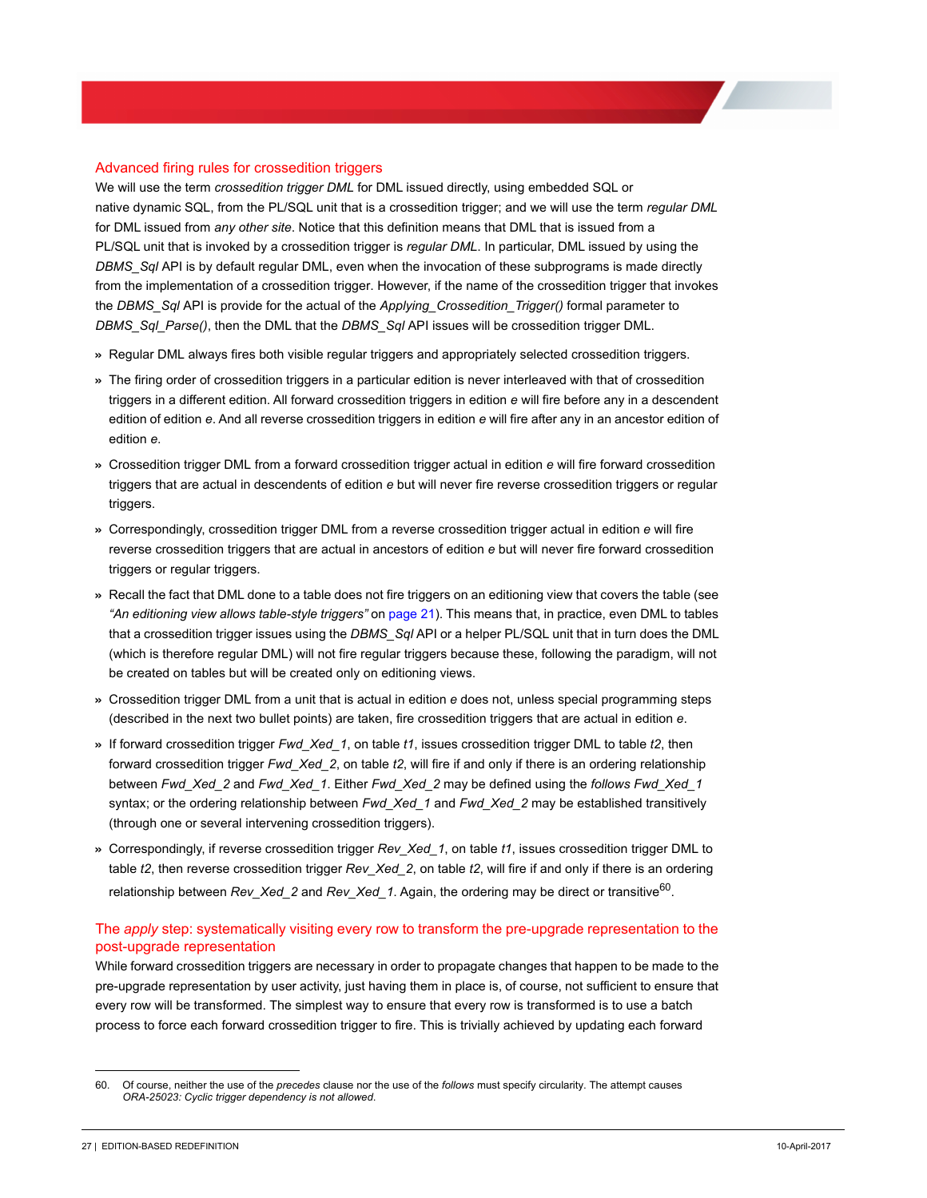## Advanced firing rules for crossedition triggers

We will use the term *crossedition trigger DML* for DML issued directly, using embedded SQL or native dynamic SQL, from the PL/SQL unit that is a crossedition trigger; and we will use the term *regular DML* for DML issued from *any other site*. Notice that this definition means that DML that is issued from a PL/SQL unit that is invoked by a crossedition trigger is *regular DML*. In particular, DML issued by using the *DBMS_Sql* API is by default regular DML, even when the invocation of these subprograms is made directly from the implementation of a crossedition trigger. However, if the name of the crossedition trigger that invokes the *DBMS_Sql* API is provide for the actual of the *Applying_Crossedition_Trigger()* formal parameter to *DBMS_Sql_Parse()*, then the DML that the *DBMS_Sql* API issues will be crossedition trigger DML.

- Regular DML always fires both visible regular triggers and appropriately selected crossedition triggers.
- The firing order of crossedition triggers in a particular edition is never interleaved with that of crossedition triggers in a different edition. All forward crossedition triggers in edition *e* will fire before any in a descendent edition of edition *e*. And all reverse crossedition triggers in edition *e* will fire after any in an ancestor edition of edition *e*.
- Crossedition trigger DML from a forward crossedition trigger actual in edition *e* will fire forward crossedition triggers that are actual in descendents of edition *e* but will never fire reverse crossedition triggers or regular triggers.
- Correspondingly, crossedition trigger DML from a reverse crossedition trigger actual in edition *e* will fire reverse crossedition triggers that are actual in ancestors of edition *e* but will never fire forward crossedition triggers or regular triggers.
- Recall the fact that DML done to a table does not fire triggers on an editioning view that covers the table (see *"An editioning view allows table-style triggers"* on page 21). This means that, in practice, even DML to tables that a crossedition trigger issues using the *DBMS_Sql* API or a helper PL/SQL unit that in turn does the DML (which is therefore regular DML) will not fire regular triggers because these, following the paradigm, will not be created on tables but will be created only on editioning views.
- Crossedition trigger DML from a unit that is actual in edition *e* does not, unless special programming steps (described in the next two bullet points) are taken, fire crossedition triggers that are actual in edition *e*.
- If forward crossedition trigger *Fwd_Xed_1*, on table *t1*, issues crossedition trigger DML to table *t2*, then forward crossedition trigger *Fwd_Xed_2*, on table *t2*, will fire if and only if there is an ordering relationship between *Fwd_Xed_2* and *Fwd_Xed_1*. Either *Fwd_Xed_2* may be defined using the *follows Fwd_Xed_1* syntax; or the ordering relationship between *Fwd_Xed_1* and *Fwd_Xed_2* may be established transitively (through one or several intervening crossedition triggers).
- Correspondingly, if reverse crossedition trigger *Rev_Xed_1*, on table *t1*, issues crossedition trigger DML to table *t2*, then reverse crossedition trigger *Rev_Xed_2*, on table *t2*, will fire if and only if there is an ordering relationship between *Rev_Xed_2* and *Rev_Xed_1*. Again, the ordering may be direct or transitive[60].

## The *apply* step: systematically visiting every row to transform the pre-upgrade representation to the post-upgrade representation

While forward crossedition triggers are necessary in order to propagate changes that happen to be made to the pre-upgrade representation by user activity, just having them in place is, of course, not sufficient to ensure that every row will be transformed. The simplest way to ensure that every row is transformed is to use a batch process to force each forward crossedition trigger to fire. This is trivially achieved by updating each forward

---

60. Of course, neither the use of the *precedes* clause nor the use of the *follows* must specify circularity. The attempt causes *ORA-25023: Cyclic trigger dependency is not allowed.*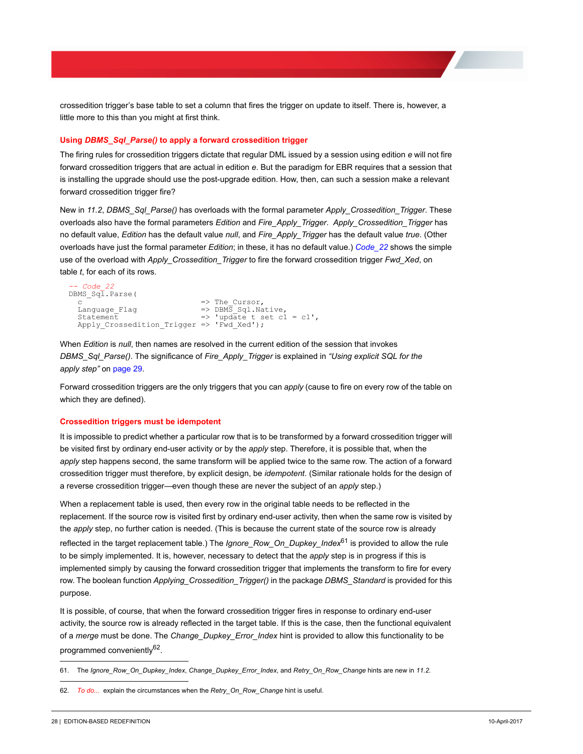crossedition trigger's base table to set a column that fires the trigger on update to itself. There is, however, a little more to this than you might at first think.

### Using *DBMS_Sql_Parse()* to apply a forward crossedition trigger

The firing rules for crossedition triggers dictate that regular DML issued by a session using edition *e* will not fire forward crossedition triggers that are actual in edition *e*. But the paradigm for EBR requires that a session that is installing the upgrade should use the post-upgrade edition. How, then, can such a session make a relevant forward crossedition trigger fire?

New in *11.2*, *DBMS_Sql_Parse()* has overloads with the formal parameter *Apply_Crossedition_Trigger*. These overloads also have the formal parameters *Edition* and *Fire_Apply_Trigger*. *Apply_Crossedition_Trigger* has no default value, *Edition* has the default value *null*, and *Fire_Apply_Trigger* has the default value *true*. (Other overloads have just the formal parameter *Edition*; in these, it has no default value.) *Code_22* shows the simple use of the overload with *Apply_Crossedition_Trigger* to fire the forward crossedition trigger *Fwd_Xed*, on table *t*, for each of its rows.

```
-- Code_22
DBMS_Sql.Parse(
  c                          => The_Cursor,
  Language_Flag              => DBMS_Sql.Native,
  Statement                  => 'update t set c1 = c1',
  Apply_Crossedition_Trigger => 'Fwd_Xed');
```

When *Edition* is *null*, then names are resolved in the current edition of the session that invokes *DBMS_Sql_Parse()*. The significance of *Fire_Apply_Trigger* is explained in *"Using explicit SQL for the apply step"* on page 29.

Forward crossedition triggers are the only triggers that you can *apply* (cause to fire on every row of the table on which they are defined).

### Crossedition triggers must be idempotent

It is impossible to predict whether a particular row that is to be transformed by a forward crossedition trigger will be visited first by ordinary end-user activity or by the *apply* step. Therefore, it is possible that, when the *apply* step happens second, the same transform will be applied twice to the same row. The action of a forward crossedition trigger must therefore, by explicit design, be *idempotent*. (Similar rationale holds for the design of a reverse crossedition trigger—even though these are never the subject of an *apply* step.)

When a replacement table is used, then every row in the original table needs to be reflected in the replacement. If the source row is visited first by ordinary end-user activity, then when the same row is visited by the *apply* step, no further cation is needed. (This is because the current state of the source row is already reflected in the target replacement table.) The *Ignore_Row_On_Dupkey_Index*[61] is provided to allow the rule to be simply implemented. It is, however, necessary to detect that the *apply* step is in progress if this is implemented simply by causing the forward crossedition trigger that implements the transform to fire for every row. The boolean function *Applying_Crossedition_Trigger()* in the package *DBMS_Standard* is provided for this purpose.

It is possible, of course, that when the forward crossedition trigger fires in response to ordinary end-user activity, the source row is already reflected in the target table. If this is the case, then the functional equivalent of a *merge* must be done. The *Change_Dupkey_Error_Index* hint is provided to allow this functionality to be programmed conveniently[62].

---

61. The *Ignore_Row_On_Dupkey_Index*, *Change_Dupkey_Error_Index*, and *Retry_On_Row_Change* hints are new in *11.2*.

62. *To do...* explain the circumstances when the *Retry_On_Row_Change* hint is useful.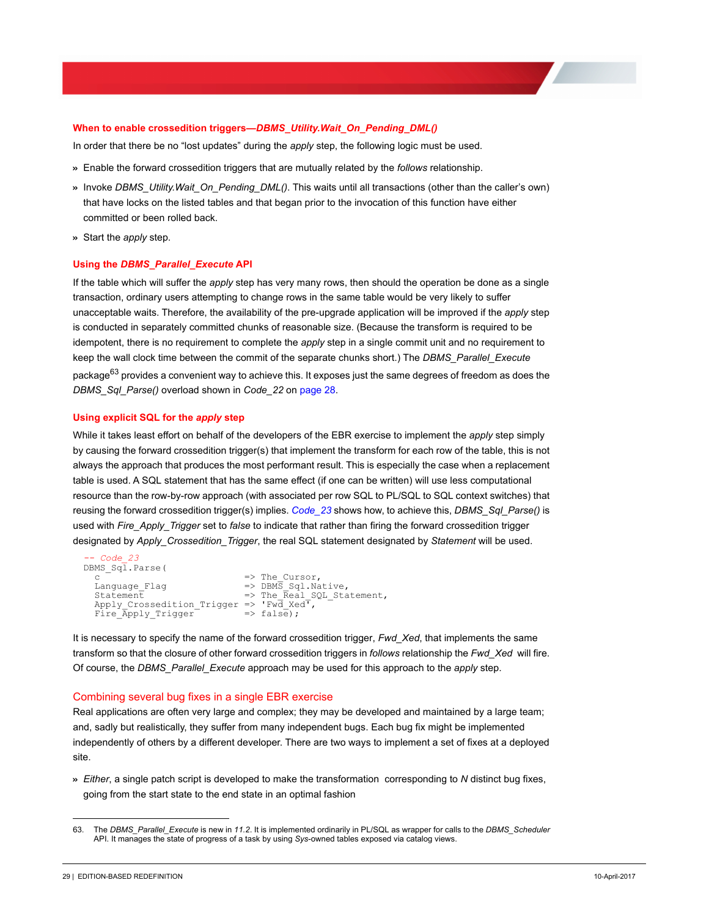### When to enable crossedition triggers—*DBMS_Utility.Wait_On_Pending_DML()*

In order that there be no "lost updates" during the *apply* step, the following logic must be used.

» Enable the forward crossedition triggers that are mutually related by the *follows* relationship.

» Invoke *DBMS_Utility.Wait_On_Pending_DML()*. This waits until all transactions (other than the caller's own) that have locks on the listed tables and that began prior to the invocation of this function have either committed or been rolled back.

» Start the *apply* step.

### Using the *DBMS_Parallel_Execute* API

If the table which will suffer the *apply* step has very many rows, then should the operation be done as a single transaction, ordinary users attempting to change rows in the same table would be very likely to suffer unacceptable waits. Therefore, the availability of the pre-upgrade application will be improved if the *apply* step is conducted in separately committed chunks of reasonable size. (Because the transform is required to be idempotent, there is no requirement to complete the *apply* step in a single commit unit and no requirement to keep the wall clock time between the commit of the separate chunks short.) The *DBMS_Parallel_Execute* package[63] provides a convenient way to achieve this. It exposes just the same degrees of freedom as does the *DBMS_Sql_Parse()* overload shown in *Code_22* on page 28.

### Using explicit SQL for the *apply* step

While it takes least effort on behalf of the developers of the EBR exercise to implement the *apply* step simply by causing the forward crossedition trigger(s) that implement the transform for each row of the table, this is not always the approach that produces the most performant result. This is especially the case when a replacement table is used. A SQL statement that has the same effect (if one can be written) will use less computational resource than the row-by-row approach (with associated per row SQL to PL/SQL to SQL context switches) that reusing the forward crossedition trigger(s) implies. *Code_23* shows how, to achieve this, *DBMS_Sql_Parse()* is used with *Fire_Apply_Trigger* set to *false* to indicate that rather than firing the forward crossedition trigger designated by *Apply_Crossedition_Trigger*, the real SQL statement designated by *Statement* will be used.

```
-- Code_23
DBMS_Sql.Parse(
  c                          => The_Cursor,
  Language_Flag              => DBMS_Sql.Native,
  Statement                  => The_Real_SQL_Statement,
  Apply_Crossedition_Trigger => 'Fwd_Xed',
  Fire_Apply_Trigger         => false);
```

It is necessary to specify the name of the forward crossedition trigger, *Fwd_Xed*, that implements the same transform so that the closure of other forward crossedition triggers in *follows* relationship the *Fwd_Xed* will fire. Of course, the *DBMS_Parallel_Execute* approach may be used for this approach to the *apply* step.

## Combining several bug fixes in a single EBR exercise

Real applications are often very large and complex; they may be developed and maintained by a large team; and, sadly but realistically, they suffer from many independent bugs. Each bug fix might be implemented independently of others by a different developer. There are two ways to implement a set of fixes at a deployed site.

» *Either*, a single patch script is developed to make the transformation corresponding to *N* distinct bug fixes, going from the start state to the end state in an optimal fashion

63. The *DBMS_Parallel_Execute* is new in *11.2*. It is implemented ordinarily in PL/SQL as wrapper for calls to the *DBMS_Scheduler* API. It manages the state of progress of a task by using *Sys*-owned tables exposed via catalog views.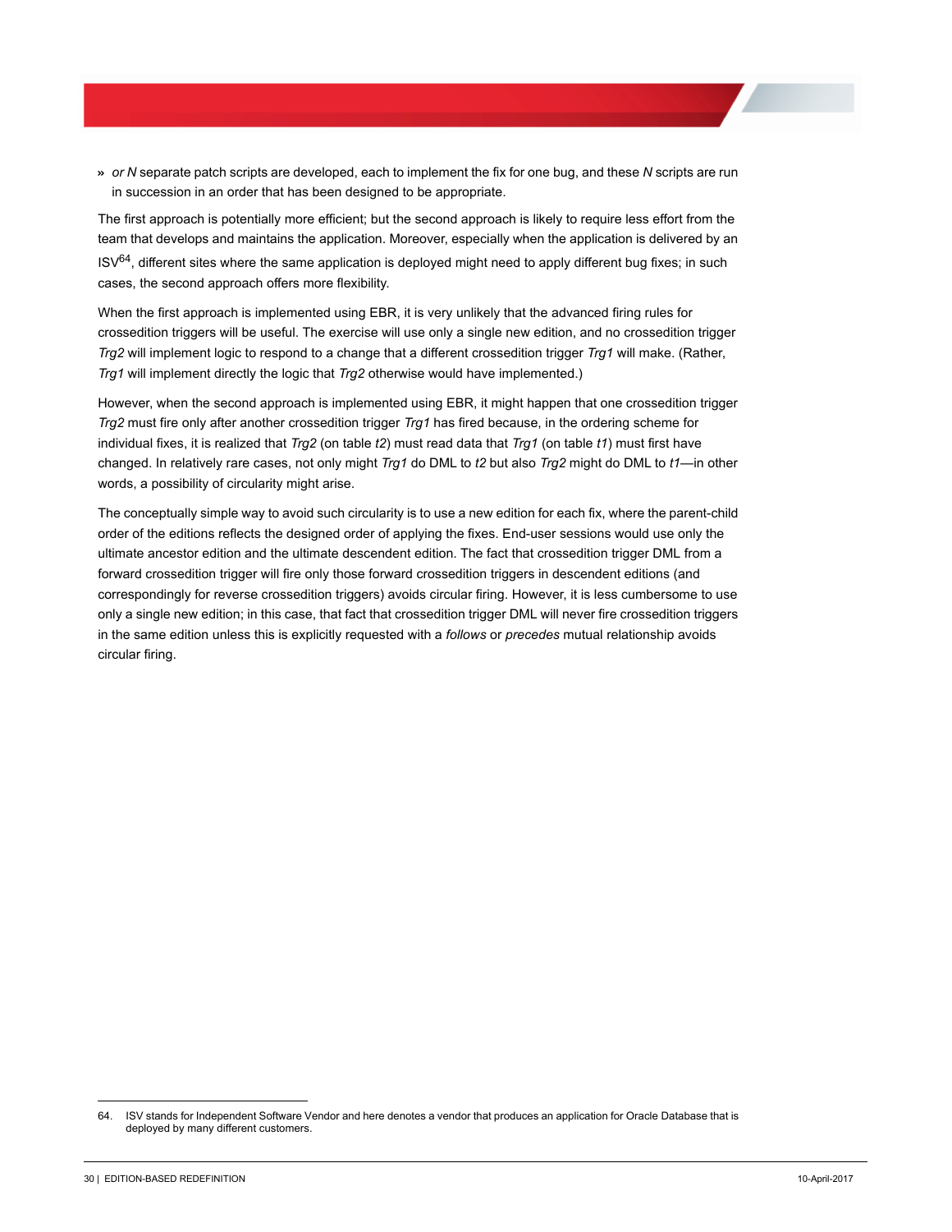- *or N* separate patch scripts are developed, each to implement the fix for one bug, and these *N* scripts are run in succession in an order that has been designed to be appropriate.

The first approach is potentially more efficient; but the second approach is likely to require less effort from the team that develops and maintains the application. Moreover, especially when the application is delivered by an ISV[64], different sites where the same application is deployed might need to apply different bug fixes; in such cases, the second approach offers more flexibility.

When the first approach is implemented using EBR, it is very unlikely that the advanced firing rules for crossedition triggers will be useful. The exercise will use only a single new edition, and no crossedition trigger *Trg2* will implement logic to respond to a change that a different crossedition trigger *Trg1* will make. (Rather, *Trg1* will implement directly the logic that *Trg2* otherwise would have implemented.)

However, when the second approach is implemented using EBR, it might happen that one crossedition trigger *Trg2* must fire only after another crossedition trigger *Trg1* has fired because, in the ordering scheme for individual fixes, it is realized that *Trg2* (on table *t2*) must read data that *Trg1* (on table *t1*) must first have changed. In relatively rare cases, not only might *Trg1* do DML to *t2* but also *Trg2* might do DML to *t1*—in other words, a possibility of circularity might arise.

The conceptually simple way to avoid such circularity is to use a new edition for each fix, where the parent-child order of the editions reflects the designed order of applying the fixes. End-user sessions would use only the ultimate ancestor edition and the ultimate descendent edition. The fact that crossedition trigger DML from a forward crossedition trigger will fire only those forward crossedition triggers in descendent editions (and correspondingly for reverse crossedition triggers) avoids circular firing. However, it is less cumbersome to use only a single new edition; in this case, that fact that crossedition trigger DML will never fire crossedition triggers in the same edition unless this is explicitly requested with a *follows* or *precedes* mutual relationship avoids circular firing.

---

64. ISV stands for Independent Software Vendor and here denotes a vendor that produces an application for Oracle Database that is deployed by many different customers.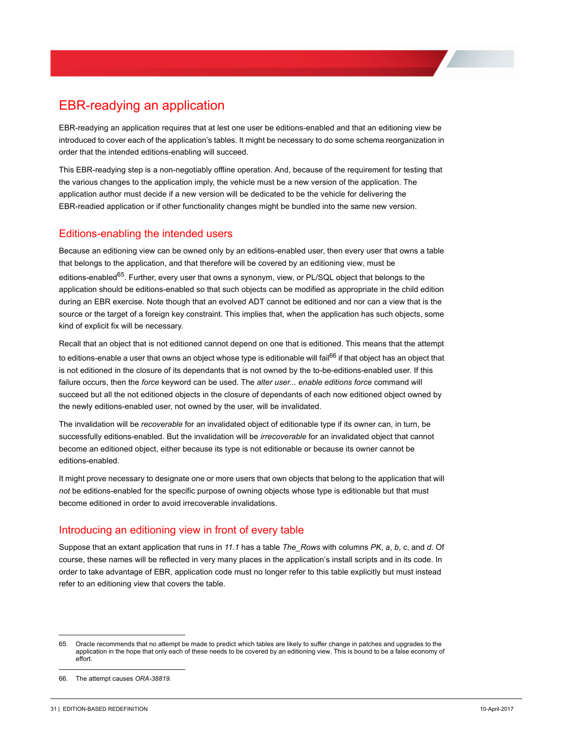# EBR-readying an application

EBR-readying an application requires that at lest one user be editions-enabled and that an editioning view be introduced to cover each of the application's tables. It might be necessary to do some schema reorganization in order that the intended editions-enabling will succeed.

This EBR-readying step is a non-negotiably offline operation. And, because of the requirement for testing that the various changes to the application imply, the vehicle must be a new version of the application. The application author must decide if a new version will be dedicated to be the vehicle for delivering the EBR-readied application or if other functionality changes might be bundled into the same new version.

## Editions-enabling the intended users

Because an editioning view can be owned only by an editions-enabled user, then every user that owns a table that belongs to the application, and that therefore will be covered by an editioning view, must be editions-enabled[65]. Further, every user that owns a synonym, view, or PL/SQL object that belongs to the application should be editions-enabled so that such objects can be modified as appropriate in the child edition during an EBR exercise. Note though that an evolved ADT cannot be editioned and nor can a view that is the source or the target of a foreign key constraint. This implies that, when the application has such objects, some kind of explicit fix will be necessary.

Recall that an object that is not editioned cannot depend on one that is editioned. This means that the attempt to editions-enable a user that owns an object whose type is editionable will fail[66] if that object has an object that is not editioned in the closure of its dependants that is not owned by the to-be-editions-enabled user. If this failure occurs, then the *force* keyword can be used. The *alter user... enable editions force* command will succeed but all the not editioned objects in the closure of dependants of each now editioned object owned by the newly editions-enabled user, not owned by the user, will be invalidated.

The invalidation will be *recoverable* for an invalidated object of editionable type if its owner can, in turn, be successfully editions-enabled. But the invalidation will be *irrecoverable* for an invalidated object that cannot become an editioned object, either because its type is not editionable or because its owner cannot be editions-enabled.

It might prove necessary to designate one or more users that own objects that belong to the application that will *not* be editions-enabled for the specific purpose of owning objects whose type is editionable but that must become editioned in order to avoid irrecoverable invalidations.

## Introducing an editioning view in front of every table

Suppose that an extant application that runs in *11.1* has a table *The_Rows* with columns *PK*, *a*, *b*, *c*, and *d*. Of course, these names will be reflected in very many places in the application's install scripts and in its code. In order to take advantage of EBR, application code must no longer refer to this table explicitly but must instead refer to an editioning view that covers the table.

---

65. Oracle recommends that no attempt be made to predict which tables are likely to suffer change in patches and upgrades to the application in the hope that only each of these needs to be covered by an editioning view. This is bound to be a false economy of effort.

66. The attempt causes *ORA-38819*.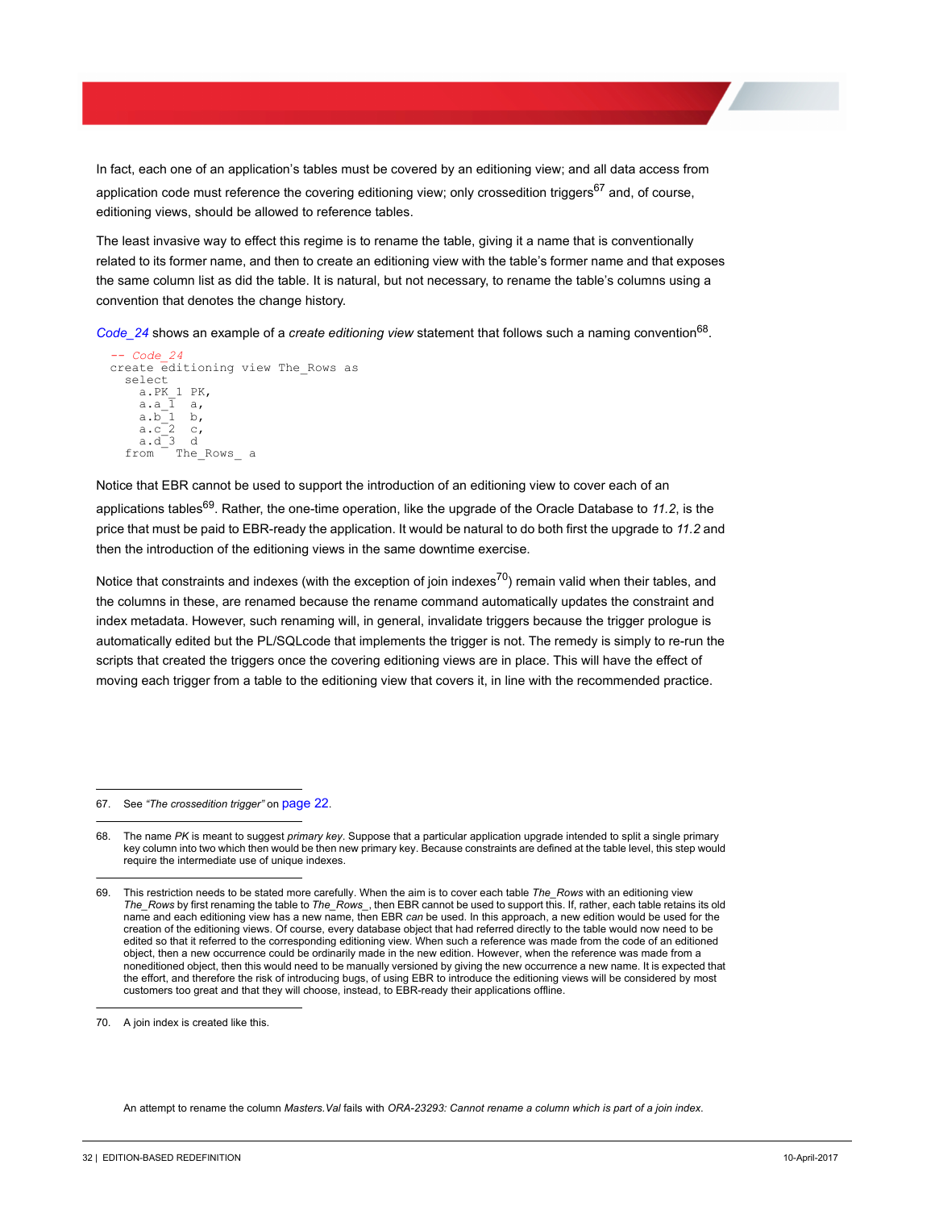In fact, each one of an application's tables must be covered by an editioning view; and all data access from application code must reference the covering editioning view; only crossedition triggers[67] and, of course, editioning views, should be allowed to reference tables.

The least invasive way to effect this regime is to rename the table, giving it a name that is conventionally related to its former name, and then to create an editioning view with the table's former name and that exposes the same column list as did the table. It is natural, but not necessary, to rename the table's columns using a convention that denotes the change history.

*Code_24* shows an example of a *create editioning view* statement that follows such a naming convention[68].

```
-- Code_24
create editioning view The_Rows as
  select
    a.PK_1 PK,
    a.a_1  a,
    a.b_1  b,
    a.c_2  c,
    a.d_3  d
  from   The_Rows_ a
```

Notice that EBR cannot be used to support the introduction of an editioning view to cover each of an applications tables[69]. Rather, the one-time operation, like the upgrade of the Oracle Database to *11.2*, is the price that must be paid to EBR-ready the application. It would be natural to do both first the upgrade to *11.2* and then the introduction of the editioning views in the same downtime exercise.

Notice that constraints and indexes (with the exception of join indexes[70]) remain valid when their tables, and the columns in these, are renamed because the rename command automatically updates the constraint and index metadata. However, such renaming will, in general, invalidate triggers because the trigger prologue is automatically edited but the PL/SQLcode that implements the trigger is not. The remedy is simply to re-run the scripts that created the triggers once the covering editioning views are in place. This will have the effect of moving each trigger from a table to the editioning view that covers it, in line with the recommended practice.

---

67. See *"The crossedition trigger"* on page 22.

68. The name *PK* is meant to suggest *primary key*. Suppose that a particular application upgrade intended to split a single primary key column into two which then would be then new primary key. Because constraints are defined at the table level, this step would require the intermediate use of unique indexes.

69. This restriction needs to be stated more carefully. When the aim is to cover each table *The_Rows* with an editioning view *The_Rows* by first renaming the table to *The_Rows_*, then EBR cannot be used to support this. If, rather, each table retains its old name and each editioning view has a new name, then EBR *can* be used. In this approach, a new edition would be used for the creation of the editioning views. Of course, every database object that had referred directly to the table would now need to be edited so that it referred to the corresponding editioning view. When such a reference was made from the code of an editioned object, then a new occurrence could be ordinarily made in the new edition. However, when the reference was made from a noneditioned object, then this would need to be manually versioned by giving the new occurrence a new name. It is expected that the effort, and therefore the risk of introducing bugs, of using EBR to introduce the editioning views will be considered by most customers too great and that they will choose, instead, to EBR-ready their applications offline.

70. A join index is created like this.

An attempt to rename the column *Masters.Val* fails with *ORA-23293: Cannot rename a column which is part of a join index*.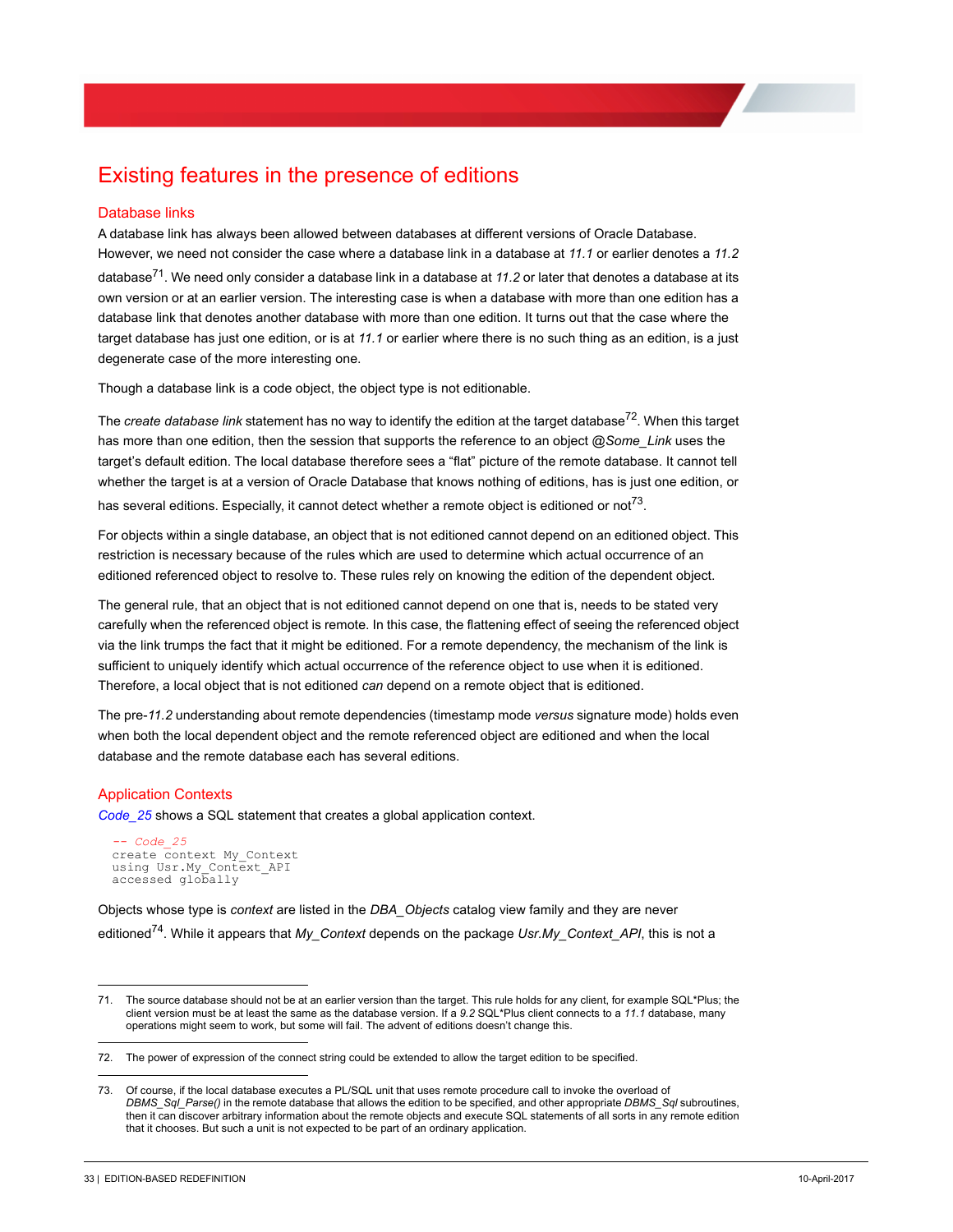# Existing features in the presence of editions

## Database links

A database link has always been allowed between databases at different versions of Oracle Database. However, we need not consider the case where a database link in a database at *11.1* or earlier denotes a *11.2* database[71]. We need only consider a database link in a database at *11.2* or later that denotes a database at its own version or at an earlier version. The interesting case is when a database with more than one edition has a database link that denotes another database with more than one edition. It turns out that the case where the target database has just one edition, or is at *11.1* or earlier where there is no such thing as an edition, is a just degenerate case of the more interesting one.

Though a database link is a code object, the object type is not editionable.

The *create database link* statement has no way to identify the edition at the target database[72]. When this target has more than one edition, then the session that supports the reference to an object *@Some_Link* uses the target's default edition. The local database therefore sees a "flat" picture of the remote database. It cannot tell whether the target is at a version of Oracle Database that knows nothing of editions, has is just one edition, or has several editions. Especially, it cannot detect whether a remote object is editioned or not[73].

For objects within a single database, an object that is not editioned cannot depend on an editioned object. This restriction is necessary because of the rules which are used to determine which actual occurrence of an editioned referenced object to resolve to. These rules rely on knowing the edition of the dependent object.

The general rule, that an object that is not editioned cannot depend on one that is, needs to be stated very carefully when the referenced object is remote. In this case, the flattening effect of seeing the referenced object via the link trumps the fact that it might be editioned. For a remote dependency, the mechanism of the link is sufficient to uniquely identify which actual occurrence of the reference object to use when it is editioned. Therefore, a local object that is not editioned *can* depend on a remote object that is editioned.

The pre-*11.2* understanding about remote dependencies (timestamp mode *versus* signature mode) holds even when both the local dependent object and the remote referenced object are editioned and when the local database and the remote database each has several editions.

## Application Contexts

*Code_25* shows a SQL statement that creates a global application context.

```
-- Code_25
create context My_Context
using Usr.My_Context_API
accessed globally
```

Objects whose type is *context* are listed in the *DBA_Objects* catalog view family and they are never editioned[74]. While it appears that *My_Context* depends on the package *Usr.My_Context_API*, this is not a

71. The source database should not be at an earlier version than the target. This rule holds for any client, for example SQL*Plus; the client version must be at least the same as the database version. If a *9.2* SQL*Plus client connects to a *11.1* database, many operations might seem to work, but some will fail. The advent of editions doesn't change this.

72. The power of expression of the connect string could be extended to allow the target edition to be specified.

73. Of course, if the local database executes a PL/SQL unit that uses remote procedure call to invoke the overload of *DBMS_Sql_Parse()* in the remote database that allows the edition to be specified, and other appropriate *DBMS_Sql* subroutines, then it can discover arbitrary information about the remote objects and execute SQL statements of all sorts in any remote edition that it chooses. But such a unit is not expected to be part of an ordinary application.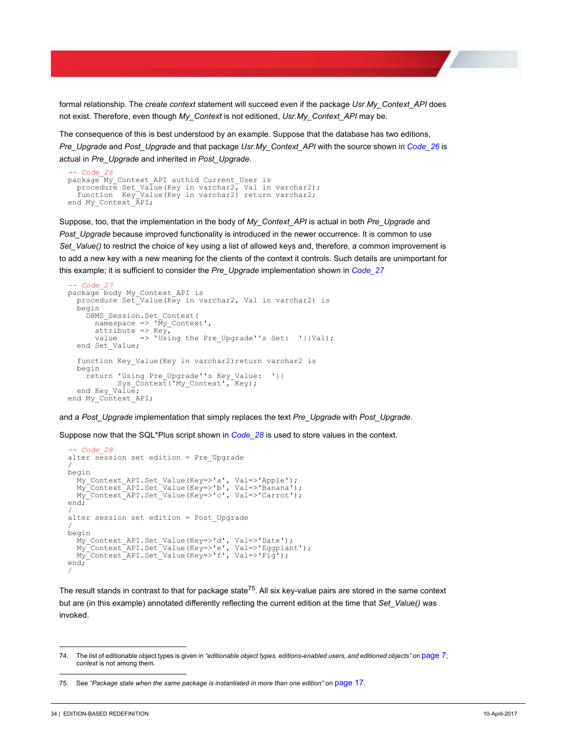formal relationship. The *create context* statement will succeed even if the package *Usr.My_Context_API* does not exist. Therefore, even though *My_Context* is not editioned, *Usr.My_Context_API* may be.

The consequence of this is best understood by an example. Suppose that the database has two editions, *Pre_Upgrade* and *Post_Upgrade* and that package *Usr.My_Context_API* with the source shown in Code_26 is actual in *Pre_Upgrade* and inherited in *Post_Upgrade*.

```
-- Code_26
package My_Context_API authid Current_User is
  procedure Set_Value(Key in varchar2, Val in varchar2);
  function  Key_Value(Key in varchar2) return varchar2;
end My_Context_API;
```

Suppose, too, that the implementation in the body of *My_Context_API* is actual in both *Pre_Upgrade* and *Post_Upgrade* because improved functionality is introduced in the newer occurrence. It is common to use *Set_Value()* to restrict the choice of key using a list of allowed keys and, therefore, a common improvement is to add a new key with a new meaning for the clients of the context it controls. Such details are unimportant for this example; it is sufficient to consider the *Pre_Upgrade* implementation shown in Code_27

```
-- Code_27
package body My_Context_API is
  procedure Set_Value(Key in varchar2, Val in varchar2) is
  begin
    DBMS_Session.Set_Context(
      namespace => 'My_Context',
      attribute => Key,
      value     => 'Using the Pre_Upgrade''s Set:  '||Val);
  end Set_Value;

  function Key_Value(Key in varchar2)return varchar2 is
  begin
    return 'Using Pre_Upgrade''s Key_Value:  '||
           Sys_Context('My_Context', Key);
  end Key_Value;
end My_Context_API;
```

and a *Post_Upgrade* implementation that simply replaces the text *Pre_Upgrade* with *Post_Upgrade*.

Suppose now that the SQL*Plus script shown in Code_28 is used to store values in the context.

```
-- Code_28
alter session set edition = Pre_Upgrade
/
begin
  My_Context_API.Set_Value(Key=>'a', Val=>'Apple');
  My_Context_API.Set_Value(Key=>'b', Val=>'Banana');
  My_Context_API.Set_Value(Key=>'c', Val=>'Carrot');
end;
/
alter session set edition = Post_Upgrade
/
begin
  My_Context_API.Set_Value(Key=>'d', Val=>'Date');
  My_Context_API.Set_Value(Key=>'e', Val=>'Eggplant');
  My_Context_API.Set_Value(Key=>'f', Val=>'Fig');
end;
/
```

The result stands in contrast to that for package state[75]. All six key-value pairs are stored in the same context but are (in this example) annotated differently reflecting the current edition at the time that *Set_Value()* was invoked.

---

74. The list of editionable object types is given in *"editionable object types, editions-enabled users, and editioned objects"* on page 7; *context* is not among them.

75. See *"Package state when the same package is instantiated in more than one edition"* on page 17.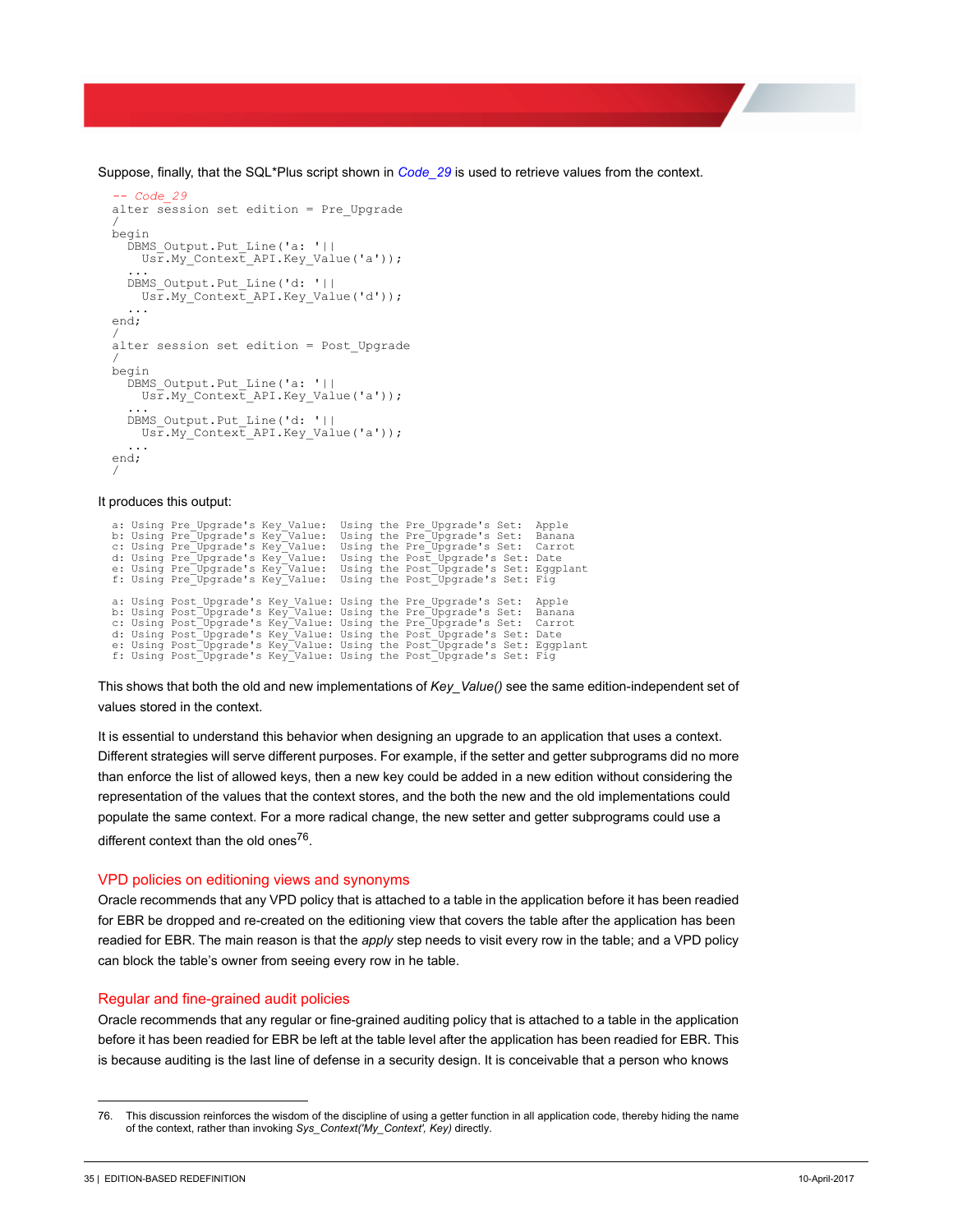Suppose, finally, that the SQL*Plus script shown in *Code_29* is used to retrieve values from the context.

```
-- Code_29
alter session set edition = Pre_Upgrade
/
begin
  DBMS_Output.Put_Line('a: '||
    Usr.My_Context_API.Key_Value('a'));
  ...
  DBMS_Output.Put_Line('d: '||
    Usr.My_Context_API.Key_Value('d'));
  ...
end;
/
alter session set edition = Post_Upgrade
/
begin
  DBMS_Output.Put_Line('a: '||
    Usr.My_Context_API.Key_Value('a'));
  ...
  DBMS_Output.Put_Line('d: '||
    Usr.My_Context_API.Key_Value('a'));
  ...
end;
/
```

It produces this output:

```
a: Using Pre_Upgrade's Key_Value:  Using the Pre_Upgrade's Set:  Apple
b: Using Pre_Upgrade's Key_Value:  Using the Pre_Upgrade's Set:  Banana
c: Using Pre_Upgrade's Key_Value:  Using the Pre_Upgrade's Set:  Carrot
d: Using Pre_Upgrade's Key_Value:  Using the Post_Upgrade's Set: Date
e: Using Pre_Upgrade's Key_Value:  Using the Post_Upgrade's Set: Eggplant
f: Using Pre_Upgrade's Key_Value:  Using the Post_Upgrade's Set: Fig

a: Using Post_Upgrade's Key_Value: Using the Pre_Upgrade's Set:  Apple
b: Using Post_Upgrade's Key_Value: Using the Pre_Upgrade's Set:  Banana
c: Using Post_Upgrade's Key_Value: Using the Pre_Upgrade's Set:  Carrot
d: Using Post_Upgrade's Key_Value: Using the Post_Upgrade's Set: Date
e: Using Post_Upgrade's Key_Value: Using the Post_Upgrade's Set: Eggplant
f: Using Post_Upgrade's Key_Value: Using the Post_Upgrade's Set: Fig
```

This shows that both the old and new implementations of *Key_Value()* see the same edition-independent set of values stored in the context.

It is essential to understand this behavior when designing an upgrade to an application that uses a context. Different strategies will serve different purposes. For example, if the setter and getter subprograms did no more than enforce the list of allowed keys, then a new key could be added in a new edition without considering the representation of the values that the context stores, and the both the new and the old implementations could populate the same context. For a more radical change, the new setter and getter subprograms could use a different context than the old ones[76].

## VPD policies on editioning views and synonyms

Oracle recommends that any VPD policy that is attached to a table in the application before it has been readied for EBR be dropped and re-created on the editioning view that covers the table after the application has been readied for EBR. The main reason is that the *apply* step needs to visit every row in the table; and a VPD policy can block the table's owner from seeing every row in he table.

## Regular and fine-grained audit policies

Oracle recommends that any regular or fine-grained auditing policy that is attached to a table in the application before it has been readied for EBR be left at the table level after the application has been readied for EBR. This is because auditing is the last line of defense in a security design. It is conceivable that a person who knows

---

76. This discussion reinforces the wisdom of the discipline of using a getter function in all application code, thereby hiding the name of the context, rather than invoking *Sys_Context('My_Context', Key)* directly.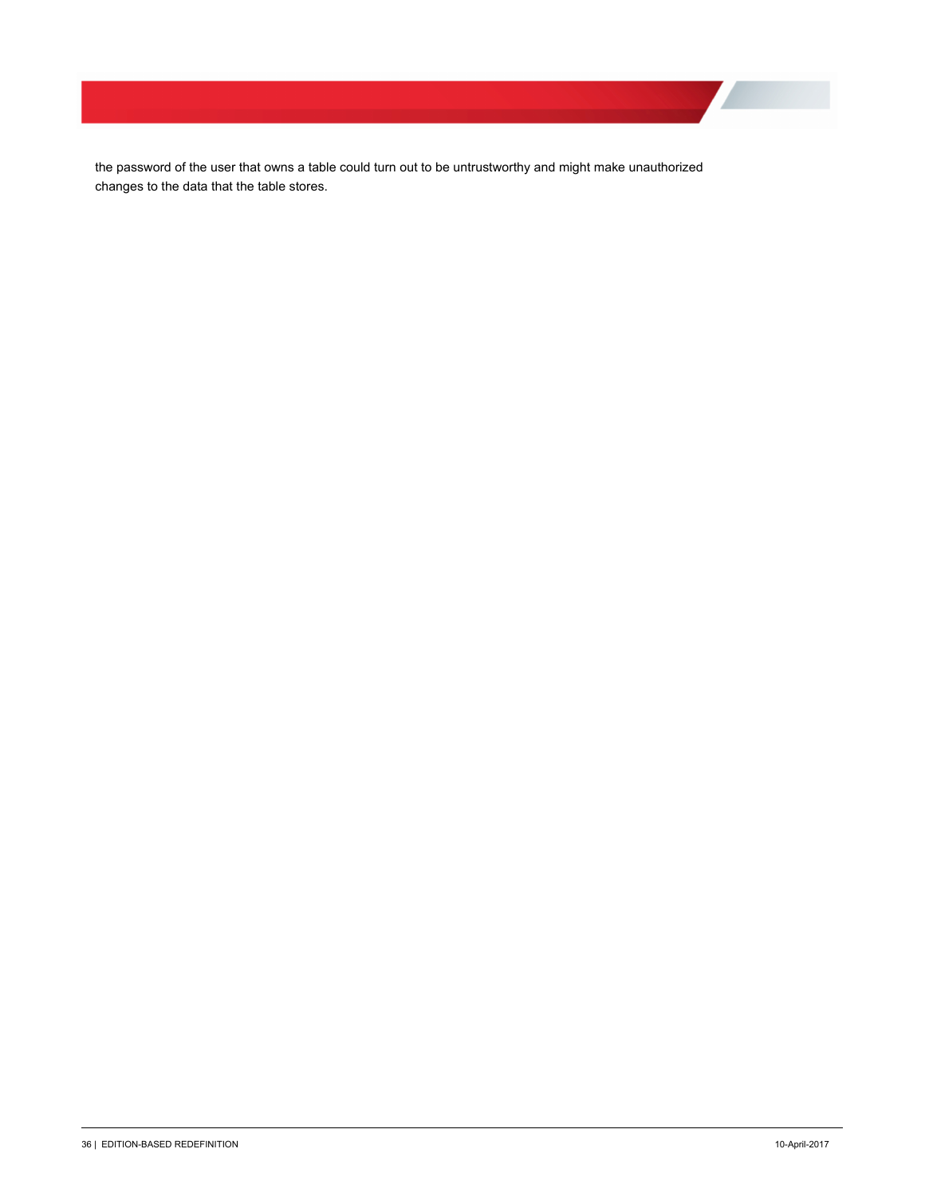the password of the user that owns a table could turn out to be untrustworthy and might make unauthorized changes to the data that the table stores.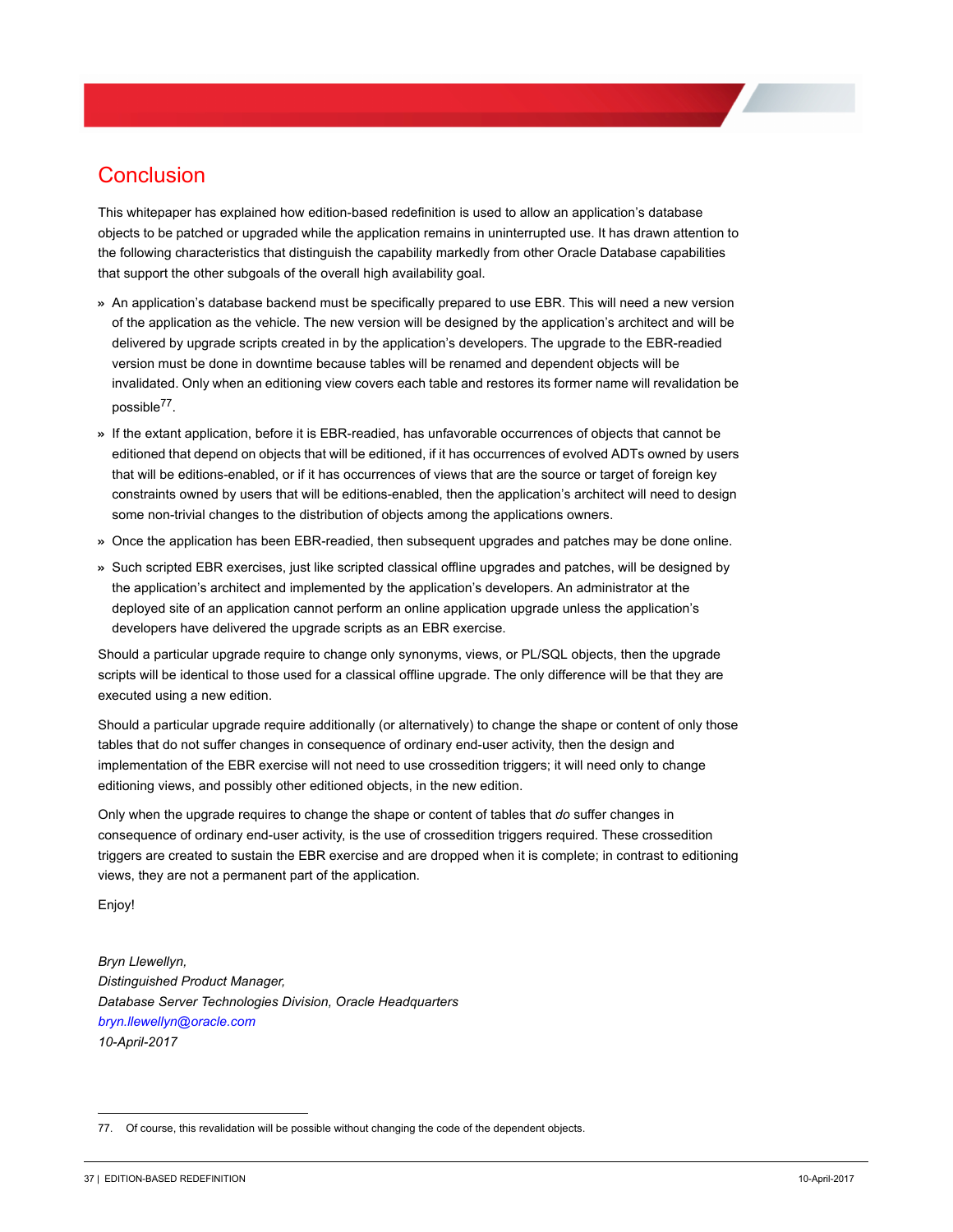# Conclusion

This whitepaper has explained how edition-based redefinition is used to allow an application's database objects to be patched or upgraded while the application remains in uninterrupted use. It has drawn attention to the following characteristics that distinguish the capability markedly from other Oracle Database capabilities that support the other subgoals of the overall high availability goal.

- An application's database backend must be specifically prepared to use EBR. This will need a new version of the application as the vehicle. The new version will be designed by the application's architect and will be delivered by upgrade scripts created in by the application's developers. The upgrade to the EBR-readied version must be done in downtime because tables will be renamed and dependent objects will be invalidated. Only when an editioning view covers each table and restores its former name will revalidation be possible[77].
- If the extant application, before it is EBR-readied, has unfavorable occurrences of objects that cannot be editioned that depend on objects that will be editioned, if it has occurrences of evolved ADTs owned by users that will be editions-enabled, or if it has occurrences of views that are the source or target of foreign key constraints owned by users that will be editions-enabled, then the application's architect will need to design some non-trivial changes to the distribution of objects among the applications owners.
- Once the application has been EBR-readied, then subsequent upgrades and patches may be done online.
- Such scripted EBR exercises, just like scripted classical offline upgrades and patches, will be designed by the application's architect and implemented by the application's developers. An administrator at the deployed site of an application cannot perform an online application upgrade unless the application's developers have delivered the upgrade scripts as an EBR exercise.

Should a particular upgrade require to change only synonyms, views, or PL/SQL objects, then the upgrade scripts will be identical to those used for a classical offline upgrade. The only difference will be that they are executed using a new edition.

Should a particular upgrade require additionally (or alternatively) to change the shape or content of only those tables that do not suffer changes in consequence of ordinary end-user activity, then the design and implementation of the EBR exercise will not need to use crossedition triggers; it will need only to change editioning views, and possibly other editioned objects, in the new edition.

Only when the upgrade requires to change the shape or content of tables that *do* suffer changes in consequence of ordinary end-user activity, is the use of crossedition triggers required. These crossedition triggers are created to sustain the EBR exercise and are dropped when it is complete; in contrast to editioning views, they are not a permanent part of the application.

Enjoy!

*Bryn Llewellyn,*
*Distinguished Product Manager,*
*Database Server Technologies Division, Oracle Headquarters*
*bryn.llewellyn@oracle.com*
*10-April-2017*

---

77. Of course, this revalidation will be possible without changing the code of the dependent objects.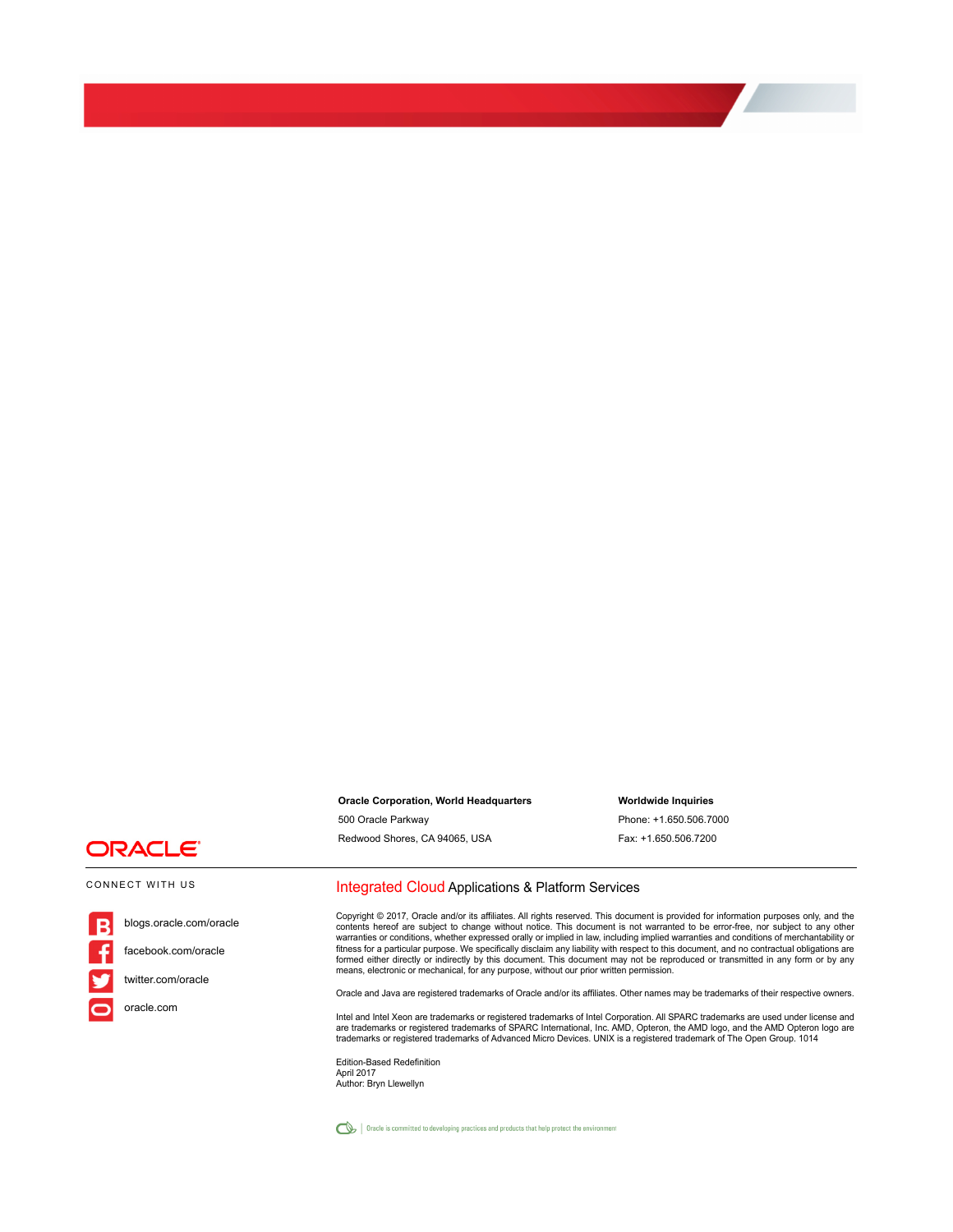ORACLE

**Oracle Corporation, World Headquarters**

500 Oracle Parkway

Redwood Shores, CA 94065, USA

**Worldwide Inquiries**

Phone: +1.650.506.7000

Fax: +1.650.506.7200

CONNECT WITH US

blogs.oracle.com/oracle

facebook.com/oracle

twitter.com/oracle

oracle.com

Integrated Cloud Applications & Platform Services

Copyright © 2017, Oracle and/or its affiliates. All rights reserved. This document is provided for information purposes only, and the contents hereof are subject to change without notice. This document is not warranted to be error-free, nor subject to any other warranties or conditions, whether expressed orally or implied in law, including implied warranties and conditions of merchantability or fitness for a particular purpose. We specifically disclaim any liability with respect to this document, and no contractual obligations are formed either directly or indirectly by this document. This document may not be reproduced or transmitted in any form or by any means, electronic or mechanical, for any purpose, without our prior written permission.

Oracle and Java are registered trademarks of Oracle and/or its affiliates. Other names may be trademarks of their respective owners.

Intel and Intel Xeon are trademarks or registered trademarks of Intel Corporation. All SPARC trademarks are used under license and are trademarks or registered trademarks of SPARC International, Inc. AMD, Opteron, the AMD logo, and the AMD Opteron logo are trademarks or registered trademarks of Advanced Micro Devices. UNIX is a registered trademark of The Open Group. 1014

Edition-Based Redefinition
April 2017
Author: Bryn Llewellyn

Oracle is committed to developing practices and products that help protect the environment